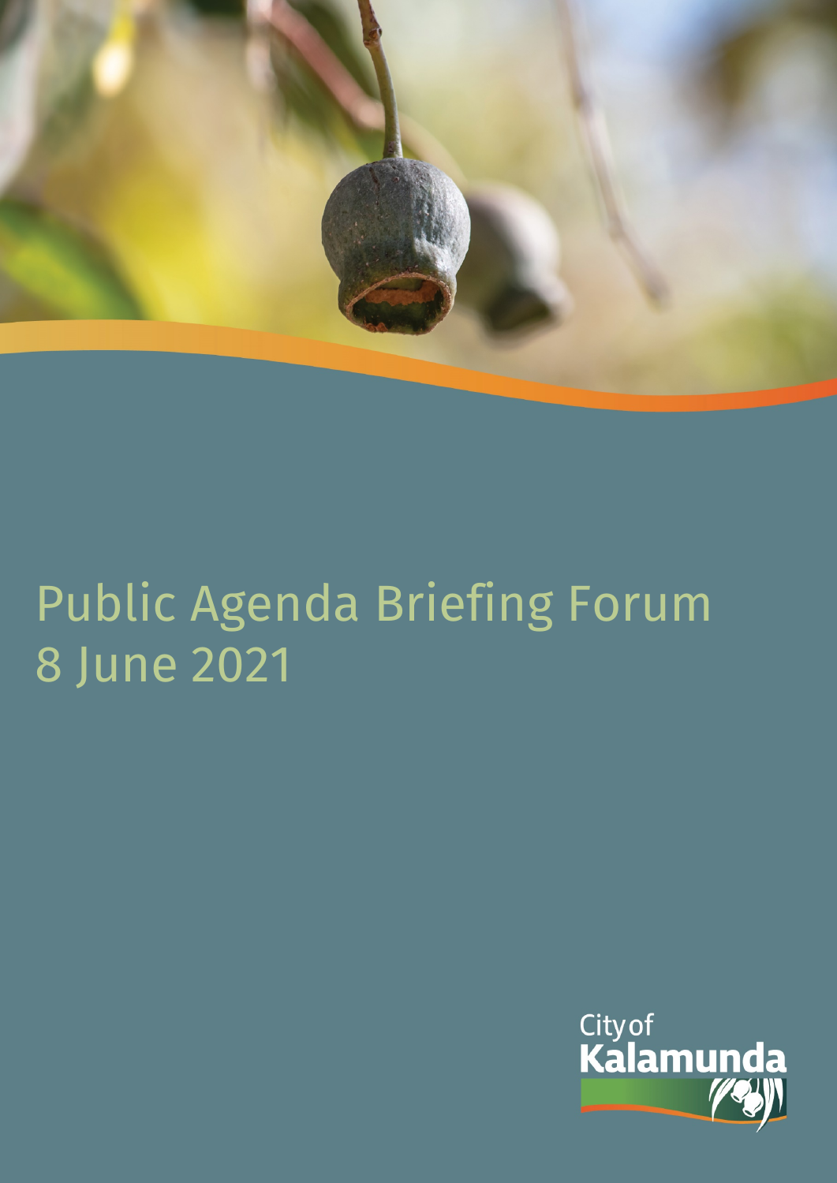# Public Agenda Briefing Forum
# 8 June 2021

City of Kalamunda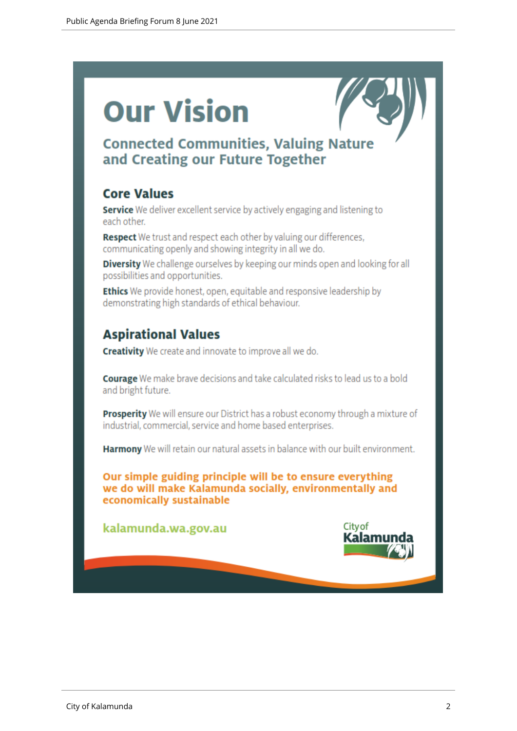# Our Vision

## Connected Communities, Valuing Nature and Creating our Future Together

### Core Values

**Service** We deliver excellent service by actively engaging and listening to each other.

**Respect** We trust and respect each other by valuing our differences, communicating openly and showing integrity in all we do.

**Diversity** We challenge ourselves by keeping our minds open and looking for all possibilities and opportunities.

**Ethics** We provide honest, open, equitable and responsive leadership by demonstrating high standards of ethical behaviour.

### Aspirational Values

**Creativity** We create and innovate to improve all we do.

**Courage** We make brave decisions and take calculated risks to lead us to a bold and bright future.

**Prosperity** We will ensure our District has a robust economy through a mixture of industrial, commercial, service and home based enterprises.

**Harmony** We will retain our natural assets in balance with our built environment.

**Our simple guiding principle will be to ensure everything we do will make Kalamunda socially, environmentally and economically sustainable**

**kalamunda.wa.gov.au**

City of Kalamunda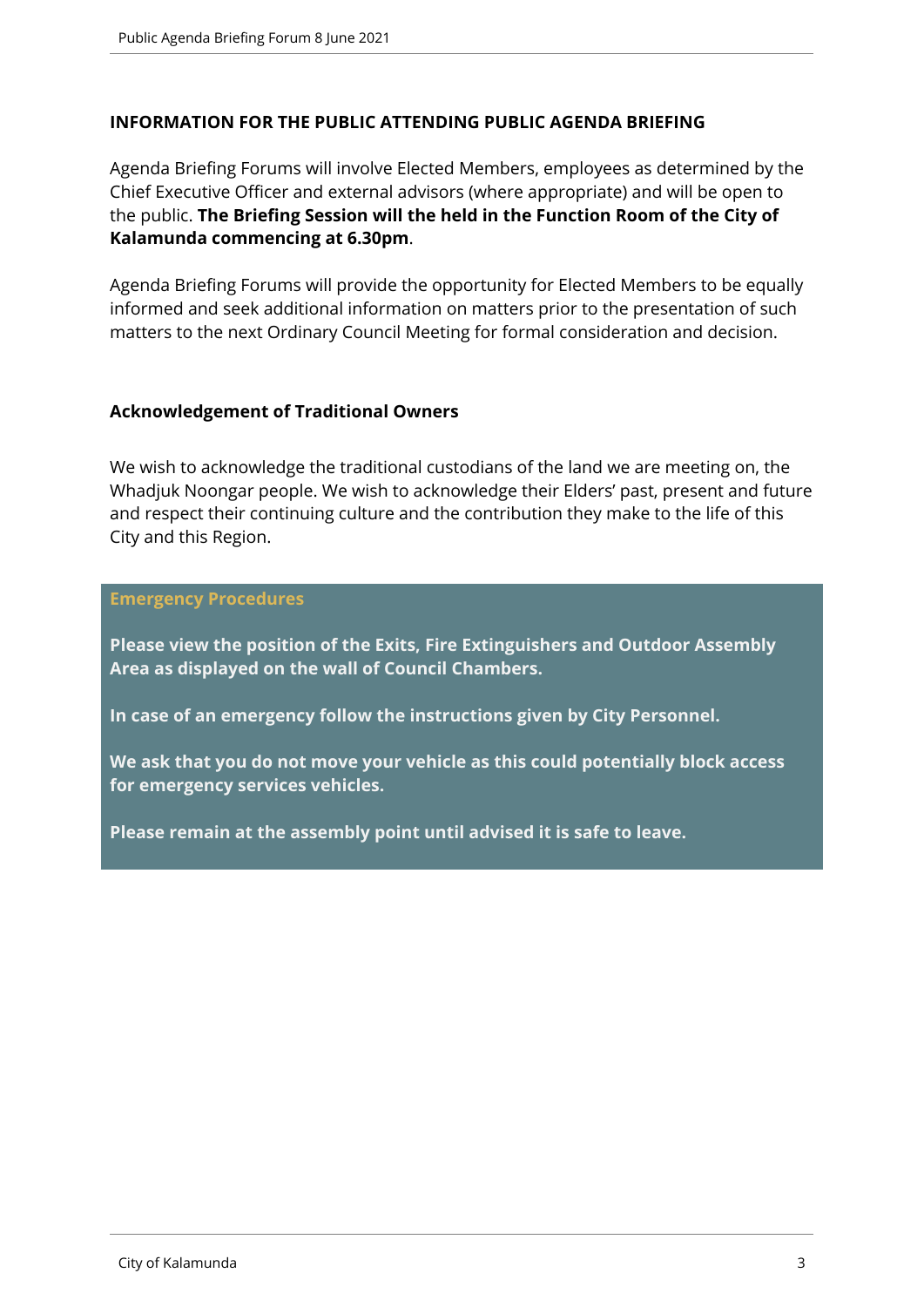## INFORMATION FOR THE PUBLIC ATTENDING PUBLIC AGENDA BRIEFING

Agenda Briefing Forums will involve Elected Members, employees as determined by the Chief Executive Officer and external advisors (where appropriate) and will be open to the public. **The Briefing Session will the held in the Function Room of the City of Kalamunda commencing at 6.30pm**.

Agenda Briefing Forums will provide the opportunity for Elected Members to be equally informed and seek additional information on matters prior to the presentation of such matters to the next Ordinary Council Meeting for formal consideration and decision.

## Acknowledgement of Traditional Owners

We wish to acknowledge the traditional custodians of the land we are meeting on, the Whadjuk Noongar people. We wish to acknowledge their Elders' past, present and future and respect their continuing culture and the contribution they make to the life of this City and this Region.

### Emergency Procedures

**Please view the position of the Exits, Fire Extinguishers and Outdoor Assembly Area as displayed on the wall of Council Chambers.**

**In case of an emergency follow the instructions given by City Personnel.**

**We ask that you do not move your vehicle as this could potentially block access for emergency services vehicles.**

**Please remain at the assembly point until advised it is safe to leave.**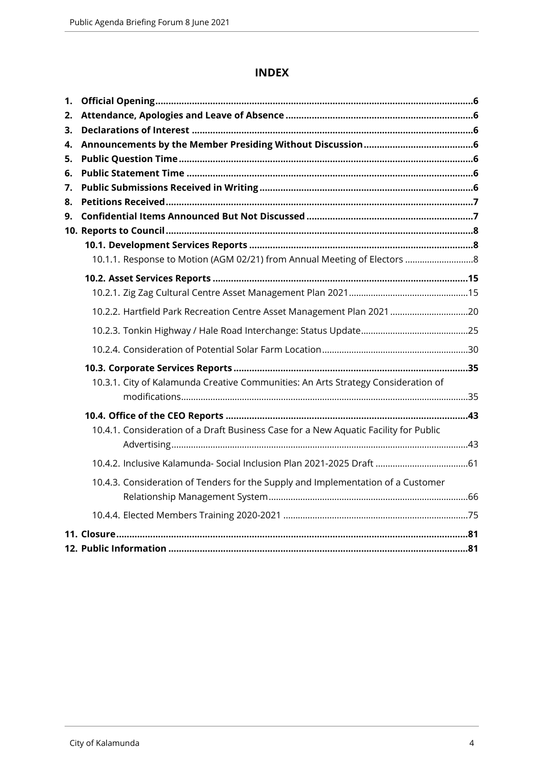# INDEX

1. **Official Opening** ... 6
2. **Attendance, Apologies and Leave of Absence** ... 6
3. **Declarations of Interest** ... 6
4. **Announcements by the Member Presiding Without Discussion** ... 6
5. **Public Question Time** ... 6
6. **Public Statement Time** ... 6
7. **Public Submissions Received in Writing** ... 6
8. **Petitions Received** ... 7
9. **Confidential Items Announced But Not Discussed** ... 7
10. **Reports to Council** ... 8
    - **10.1. Development Services Reports** ... 8
        - 10.1.1. Response to Motion (AGM 02/21) from Annual Meeting of Electors ... 8
    - **10.2. Asset Services Reports** ... 15
        - 10.2.1. Zig Zag Cultural Centre Asset Management Plan 2021 ... 15
        - 10.2.2. Hartfield Park Recreation Centre Asset Management Plan 2021 ... 20
        - 10.2.3. Tonkin Highway / Hale Road Interchange: Status Update ... 25
        - 10.2.4. Consideration of Potential Solar Farm Location ... 30
    - **10.3. Corporate Services Reports** ... 35
        - 10.3.1. City of Kalamunda Creative Communities: An Arts Strategy Consideration of modifications ... 35
    - **10.4. Office of the CEO Reports** ... 43
        - 10.4.1. Consideration of a Draft Business Case for a New Aquatic Facility for Public Advertising ... 43
        - 10.4.2. Inclusive Kalamunda- Social Inclusion Plan 2021-2025 Draft ... 61
        - 10.4.3. Consideration of Tenders for the Supply and Implementation of a Customer Relationship Management System ... 66
        - 10.4.4. Elected Members Training 2020-2021 ... 75
11. **Closure** ... 81
12. **Public Information** ... 81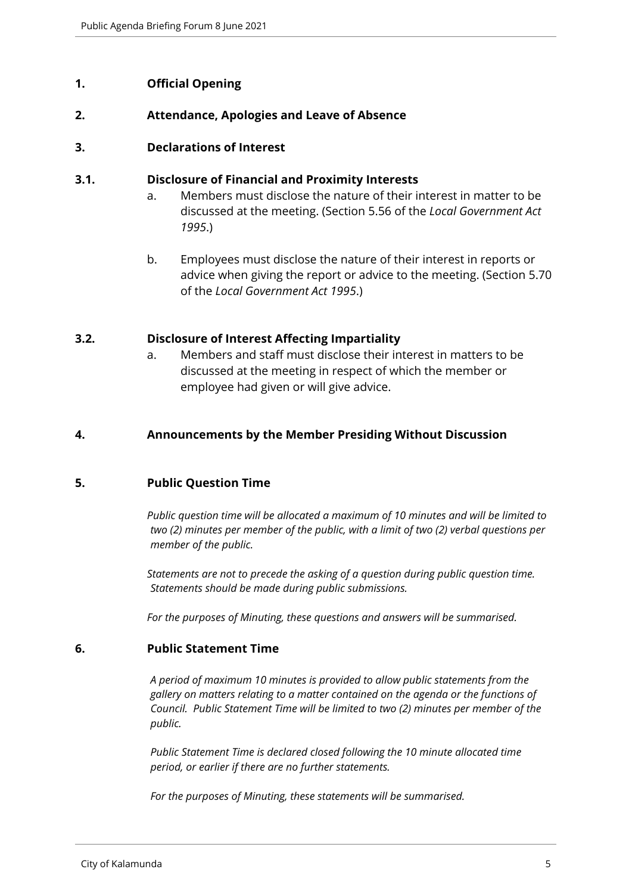## 1. Official Opening

## 2. Attendance, Apologies and Leave of Absence

## 3. Declarations of Interest

### 3.1. Disclosure of Financial and Proximity Interests

a. Members must disclose the nature of their interest in matter to be discussed at the meeting. (Section 5.56 of the *Local Government Act 1995*.)

b. Employees must disclose the nature of their interest in reports or advice when giving the report or advice to the meeting. (Section 5.70 of the *Local Government Act 1995*.)

### 3.2. Disclosure of Interest Affecting Impartiality

a. Members and staff must disclose their interest in matters to be discussed at the meeting in respect of which the member or employee had given or will give advice.

## 4. Announcements by the Member Presiding Without Discussion

## 5. Public Question Time

*Public question time will be allocated a maximum of 10 minutes and will be limited to two (2) minutes per member of the public, with a limit of two (2) verbal questions per member of the public.*

*Statements are not to precede the asking of a question during public question time. Statements should be made during public submissions.*

*For the purposes of Minuting, these questions and answers will be summarised.*

## 6. Public Statement Time

*A period of maximum 10 minutes is provided to allow public statements from the gallery on matters relating to a matter contained on the agenda or the functions of Council. Public Statement Time will be limited to two (2) minutes per member of the public.*

*Public Statement Time is declared closed following the 10 minute allocated time period, or earlier if there are no further statements.*

*For the purposes of Minuting, these statements will be summarised.*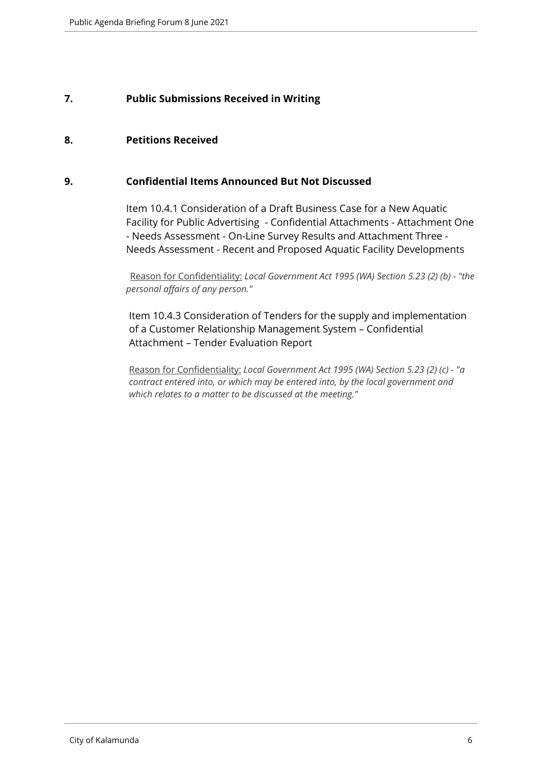## 7. Public Submissions Received in Writing

## 8. Petitions Received

## 9. Confidential Items Announced But Not Discussed

Item 10.4.1 Consideration of a Draft Business Case for a New Aquatic Facility for Public Advertising - Confidential Attachments - Attachment One - Needs Assessment - On-Line Survey Results and Attachment Three - Needs Assessment - Recent and Proposed Aquatic Facility Developments

Reason for Confidentiality: *Local Government Act 1995 (WA) Section 5.23 (2) (b) - "the personal affairs of any person."*

Item 10.4.3 Consideration of Tenders for the supply and implementation of a Customer Relationship Management System – Confidential Attachment – Tender Evaluation Report

Reason for Confidentiality: *Local Government Act 1995 (WA) Section 5.23 (2) (c) - "a contract entered into, or which may be entered into, by the local government and which relates to a matter to be discussed at the meeting."*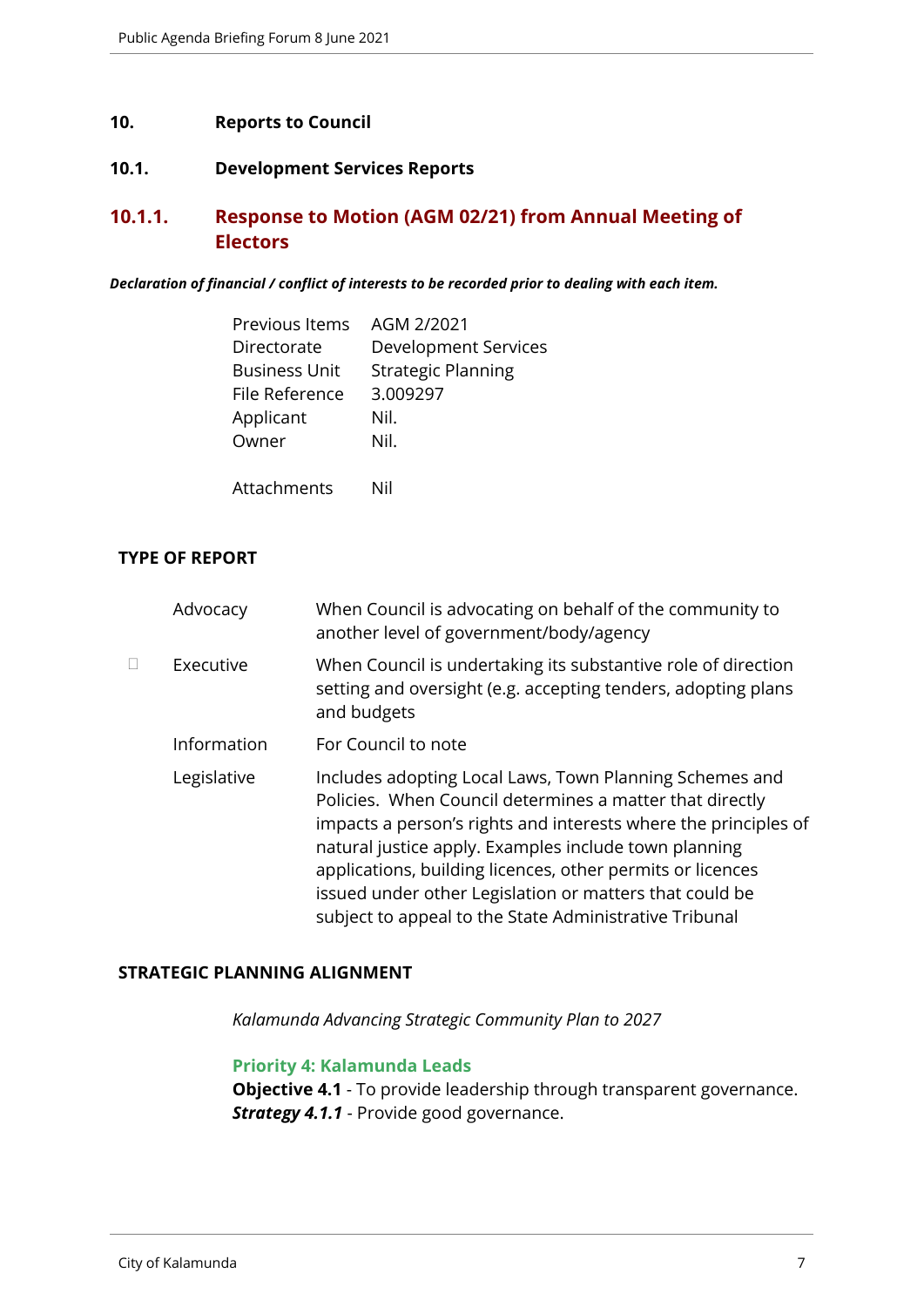## 10. Reports to Council

### 10.1. Development Services Reports

### 10.1.1. Response to Motion (AGM 02/21) from Annual Meeting of Electors

***Declaration of financial / conflict of interests to be recorded prior to dealing with each item.***

| | |
|---|---|
| Previous Items | AGM 2/2021 |
| Directorate | Development Services |
| Business Unit | Strategic Planning |
| File Reference | 3.009297 |
| Applicant | Nil. |
| Owner | Nil. |
| Attachments | Nil |

**TYPE OF REPORT**

| | | |
|---|---|---|
| | Advocacy | When Council is advocating on behalf of the community to another level of government/body/agency |
| ☐ | Executive | When Council is undertaking its substantive role of direction setting and oversight (e.g. accepting tenders, adopting plans and budgets |
| | Information | For Council to note |
| | Legislative | Includes adopting Local Laws, Town Planning Schemes and Policies. When Council determines a matter that directly impacts a person's rights and interests where the principles of natural justice apply. Examples include town planning applications, building licences, other permits or licences issued under other Legislation or matters that could be subject to appeal to the State Administrative Tribunal |

**STRATEGIC PLANNING ALIGNMENT**

*Kalamunda Advancing Strategic Community Plan to 2027*

**Priority 4: Kalamunda Leads**
**Objective 4.1** - To provide leadership through transparent governance.
***Strategy 4.1.1*** - Provide good governance.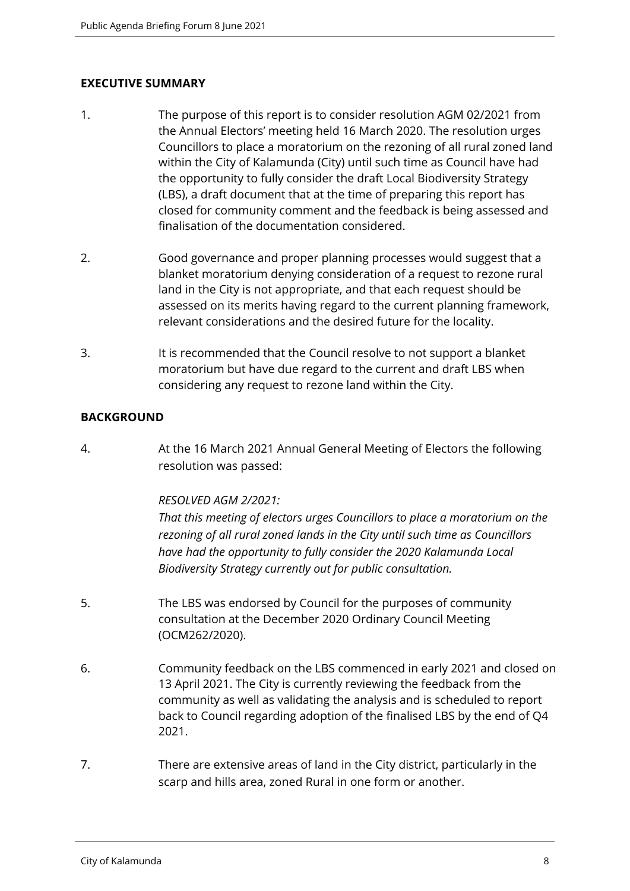## EXECUTIVE SUMMARY

1. The purpose of this report is to consider resolution AGM 02/2021 from the Annual Electors' meeting held 16 March 2020. The resolution urges Councillors to place a moratorium on the rezoning of all rural zoned land within the City of Kalamunda (City) until such time as Council have had the opportunity to fully consider the draft Local Biodiversity Strategy (LBS), a draft document that at the time of preparing this report has closed for community comment and the feedback is being assessed and finalisation of the documentation considered.

2. Good governance and proper planning processes would suggest that a blanket moratorium denying consideration of a request to rezone rural land in the City is not appropriate, and that each request should be assessed on its merits having regard to the current planning framework, relevant considerations and the desired future for the locality.

3. It is recommended that the Council resolve to not support a blanket moratorium but have due regard to the current and draft LBS when considering any request to rezone land within the City.

## BACKGROUND

4. At the 16 March 2021 Annual General Meeting of Electors the following resolution was passed:

   *RESOLVED AGM 2/2021:*
   *That this meeting of electors urges Councillors to place a moratorium on the rezoning of all rural zoned lands in the City until such time as Councillors have had the opportunity to fully consider the 2020 Kalamunda Local Biodiversity Strategy currently out for public consultation.*

5. The LBS was endorsed by Council for the purposes of community consultation at the December 2020 Ordinary Council Meeting (OCM262/2020).

6. Community feedback on the LBS commenced in early 2021 and closed on 13 April 2021. The City is currently reviewing the feedback from the community as well as validating the analysis and is scheduled to report back to Council regarding adoption of the finalised LBS by the end of Q4 2021.

7. There are extensive areas of land in the City district, particularly in the scarp and hills area, zoned Rural in one form or another.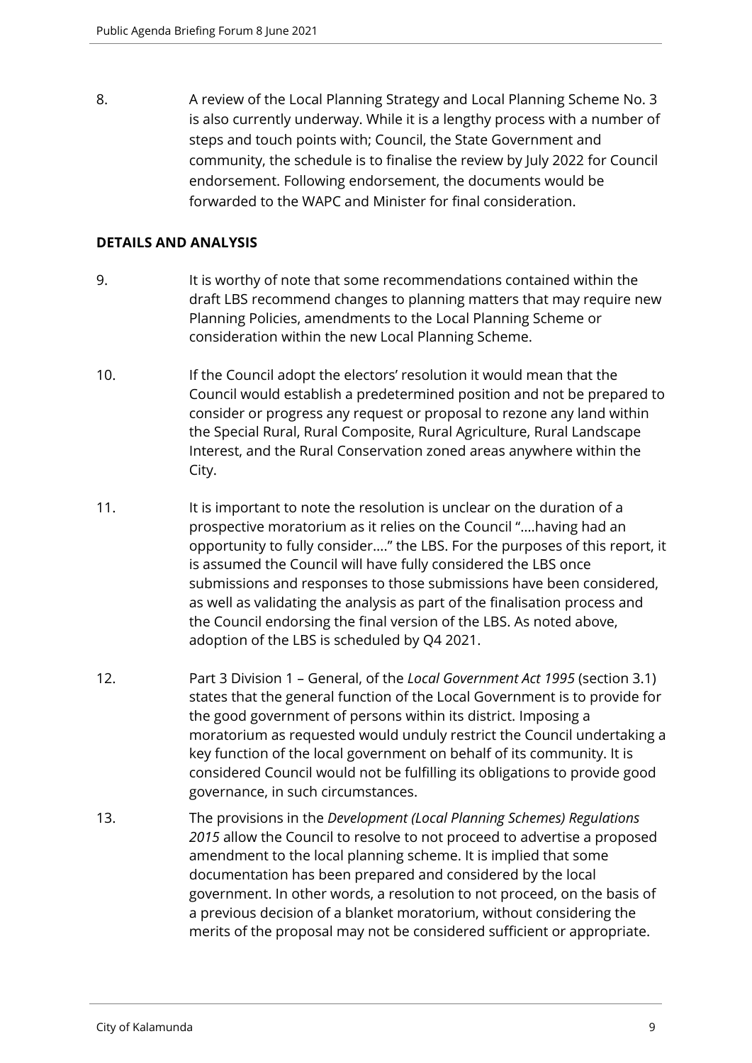8. A review of the Local Planning Strategy and Local Planning Scheme No. 3 is also currently underway. While it is a lengthy process with a number of steps and touch points with; Council, the State Government and community, the schedule is to finalise the review by July 2022 for Council endorsement. Following endorsement, the documents would be forwarded to the WAPC and Minister for final consideration.

## DETAILS AND ANALYSIS

9. It is worthy of note that some recommendations contained within the draft LBS recommend changes to planning matters that may require new Planning Policies, amendments to the Local Planning Scheme or consideration within the new Local Planning Scheme.

10. If the Council adopt the electors' resolution it would mean that the Council would establish a predetermined position and not be prepared to consider or progress any request or proposal to rezone any land within the Special Rural, Rural Composite, Rural Agriculture, Rural Landscape Interest, and the Rural Conservation zoned areas anywhere within the City.

11. It is important to note the resolution is unclear on the duration of a prospective moratorium as it relies on the Council "….having had an opportunity to fully consider…." the LBS. For the purposes of this report, it is assumed the Council will have fully considered the LBS once submissions and responses to those submissions have been considered, as well as validating the analysis as part of the finalisation process and the Council endorsing the final version of the LBS. As noted above, adoption of the LBS is scheduled by Q4 2021.

12. Part 3 Division 1 – General, of the *Local Government Act 1995* (section 3.1) states that the general function of the Local Government is to provide for the good government of persons within its district. Imposing a moratorium as requested would unduly restrict the Council undertaking a key function of the local government on behalf of its community. It is considered Council would not be fulfilling its obligations to provide good governance, in such circumstances.

13. The provisions in the *Development (Local Planning Schemes) Regulations 2015* allow the Council to resolve to not proceed to advertise a proposed amendment to the local planning scheme. It is implied that some documentation has been prepared and considered by the local government. In other words, a resolution to not proceed, on the basis of a previous decision of a blanket moratorium, without considering the merits of the proposal may not be considered sufficient or appropriate.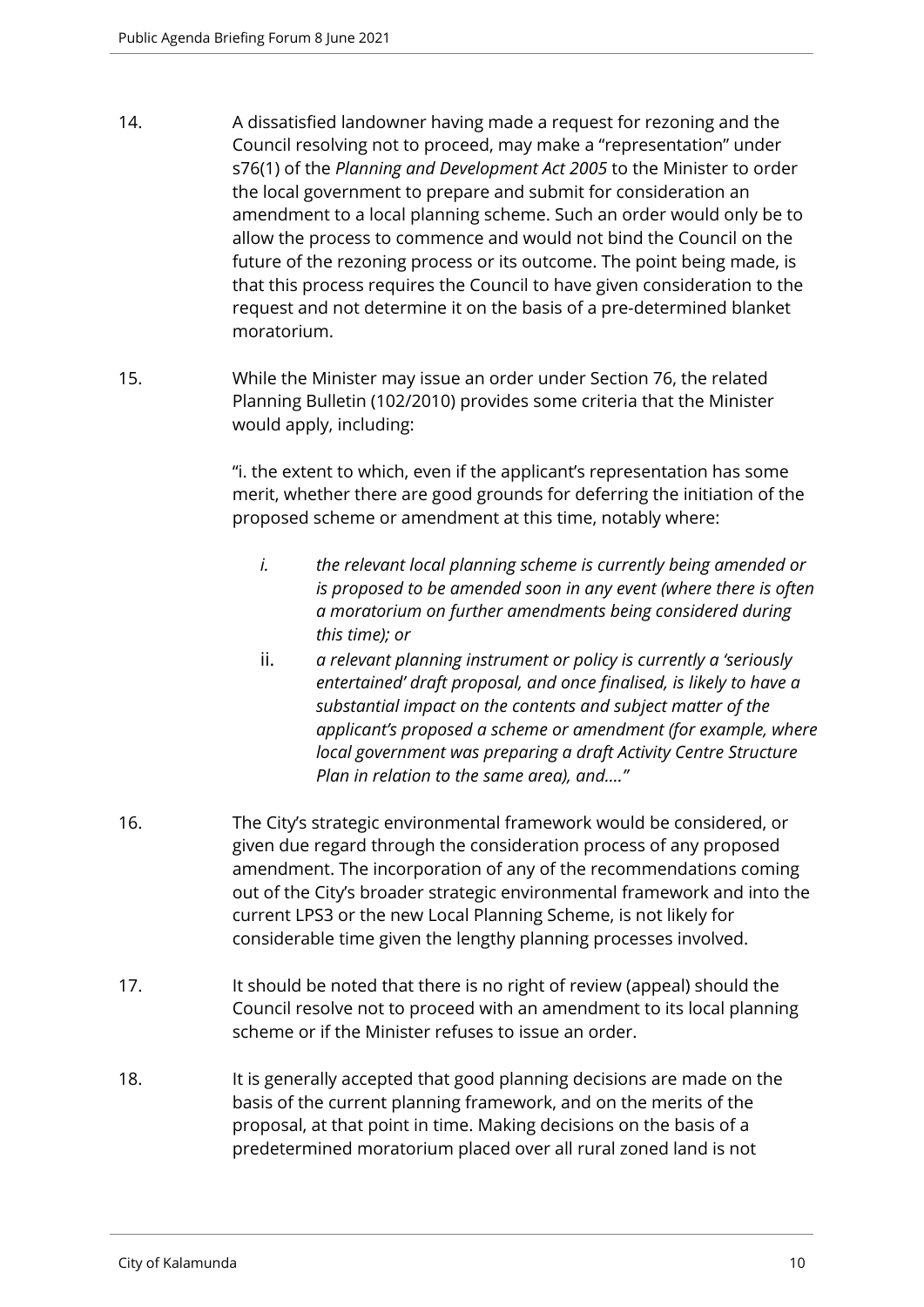14. A dissatisfied landowner having made a request for rezoning and the Council resolving not to proceed, may make a "representation" under s76(1) of the *Planning and Development Act 2005* to the Minister to order the local government to prepare and submit for consideration an amendment to a local planning scheme. Such an order would only be to allow the process to commence and would not bind the Council on the future of the rezoning process or its outcome. The point being made, is that this process requires the Council to have given consideration to the request and not determine it on the basis of a pre-determined blanket moratorium.

15. While the Minister may issue an order under Section 76, the related Planning Bulletin (102/2010) provides some criteria that the Minister would apply, including:

    "i. the extent to which, even if the applicant's representation has some merit, whether there are good grounds for deferring the initiation of the proposed scheme or amendment at this time, notably where:

    *i. the relevant local planning scheme is currently being amended or is proposed to be amended soon in any event (where there is often a moratorium on further amendments being considered during this time); or*

    *ii. a relevant planning instrument or policy is currently a 'seriously entertained' draft proposal, and once finalised, is likely to have a substantial impact on the contents and subject matter of the applicant's proposed a scheme or amendment (for example, where local government was preparing a draft Activity Centre Structure Plan in relation to the same area), and…."*

16. The City's strategic environmental framework would be considered, or given due regard through the consideration process of any proposed amendment. The incorporation of any of the recommendations coming out of the City's broader strategic environmental framework and into the current LPS3 or the new Local Planning Scheme, is not likely for considerable time given the lengthy planning processes involved.

17. It should be noted that there is no right of review (appeal) should the Council resolve not to proceed with an amendment to its local planning scheme or if the Minister refuses to issue an order.

18. It is generally accepted that good planning decisions are made on the basis of the current planning framework, and on the merits of the proposal, at that point in time. Making decisions on the basis of a predetermined moratorium placed over all rural zoned land is not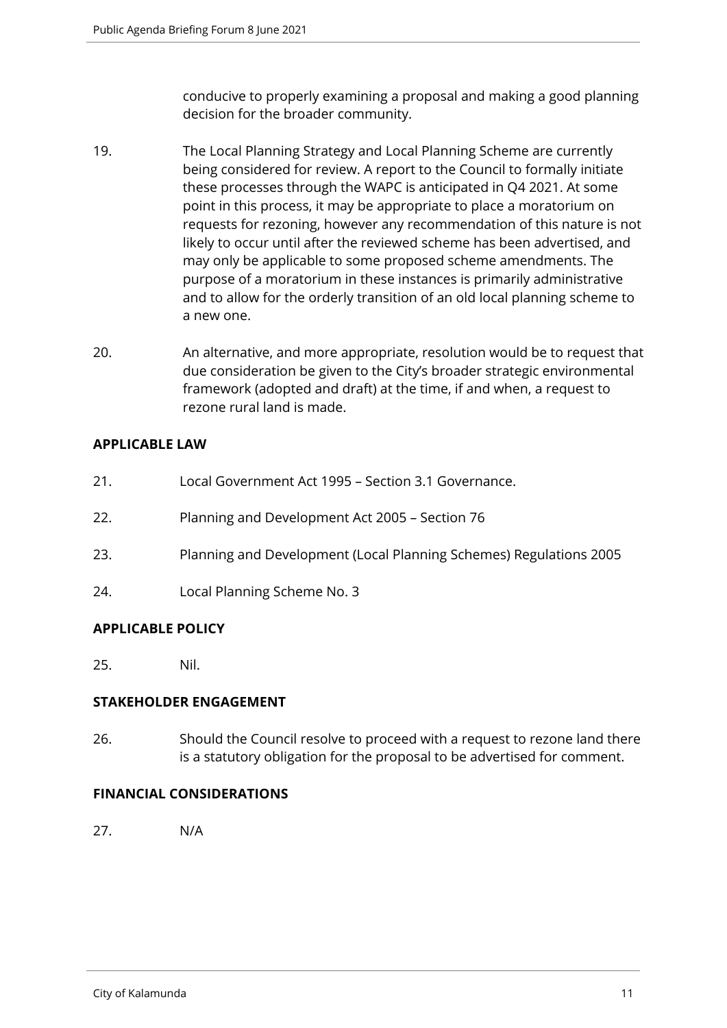conducive to properly examining a proposal and making a good planning decision for the broader community.

19. The Local Planning Strategy and Local Planning Scheme are currently being considered for review. A report to the Council to formally initiate these processes through the WAPC is anticipated in Q4 2021. At some point in this process, it may be appropriate to place a moratorium on requests for rezoning, however any recommendation of this nature is not likely to occur until after the reviewed scheme has been advertised, and may only be applicable to some proposed scheme amendments. The purpose of a moratorium in these instances is primarily administrative and to allow for the orderly transition of an old local planning scheme to a new one.

20. An alternative, and more appropriate, resolution would be to request that due consideration be given to the City's broader strategic environmental framework (adopted and draft) at the time, if and when, a request to rezone rural land is made.

**APPLICABLE LAW**

21. Local Government Act 1995 – Section 3.1 Governance.

22. Planning and Development Act 2005 – Section 76

23. Planning and Development (Local Planning Schemes) Regulations 2005

24. Local Planning Scheme No. 3

**APPLICABLE POLICY**

25. Nil.

**STAKEHOLDER ENGAGEMENT**

26. Should the Council resolve to proceed with a request to rezone land there is a statutory obligation for the proposal to be advertised for comment.

**FINANCIAL CONSIDERATIONS**

27. N/A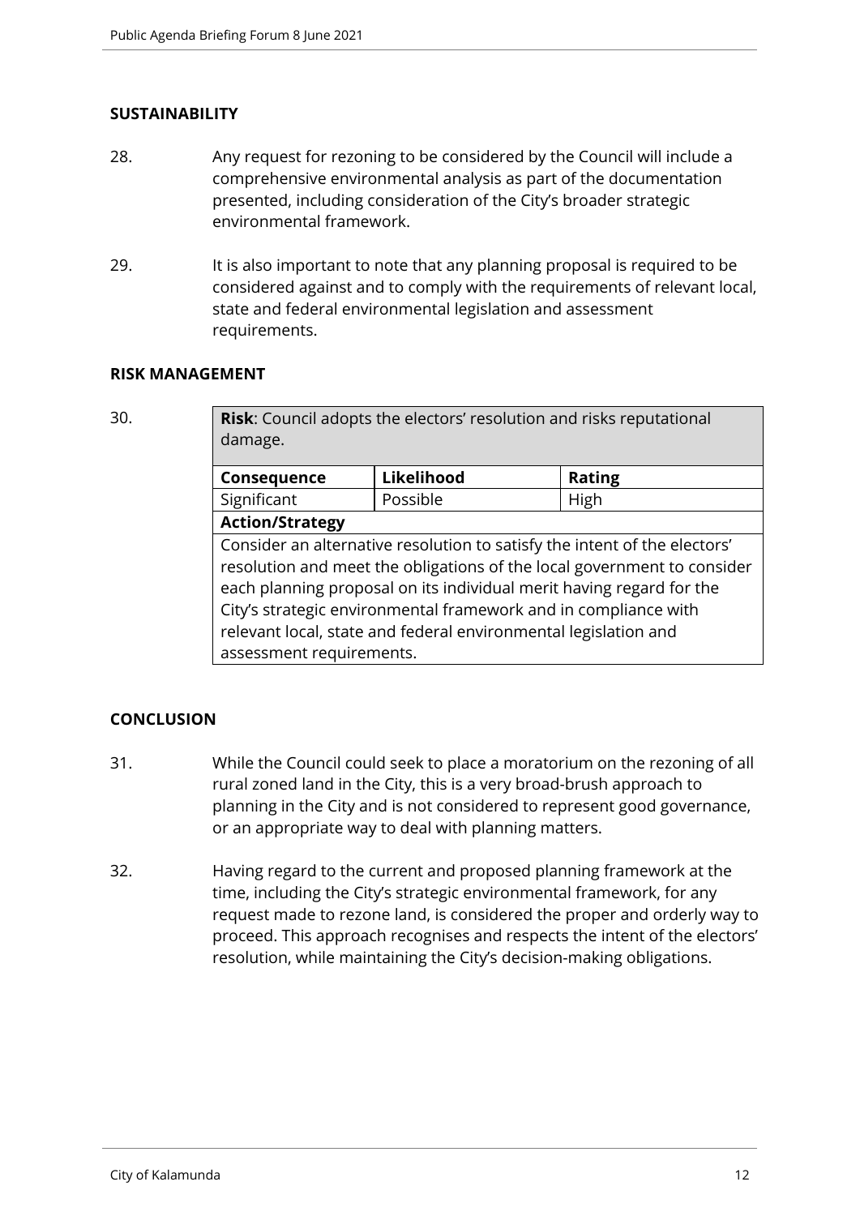## SUSTAINABILITY

28. Any request for rezoning to be considered by the Council will include a comprehensive environmental analysis as part of the documentation presented, including consideration of the City's broader strategic environmental framework.

29. It is also important to note that any planning proposal is required to be considered against and to comply with the requirements of relevant local, state and federal environmental legislation and assessment requirements.

## RISK MANAGEMENT

30.

| **Risk**: Council adopts the electors' resolution and risks reputational damage. | | |
|---|---|---|
| **Consequence** | **Likelihood** | **Rating** |
| Significant | Possible | High |
| **Action/Strategy** | | |
| Consider an alternative resolution to satisfy the intent of the electors' resolution and meet the obligations of the local government to consider each planning proposal on its individual merit having regard for the City's strategic environmental framework and in compliance with relevant local, state and federal environmental legislation and assessment requirements. | | |

## CONCLUSION

31. While the Council could seek to place a moratorium on the rezoning of all rural zoned land in the City, this is a very broad-brush approach to planning in the City and is not considered to represent good governance, or an appropriate way to deal with planning matters.

32. Having regard to the current and proposed planning framework at the time, including the City's strategic environmental framework, for any request made to rezone land, is considered the proper and orderly way to proceed. This approach recognises and respects the intent of the electors' resolution, while maintaining the City's decision-making obligations.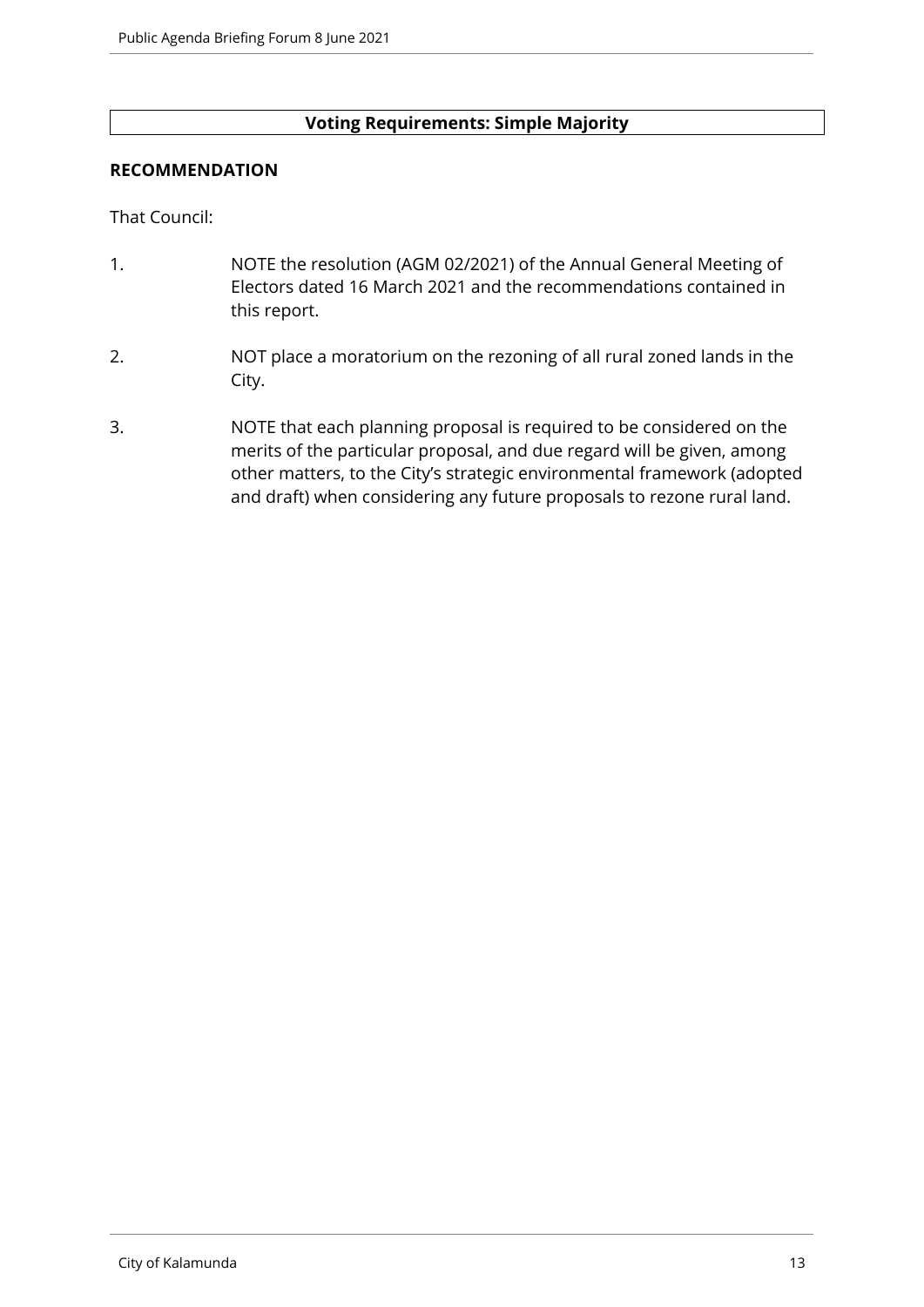**Voting Requirements: Simple Majority**

**RECOMMENDATION**

That Council:

1. NOTE the resolution (AGM 02/2021) of the Annual General Meeting of Electors dated 16 March 2021 and the recommendations contained in this report.

2. NOT place a moratorium on the rezoning of all rural zoned lands in the City.

3. NOTE that each planning proposal is required to be considered on the merits of the particular proposal, and due regard will be given, among other matters, to the City's strategic environmental framework (adopted and draft) when considering any future proposals to rezone rural land.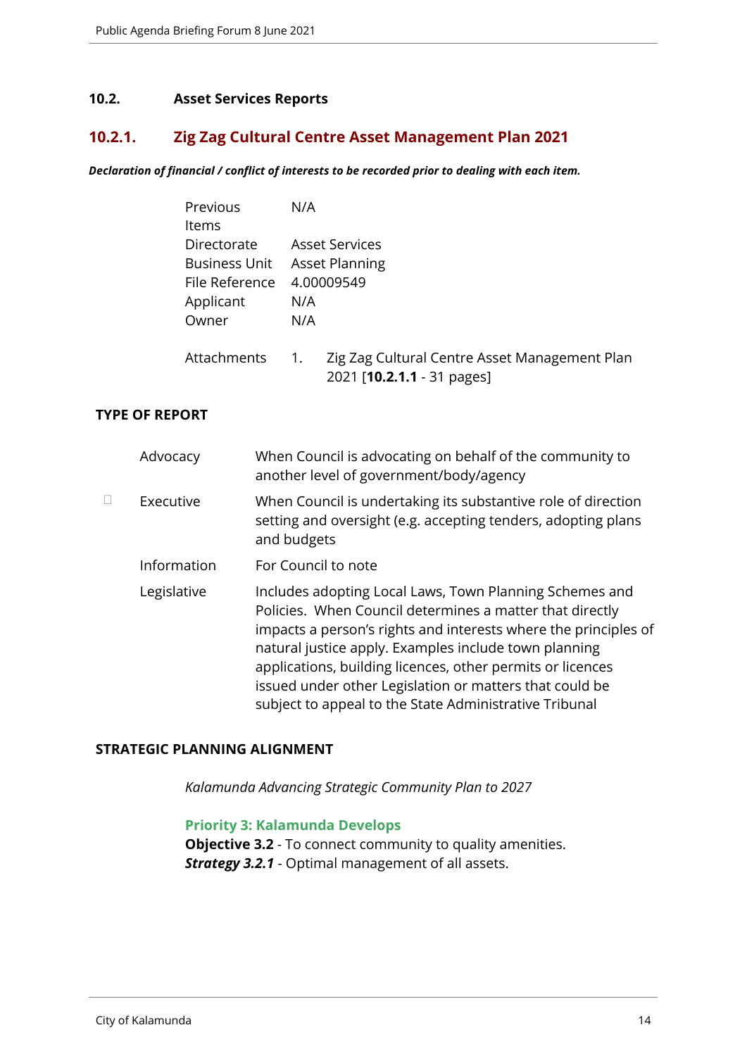## 10.2. Asset Services Reports

### 10.2.1. Zig Zag Cultural Centre Asset Management Plan 2021

***Declaration of financial / conflict of interests to be recorded prior to dealing with each item.***

| | |
|---|---|
| Previous Items | N/A |
| Directorate | Asset Services |
| Business Unit | Asset Planning |
| File Reference | 4.00009549 |
| Applicant | N/A |
| Owner | N/A |
| Attachments | 1. Zig Zag Cultural Centre Asset Management Plan 2021 [**10.2.1.1** - 31 pages] |

**TYPE OF REPORT**

| | | |
|---|---|---|
| | Advocacy | When Council is advocating on behalf of the community to another level of government/body/agency |
| ☐ | Executive | When Council is undertaking its substantive role of direction setting and oversight (e.g. accepting tenders, adopting plans and budgets |
| | Information | For Council to note |
| | Legislative | Includes adopting Local Laws, Town Planning Schemes and Policies. When Council determines a matter that directly impacts a person's rights and interests where the principles of natural justice apply. Examples include town planning applications, building licences, other permits or licences issued under other Legislation or matters that could be subject to appeal to the State Administrative Tribunal |

**STRATEGIC PLANNING ALIGNMENT**

*Kalamunda Advancing Strategic Community Plan to 2027*

**Priority 3: Kalamunda Develops**
**Objective 3.2** - To connect community to quality amenities.
***Strategy 3.2.1*** - Optimal management of all assets.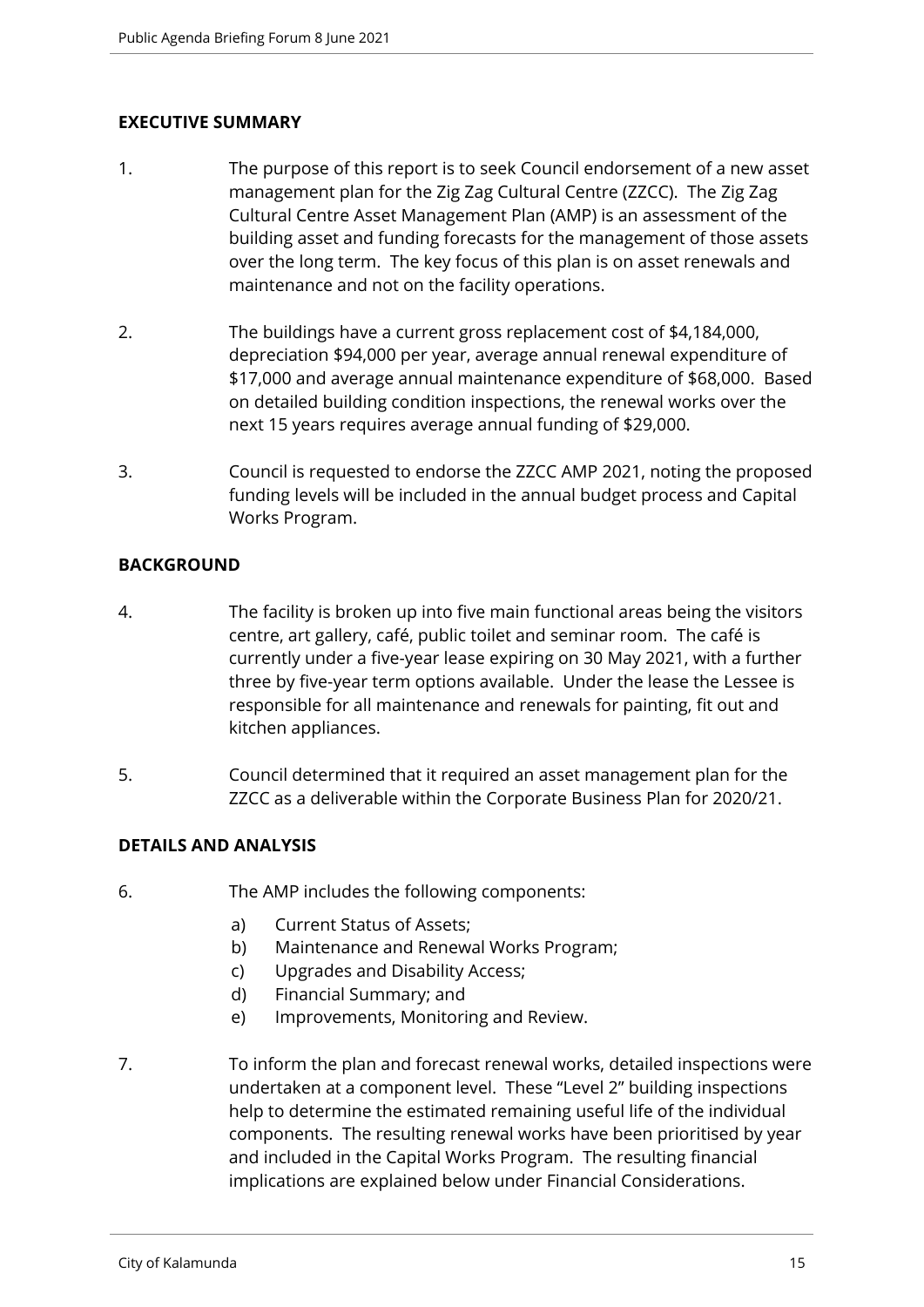## EXECUTIVE SUMMARY

1. The purpose of this report is to seek Council endorsement of a new asset management plan for the Zig Zag Cultural Centre (ZZCC). The Zig Zag Cultural Centre Asset Management Plan (AMP) is an assessment of the building asset and funding forecasts for the management of those assets over the long term. The key focus of this plan is on asset renewals and maintenance and not on the facility operations.

2. The buildings have a current gross replacement cost of $4,184,000, depreciation $94,000 per year, average annual renewal expenditure of $17,000 and average annual maintenance expenditure of $68,000. Based on detailed building condition inspections, the renewal works over the next 15 years requires average annual funding of $29,000.

3. Council is requested to endorse the ZZCC AMP 2021, noting the proposed funding levels will be included in the annual budget process and Capital Works Program.

## BACKGROUND

4. The facility is broken up into five main functional areas being the visitors centre, art gallery, café, public toilet and seminar room. The café is currently under a five-year lease expiring on 30 May 2021, with a further three by five-year term options available. Under the lease the Lessee is responsible for all maintenance and renewals for painting, fit out and kitchen appliances.

5. Council determined that it required an asset management plan for the ZZCC as a deliverable within the Corporate Business Plan for 2020/21.

## DETAILS AND ANALYSIS

6. The AMP includes the following components:

   a) Current Status of Assets;
   b) Maintenance and Renewal Works Program;
   c) Upgrades and Disability Access;
   d) Financial Summary; and
   e) Improvements, Monitoring and Review.

7. To inform the plan and forecast renewal works, detailed inspections were undertaken at a component level. These "Level 2" building inspections help to determine the estimated remaining useful life of the individual components. The resulting renewal works have been prioritised by year and included in the Capital Works Program. The resulting financial implications are explained below under Financial Considerations.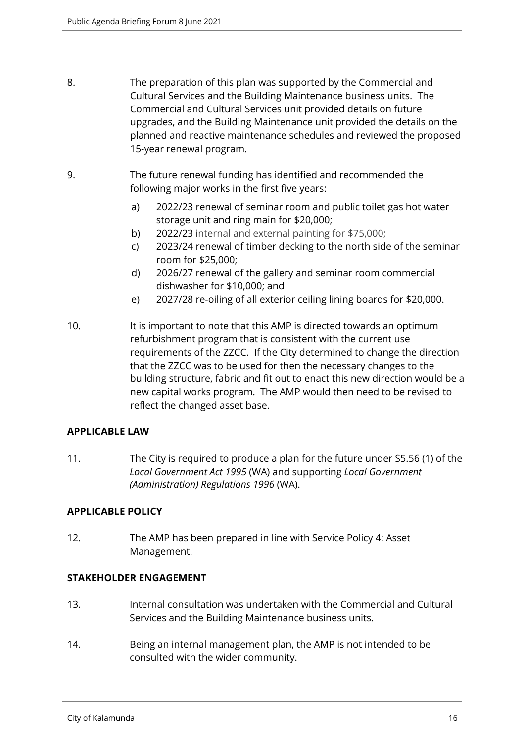8. The preparation of this plan was supported by the Commercial and Cultural Services and the Building Maintenance business units. The Commercial and Cultural Services unit provided details on future upgrades, and the Building Maintenance unit provided the details on the planned and reactive maintenance schedules and reviewed the proposed 15-year renewal program.

9. The future renewal funding has identified and recommended the following major works in the first five years:

   a) 2022/23 renewal of seminar room and public toilet gas hot water storage unit and ring main for $20,000;
   b) 2022/23 internal and external painting for $75,000;
   c) 2023/24 renewal of timber decking to the north side of the seminar room for $25,000;
   d) 2026/27 renewal of the gallery and seminar room commercial dishwasher for $10,000; and
   e) 2027/28 re-oiling of all exterior ceiling lining boards for $20,000.

10. It is important to note that this AMP is directed towards an optimum refurbishment program that is consistent with the current use requirements of the ZZCC. If the City determined to change the direction that the ZZCC was to be used for then the necessary changes to the building structure, fabric and fit out to enact this new direction would be a new capital works program. The AMP would then need to be revised to reflect the changed asset base.

## APPLICABLE LAW

11. The City is required to produce a plan for the future under S5.56 (1) of the *Local Government Act 1995* (WA) and supporting *Local Government (Administration) Regulations 1996* (WA).

## APPLICABLE POLICY

12. The AMP has been prepared in line with Service Policy 4: Asset Management.

## STAKEHOLDER ENGAGEMENT

13. Internal consultation was undertaken with the Commercial and Cultural Services and the Building Maintenance business units.

14. Being an internal management plan, the AMP is not intended to be consulted with the wider community.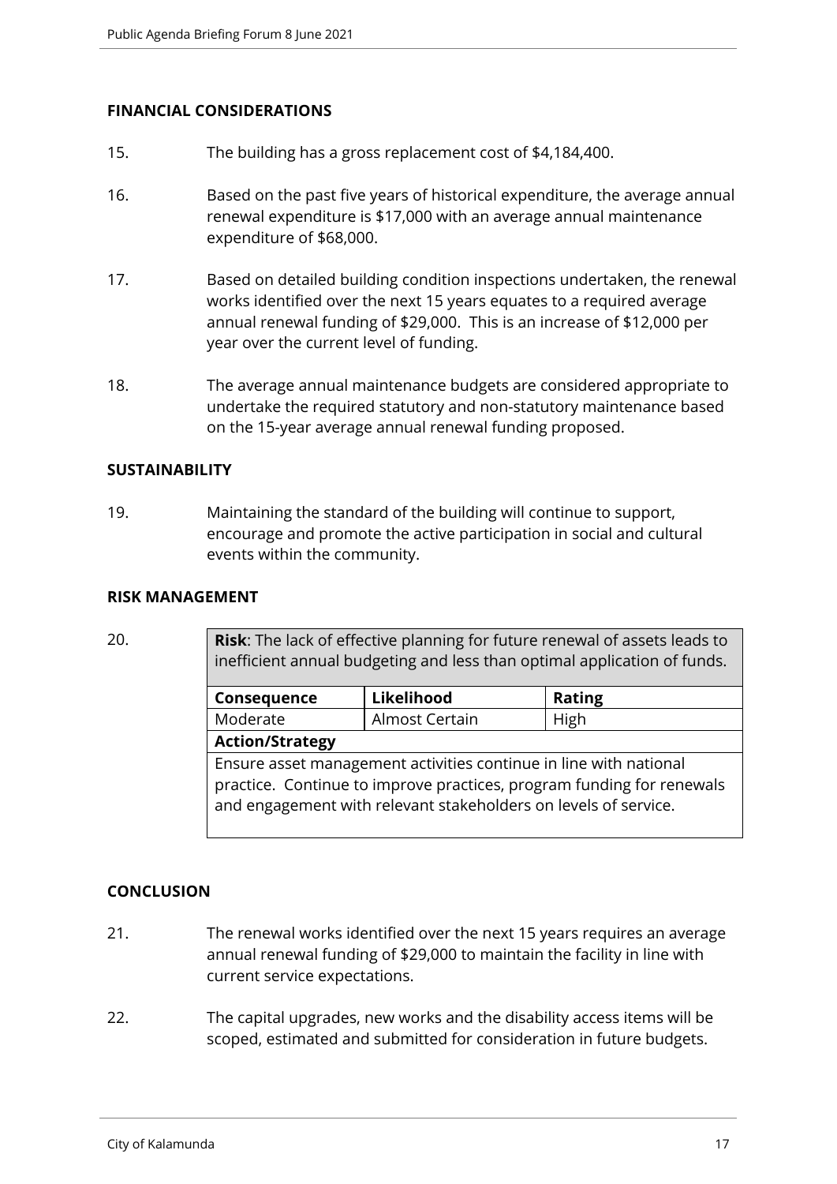## FINANCIAL CONSIDERATIONS

15. The building has a gross replacement cost of $4,184,400.

16. Based on the past five years of historical expenditure, the average annual renewal expenditure is $17,000 with an average annual maintenance expenditure of $68,000.

17. Based on detailed building condition inspections undertaken, the renewal works identified over the next 15 years equates to a required average annual renewal funding of $29,000. This is an increase of $12,000 per year over the current level of funding.

18. The average annual maintenance budgets are considered appropriate to undertake the required statutory and non-statutory maintenance based on the 15-year average annual renewal funding proposed.

## SUSTAINABILITY

19. Maintaining the standard of the building will continue to support, encourage and promote the active participation in social and cultural events within the community.

## RISK MANAGEMENT

20.

| **Risk**: The lack of effective planning for future renewal of assets leads to inefficient annual budgeting and less than optimal application of funds. | | |
|---|---|---|
| **Consequence** | **Likelihood** | **Rating** |
| Moderate | Almost Certain | High |
| **Action/Strategy** | | |
| Ensure asset management activities continue in line with national practice. Continue to improve practices, program funding for renewals and engagement with relevant stakeholders on levels of service. | | |

## CONCLUSION

21. The renewal works identified over the next 15 years requires an average annual renewal funding of $29,000 to maintain the facility in line with current service expectations.

22. The capital upgrades, new works and the disability access items will be scoped, estimated and submitted for consideration in future budgets.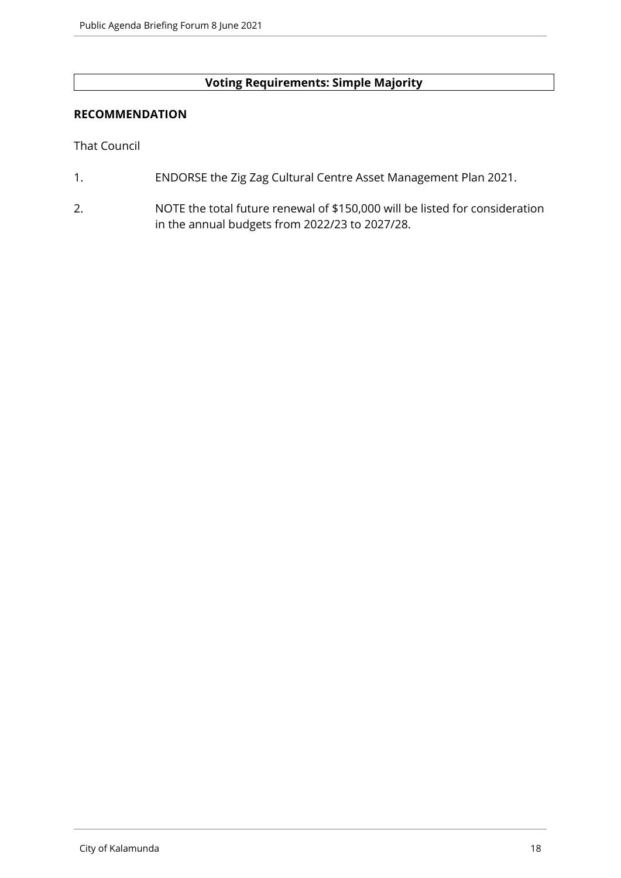**Voting Requirements: Simple Majority**

**RECOMMENDATION**

That Council

1. ENDORSE the Zig Zag Cultural Centre Asset Management Plan 2021.
2. NOTE the total future renewal of $150,000 will be listed for consideration in the annual budgets from 2022/23 to 2027/28.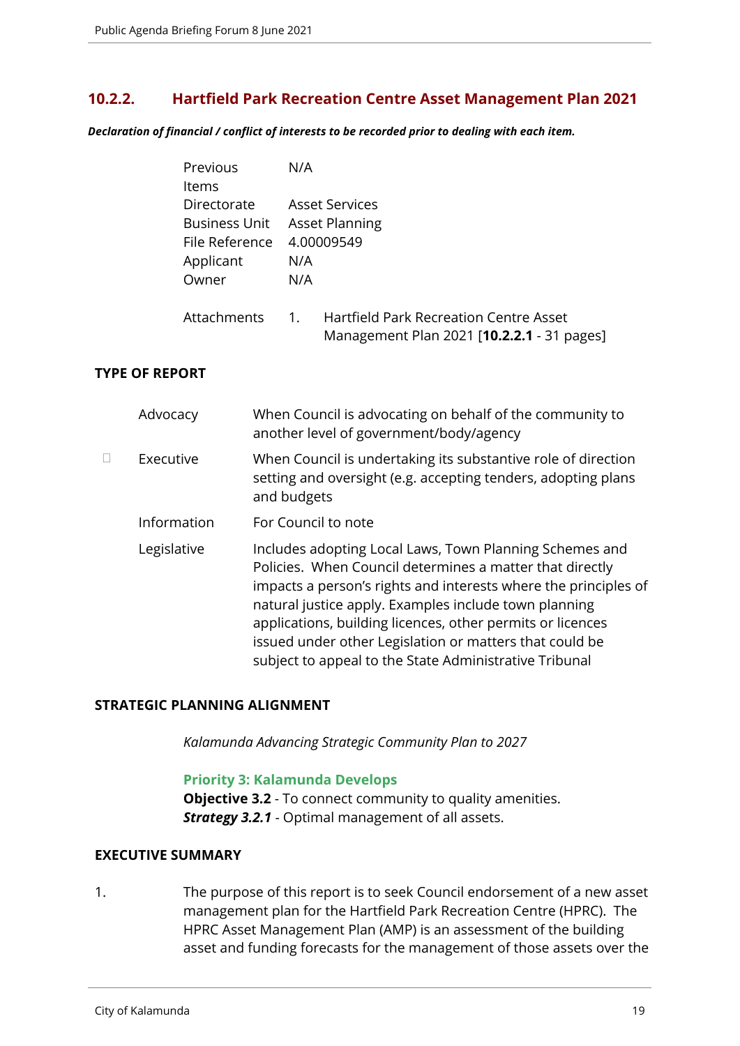## 10.2.2. Hartfield Park Recreation Centre Asset Management Plan 2021

***Declaration of financial / conflict of interests to be recorded prior to dealing with each item.***

| | |
|---|---|
| Previous Items | N/A |
| Directorate | Asset Services |
| Business Unit | Asset Planning |
| File Reference | 4.00009549 |
| Applicant | N/A |
| Owner | N/A |
| Attachments | 1. Hartfield Park Recreation Centre Asset Management Plan 2021 [**10.2.2.1** - 31 pages] |

**TYPE OF REPORT**

| | | |
|---|---|---|
| | Advocacy | When Council is advocating on behalf of the community to another level of government/body/agency |
| ☐ | Executive | When Council is undertaking its substantive role of direction setting and oversight (e.g. accepting tenders, adopting plans and budgets |
| | Information | For Council to note |
| | Legislative | Includes adopting Local Laws, Town Planning Schemes and Policies. When Council determines a matter that directly impacts a person's rights and interests where the principles of natural justice apply. Examples include town planning applications, building licences, other permits or licences issued under other Legislation or matters that could be subject to appeal to the State Administrative Tribunal |

**STRATEGIC PLANNING ALIGNMENT**

*Kalamunda Advancing Strategic Community Plan to 2027*

**Priority 3: Kalamunda Develops**
**Objective 3.2** - To connect community to quality amenities.
***Strategy 3.2.1*** - Optimal management of all assets.

**EXECUTIVE SUMMARY**

1. The purpose of this report is to seek Council endorsement of a new asset management plan for the Hartfield Park Recreation Centre (HPRC). The HPRC Asset Management Plan (AMP) is an assessment of the building asset and funding forecasts for the management of those assets over the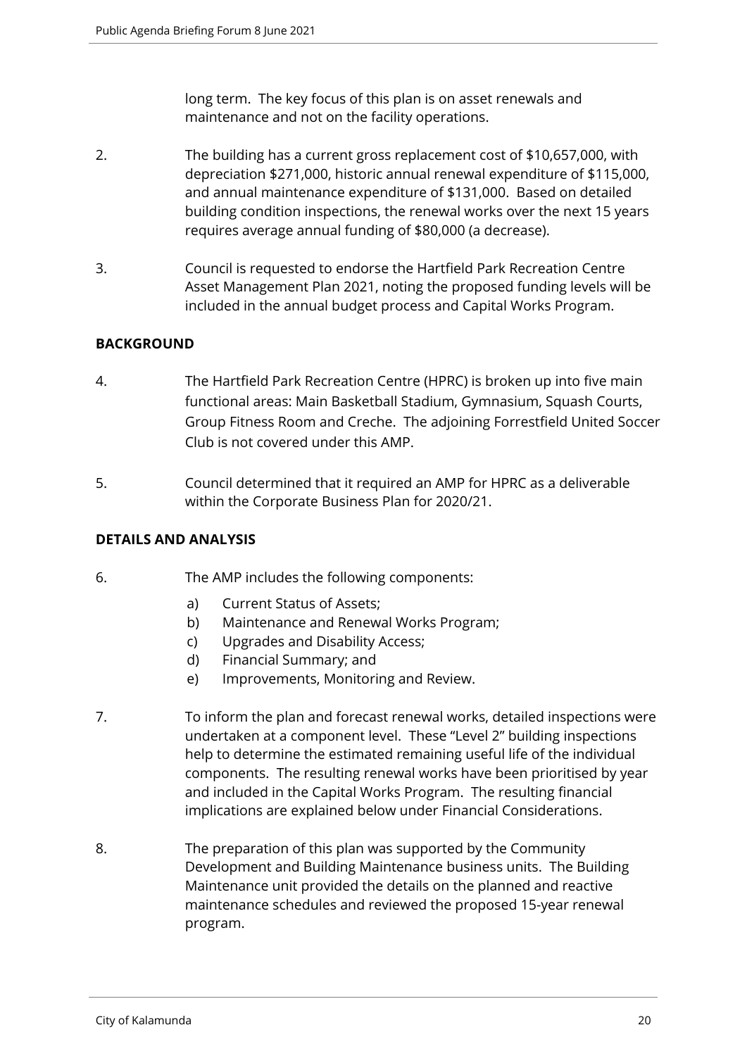long term. The key focus of this plan is on asset renewals and maintenance and not on the facility operations.

2. The building has a current gross replacement cost of $10,657,000, with depreciation $271,000, historic annual renewal expenditure of $115,000, and annual maintenance expenditure of $131,000. Based on detailed building condition inspections, the renewal works over the next 15 years requires average annual funding of $80,000 (a decrease).

3. Council is requested to endorse the Hartfield Park Recreation Centre Asset Management Plan 2021, noting the proposed funding levels will be included in the annual budget process and Capital Works Program.

## BACKGROUND

4. The Hartfield Park Recreation Centre (HPRC) is broken up into five main functional areas: Main Basketball Stadium, Gymnasium, Squash Courts, Group Fitness Room and Creche. The adjoining Forrestfield United Soccer Club is not covered under this AMP.

5. Council determined that it required an AMP for HPRC as a deliverable within the Corporate Business Plan for 2020/21.

## DETAILS AND ANALYSIS

6. The AMP includes the following components:

   a) Current Status of Assets;
   b) Maintenance and Renewal Works Program;
   c) Upgrades and Disability Access;
   d) Financial Summary; and
   e) Improvements, Monitoring and Review.

7. To inform the plan and forecast renewal works, detailed inspections were undertaken at a component level. These "Level 2" building inspections help to determine the estimated remaining useful life of the individual components. The resulting renewal works have been prioritised by year and included in the Capital Works Program. The resulting financial implications are explained below under Financial Considerations.

8. The preparation of this plan was supported by the Community Development and Building Maintenance business units. The Building Maintenance unit provided the details on the planned and reactive maintenance schedules and reviewed the proposed 15-year renewal program.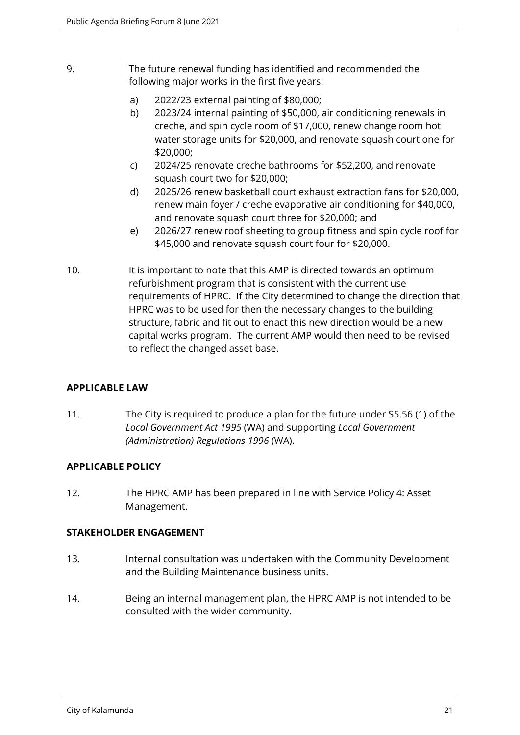9. The future renewal funding has identified and recommended the following major works in the first five years:

    a) 2022/23 external painting of $80,000;
    b) 2023/24 internal painting of $50,000, air conditioning renewals in creche, and spin cycle room of $17,000, renew change room hot water storage units for $20,000, and renovate squash court one for $20,000;
    c) 2024/25 renovate creche bathrooms for $52,200, and renovate squash court two for $20,000;
    d) 2025/26 renew basketball court exhaust extraction fans for $20,000, renew main foyer / creche evaporative air conditioning for $40,000, and renovate squash court three for $20,000; and
    e) 2026/27 renew roof sheeting to group fitness and spin cycle roof for $45,000 and renovate squash court four for $20,000.

10. It is important to note that this AMP is directed towards an optimum refurbishment program that is consistent with the current use requirements of HPRC. If the City determined to change the direction that HPRC was to be used for then the necessary changes to the building structure, fabric and fit out to enact this new direction would be a new capital works program. The current AMP would then need to be revised to reflect the changed asset base.

## APPLICABLE LAW

11. The City is required to produce a plan for the future under S5.56 (1) of the *Local Government Act 1995* (WA) and supporting *Local Government (Administration) Regulations 1996* (WA).

## APPLICABLE POLICY

12. The HPRC AMP has been prepared in line with Service Policy 4: Asset Management.

## STAKEHOLDER ENGAGEMENT

13. Internal consultation was undertaken with the Community Development and the Building Maintenance business units.

14. Being an internal management plan, the HPRC AMP is not intended to be consulted with the wider community.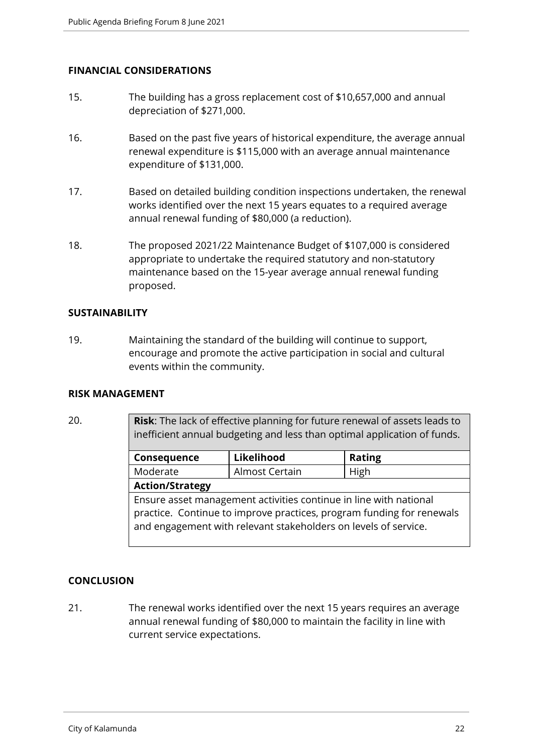## FINANCIAL CONSIDERATIONS

15. The building has a gross replacement cost of $10,657,000 and annual depreciation of $271,000.

16. Based on the past five years of historical expenditure, the average annual renewal expenditure is $115,000 with an average annual maintenance expenditure of $131,000.

17. Based on detailed building condition inspections undertaken, the renewal works identified over the next 15 years equates to a required average annual renewal funding of $80,000 (a reduction).

18. The proposed 2021/22 Maintenance Budget of $107,000 is considered appropriate to undertake the required statutory and non-statutory maintenance based on the 15-year average annual renewal funding proposed.

## SUSTAINABILITY

19. Maintaining the standard of the building will continue to support, encourage and promote the active participation in social and cultural events within the community.

## RISK MANAGEMENT

20.

| **Risk**: The lack of effective planning for future renewal of assets leads to inefficient annual budgeting and less than optimal application of funds. | | |
|---|---|---|
| **Consequence** | **Likelihood** | **Rating** |
| Moderate | Almost Certain | High |
| **Action/Strategy** | | |
| Ensure asset management activities continue in line with national practice. Continue to improve practices, program funding for renewals and engagement with relevant stakeholders on levels of service. | | |

## CONCLUSION

21. The renewal works identified over the next 15 years requires an average annual renewal funding of $80,000 to maintain the facility in line with current service expectations.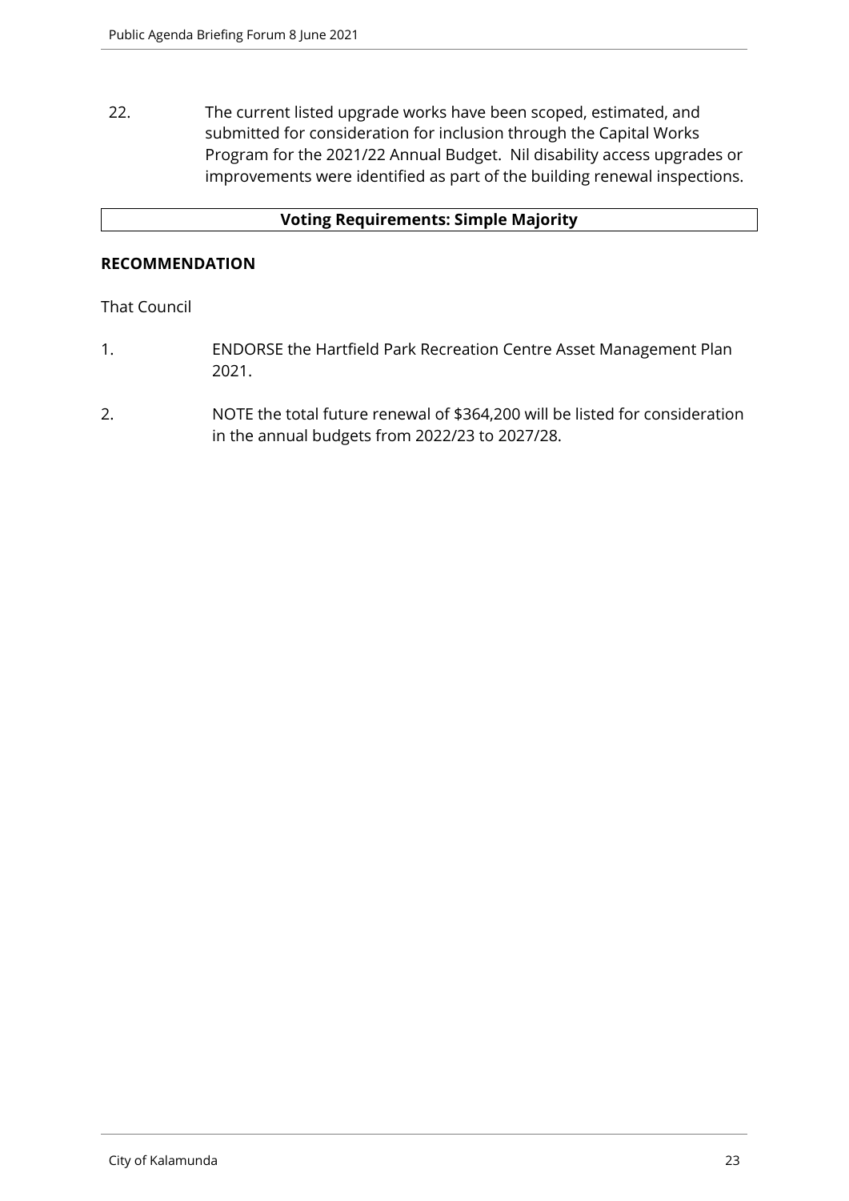22. The current listed upgrade works have been scoped, estimated, and submitted for consideration for inclusion through the Capital Works Program for the 2021/22 Annual Budget. Nil disability access upgrades or improvements were identified as part of the building renewal inspections.

| **Voting Requirements: Simple Majority** |
|---|

**RECOMMENDATION**

That Council

1. ENDORSE the Hartfield Park Recreation Centre Asset Management Plan 2021.
2. NOTE the total future renewal of $364,200 will be listed for consideration in the annual budgets from 2022/23 to 2027/28.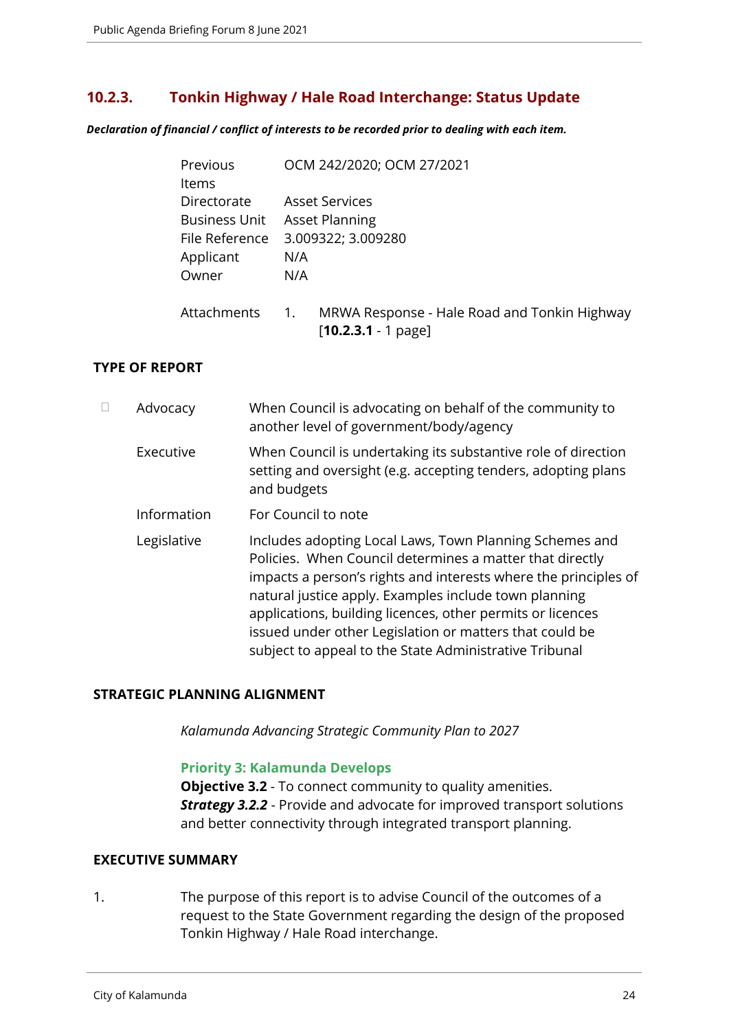## 10.2.3. Tonkin Highway / Hale Road Interchange: Status Update

***Declaration of financial / conflict of interests to be recorded prior to dealing with each item.***

| | |
|---|---|
| Previous Items | OCM 242/2020; OCM 27/2021 |
| Directorate | Asset Services |
| Business Unit | Asset Planning |
| File Reference | 3.009322; 3.009280 |
| Applicant | N/A |
| Owner | N/A |

Attachments 1. MRWA Response - Hale Road and Tonkin Highway [**10.2.3.1** - 1 page]

**TYPE OF REPORT**

| | | |
|---|---|---|
| ☐ | Advocacy | When Council is advocating on behalf of the community to another level of government/body/agency |
| | Executive | When Council is undertaking its substantive role of direction setting and oversight (e.g. accepting tenders, adopting plans and budgets |
| | Information | For Council to note |
| | Legislative | Includes adopting Local Laws, Town Planning Schemes and Policies. When Council determines a matter that directly impacts a person's rights and interests where the principles of natural justice apply. Examples include town planning applications, building licences, other permits or licences issued under other Legislation or matters that could be subject to appeal to the State Administrative Tribunal |

**STRATEGIC PLANNING ALIGNMENT**

*Kalamunda Advancing Strategic Community Plan to 2027*

**Priority 3: Kalamunda Develops**
**Objective 3.2** - To connect community to quality amenities.
***Strategy 3.2.2*** - Provide and advocate for improved transport solutions and better connectivity through integrated transport planning.

**EXECUTIVE SUMMARY**

1. The purpose of this report is to advise Council of the outcomes of a request to the State Government regarding the design of the proposed Tonkin Highway / Hale Road interchange.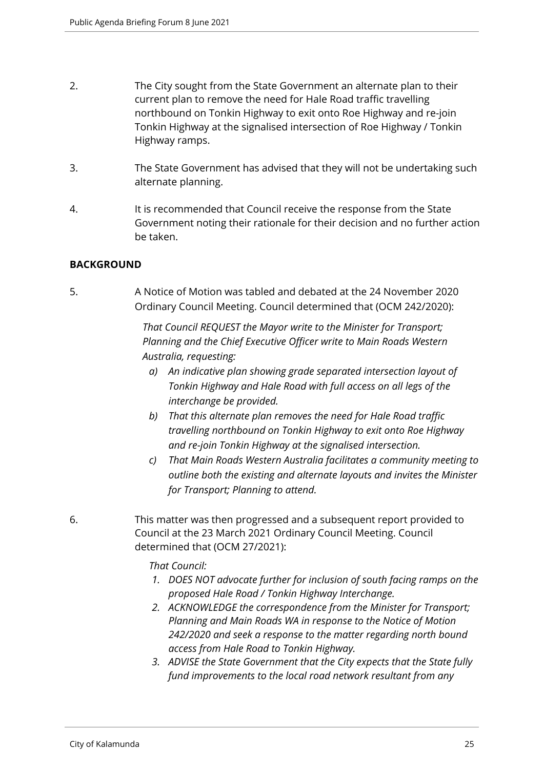2. The City sought from the State Government an alternate plan to their current plan to remove the need for Hale Road traffic travelling northbound on Tonkin Highway to exit onto Roe Highway and re-join Tonkin Highway at the signalised intersection of Roe Highway / Tonkin Highway ramps.

3. The State Government has advised that they will not be undertaking such alternate planning.

4. It is recommended that Council receive the response from the State Government noting their rationale for their decision and no further action be taken.

**BACKGROUND**

5. A Notice of Motion was tabled and debated at the 24 November 2020 Ordinary Council Meeting. Council determined that (OCM 242/2020):

   *That Council REQUEST the Mayor write to the Minister for Transport; Planning and the Chief Executive Officer write to Main Roads Western Australia, requesting:*

   *a) An indicative plan showing grade separated intersection layout of Tonkin Highway and Hale Road with full access on all legs of the interchange be provided.*
   *b) That this alternate plan removes the need for Hale Road traffic travelling northbound on Tonkin Highway to exit onto Roe Highway and re-join Tonkin Highway at the signalised intersection.*
   *c) That Main Roads Western Australia facilitates a community meeting to outline both the existing and alternate layouts and invites the Minister for Transport; Planning to attend.*

6. This matter was then progressed and a subsequent report provided to Council at the 23 March 2021 Ordinary Council Meeting. Council determined that (OCM 27/2021):

   *That Council:*

   *1. DOES NOT advocate further for inclusion of south facing ramps on the proposed Hale Road / Tonkin Highway Interchange.*
   *2. ACKNOWLEDGE the correspondence from the Minister for Transport; Planning and Main Roads WA in response to the Notice of Motion 242/2020 and seek a response to the matter regarding north bound access from Hale Road to Tonkin Highway.*
   *3. ADVISE the State Government that the City expects that the State fully fund improvements to the local road network resultant from any*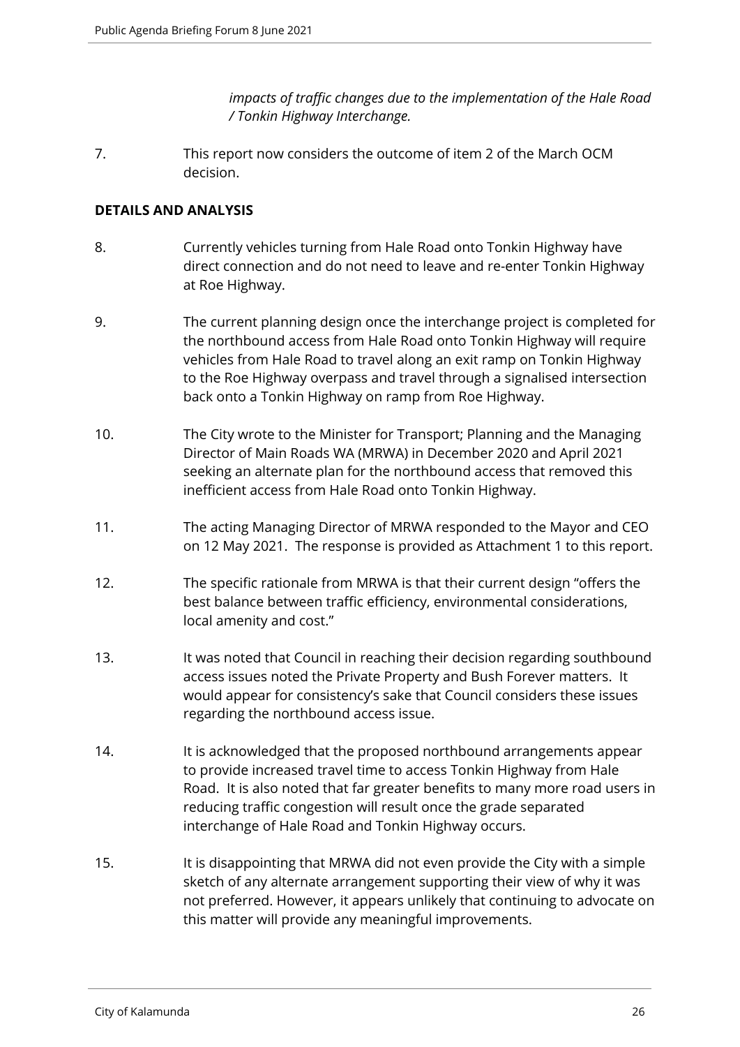*impacts of traffic changes due to the implementation of the Hale Road / Tonkin Highway Interchange.*

7. This report now considers the outcome of item 2 of the March OCM decision.

**DETAILS AND ANALYSIS**

8. Currently vehicles turning from Hale Road onto Tonkin Highway have direct connection and do not need to leave and re-enter Tonkin Highway at Roe Highway.

9. The current planning design once the interchange project is completed for the northbound access from Hale Road onto Tonkin Highway will require vehicles from Hale Road to travel along an exit ramp on Tonkin Highway to the Roe Highway overpass and travel through a signalised intersection back onto a Tonkin Highway on ramp from Roe Highway.

10. The City wrote to the Minister for Transport; Planning and the Managing Director of Main Roads WA (MRWA) in December 2020 and April 2021 seeking an alternate plan for the northbound access that removed this inefficient access from Hale Road onto Tonkin Highway.

11. The acting Managing Director of MRWA responded to the Mayor and CEO on 12 May 2021. The response is provided as Attachment 1 to this report.

12. The specific rationale from MRWA is that their current design "offers the best balance between traffic efficiency, environmental considerations, local amenity and cost."

13. It was noted that Council in reaching their decision regarding southbound access issues noted the Private Property and Bush Forever matters. It would appear for consistency's sake that Council considers these issues regarding the northbound access issue.

14. It is acknowledged that the proposed northbound arrangements appear to provide increased travel time to access Tonkin Highway from Hale Road. It is also noted that far greater benefits to many more road users in reducing traffic congestion will result once the grade separated interchange of Hale Road and Tonkin Highway occurs.

15. It is disappointing that MRWA did not even provide the City with a simple sketch of any alternate arrangement supporting their view of why it was not preferred. However, it appears unlikely that continuing to advocate on this matter will provide any meaningful improvements.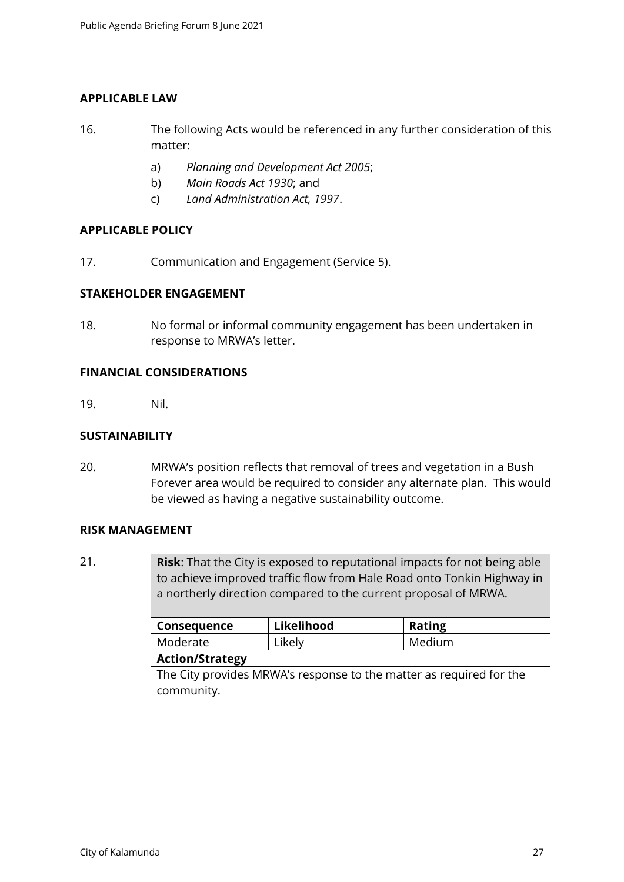## APPLICABLE LAW

16. The following Acts would be referenced in any further consideration of this matter:

    a) *Planning and Development Act 2005*;
    b) *Main Roads Act 1930*; and
    c) *Land Administration Act, 1997*.

## APPLICABLE POLICY

17. Communication and Engagement (Service 5).

## STAKEHOLDER ENGAGEMENT

18. No formal or informal community engagement has been undertaken in response to MRWA's letter.

## FINANCIAL CONSIDERATIONS

19. Nil.

## SUSTAINABILITY

20. MRWA's position reflects that removal of trees and vegetation in a Bush Forever area would be required to consider any alternate plan. This would be viewed as having a negative sustainability outcome.

## RISK MANAGEMENT

21.

| **Risk**: That the City is exposed to reputational impacts for not being able to achieve improved traffic flow from Hale Road onto Tonkin Highway in a northerly direction compared to the current proposal of MRWA. | | |
|---|---|---|
| **Consequence** | **Likelihood** | **Rating** |
| Moderate | Likely | Medium |
| **Action/Strategy** | | |
| The City provides MRWA's response to the matter as required for the community. | | |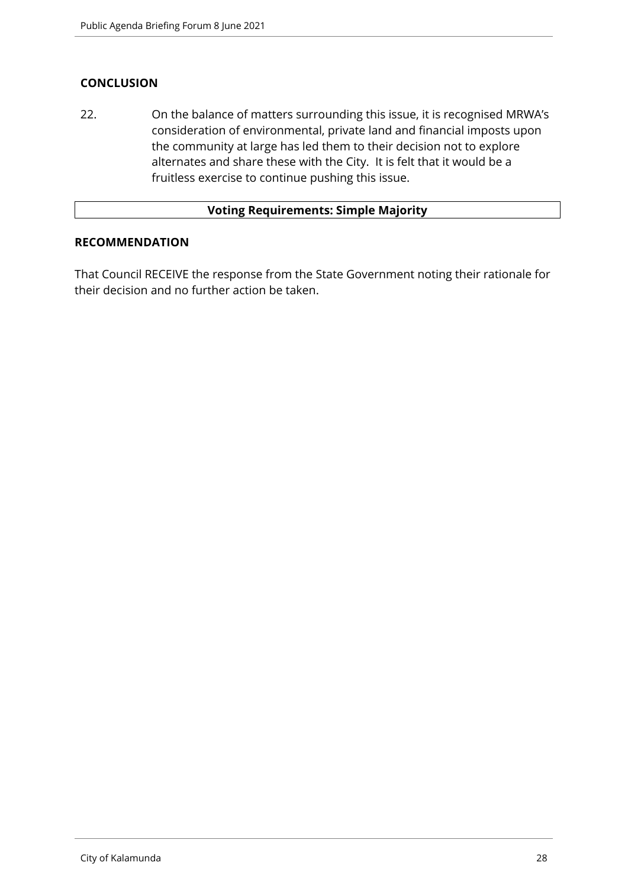**CONCLUSION**

22. On the balance of matters surrounding this issue, it is recognised MRWA's consideration of environmental, private land and financial imposts upon the community at large has led them to their decision not to explore alternates and share these with the City. It is felt that it would be a fruitless exercise to continue pushing this issue.

| **Voting Requirements: Simple Majority** |
| --- |

**RECOMMENDATION**

That Council RECEIVE the response from the State Government noting their rationale for their decision and no further action be taken.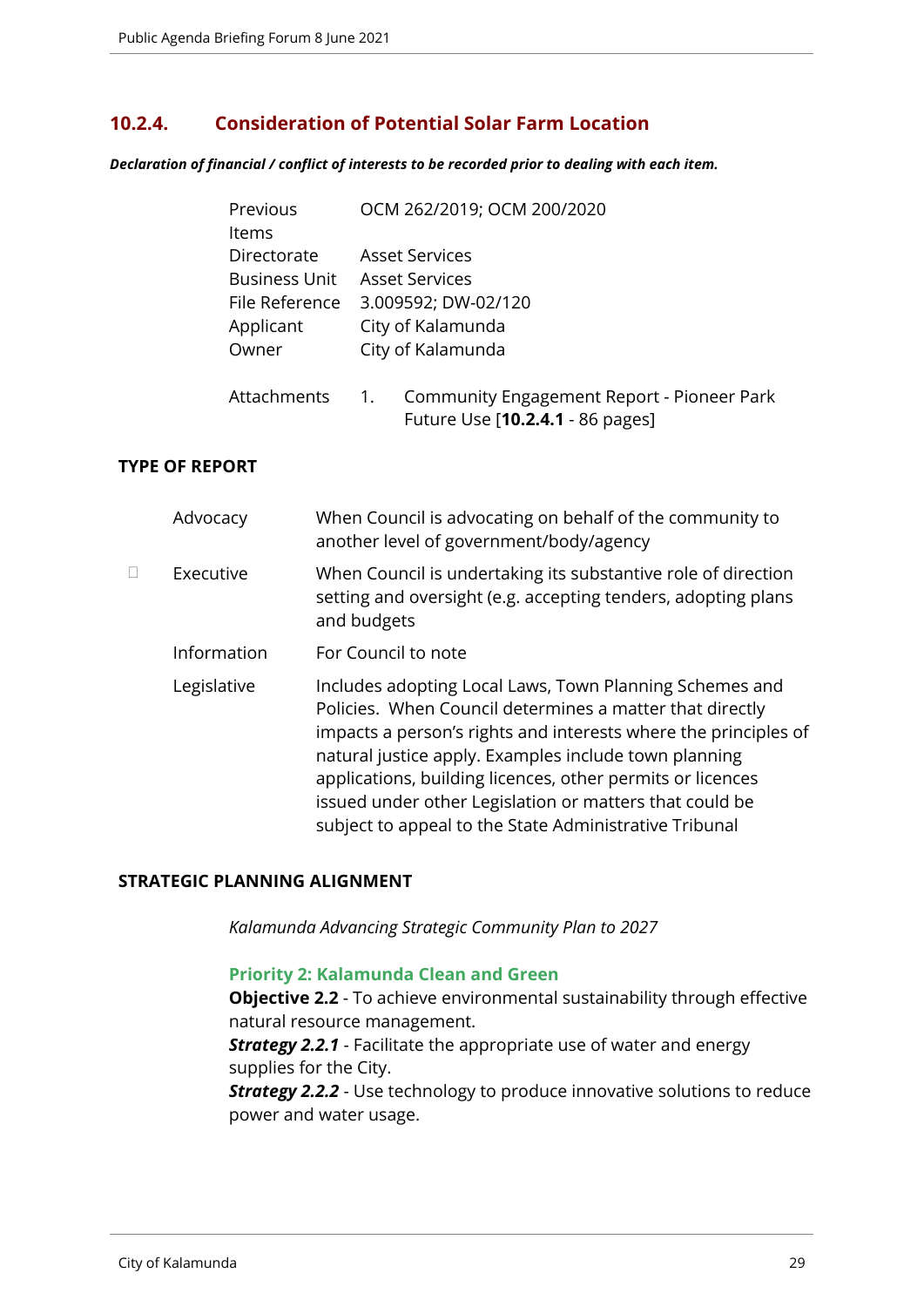## 10.2.4. Consideration of Potential Solar Farm Location

***Declaration of financial / conflict of interests to be recorded prior to dealing with each item.***

| | |
|---|---|
| Previous Items | OCM 262/2019; OCM 200/2020 |
| Directorate | Asset Services |
| Business Unit | Asset Services |
| File Reference | 3.009592; DW-02/120 |
| Applicant | City of Kalamunda |
| Owner | City of Kalamunda |
| Attachments | 1. Community Engagement Report - Pioneer Park Future Use [**10.2.4.1** - 86 pages] |

**TYPE OF REPORT**

| | | |
|---|---|---|
| | Advocacy | When Council is advocating on behalf of the community to another level of government/body/agency |
| ☐ | Executive | When Council is undertaking its substantive role of direction setting and oversight (e.g. accepting tenders, adopting plans and budgets |
| | Information | For Council to note |
| | Legislative | Includes adopting Local Laws, Town Planning Schemes and Policies. When Council determines a matter that directly impacts a person's rights and interests where the principles of natural justice apply. Examples include town planning applications, building licences, other permits or licences issued under other Legislation or matters that could be subject to appeal to the State Administrative Tribunal |

**STRATEGIC PLANNING ALIGNMENT**

*Kalamunda Advancing Strategic Community Plan to 2027*

**Priority 2: Kalamunda Clean and Green**
**Objective 2.2** - To achieve environmental sustainability through effective natural resource management.
***Strategy 2.2.1*** - Facilitate the appropriate use of water and energy supplies for the City.
***Strategy 2.2.2*** - Use technology to produce innovative solutions to reduce power and water usage.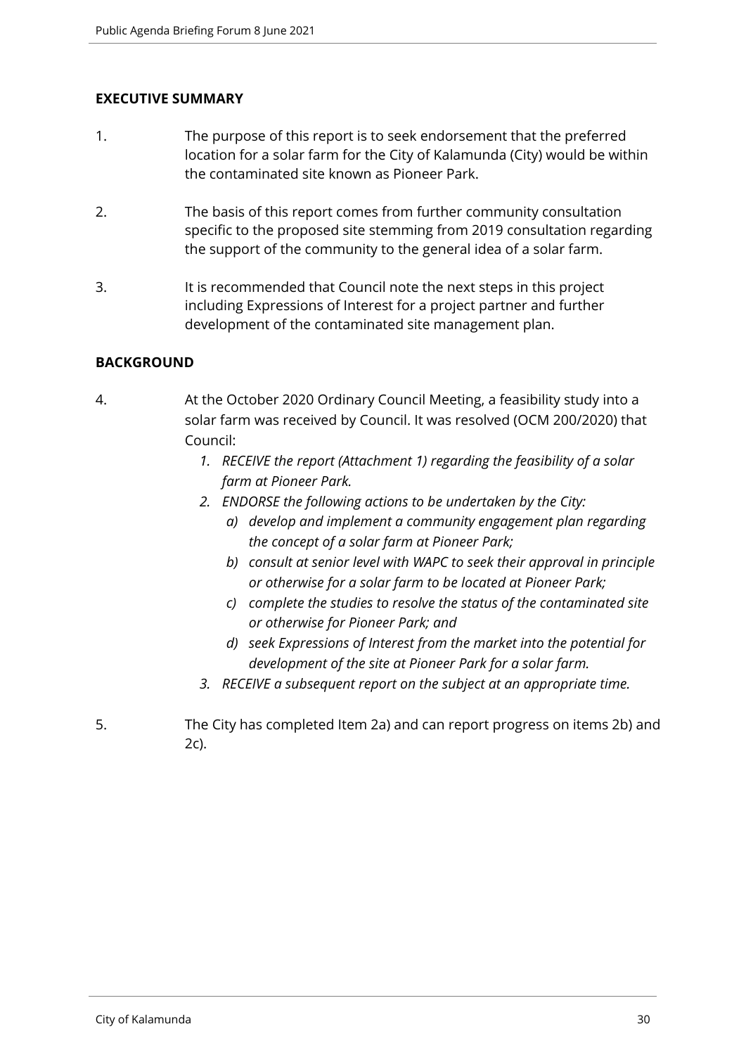## EXECUTIVE SUMMARY

1. The purpose of this report is to seek endorsement that the preferred location for a solar farm for the City of Kalamunda (City) would be within the contaminated site known as Pioneer Park.

2. The basis of this report comes from further community consultation specific to the proposed site stemming from 2019 consultation regarding the support of the community to the general idea of a solar farm.

3. It is recommended that Council note the next steps in this project including Expressions of Interest for a project partner and further development of the contaminated site management plan.

## BACKGROUND

4. At the October 2020 Ordinary Council Meeting, a feasibility study into a solar farm was received by Council. It was resolved (OCM 200/2020) that Council:
   1. *RECEIVE the report (Attachment 1) regarding the feasibility of a solar farm at Pioneer Park.*
   2. *ENDORSE the following actions to be undertaken by the City:*
      a) *develop and implement a community engagement plan regarding the concept of a solar farm at Pioneer Park;*
      b) *consult at senior level with WAPC to seek their approval in principle or otherwise for a solar farm to be located at Pioneer Park;*
      c) *complete the studies to resolve the status of the contaminated site or otherwise for Pioneer Park; and*
      d) *seek Expressions of Interest from the market into the potential for development of the site at Pioneer Park for a solar farm.*
   3. *RECEIVE a subsequent report on the subject at an appropriate time.*

5. The City has completed Item 2a) and can report progress on items 2b) and 2c).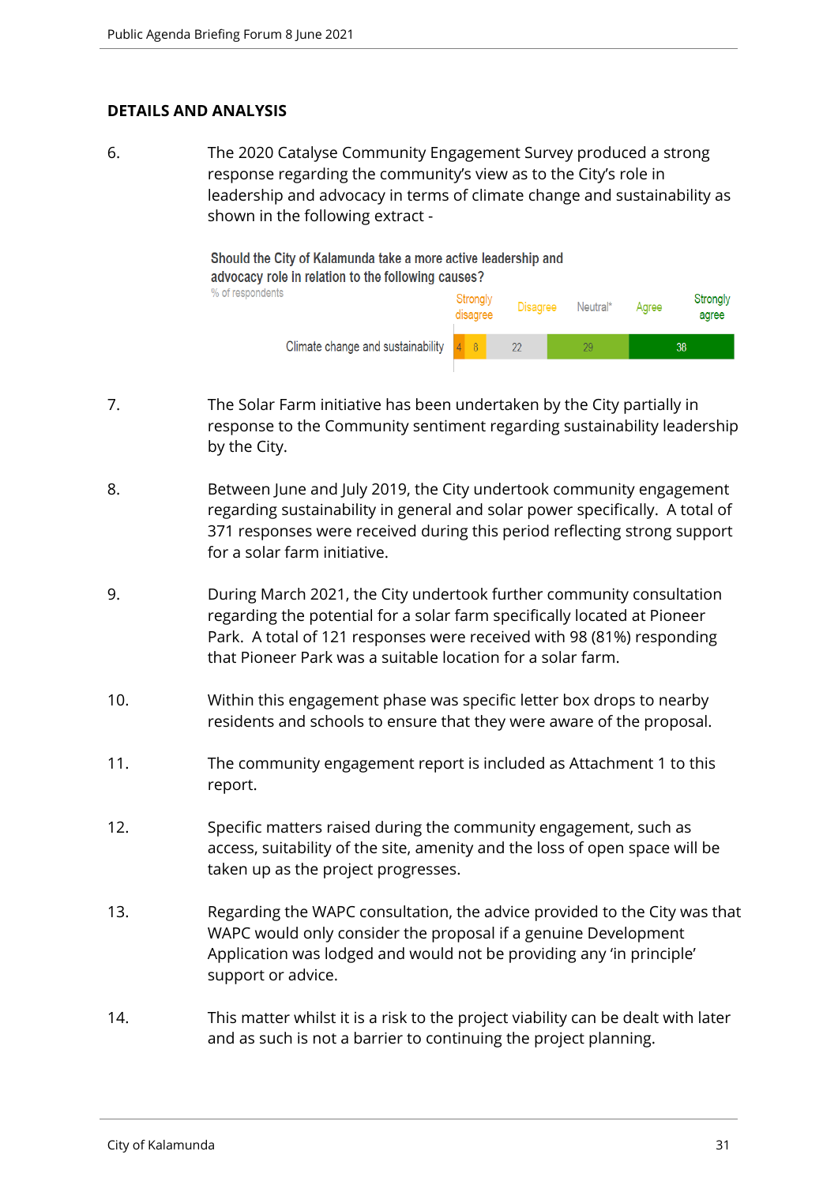## DETAILS AND ANALYSIS

6. The 2020 Catalyse Community Engagement Survey produced a strong response regarding the community's view as to the City's role in leadership and advocacy in terms of climate change and sustainability as shown in the following extract -

**Should the City of Kalamunda take a more active leadership and advocacy role in relation to the following causes?**

% of respondents

| | Strongly disagree | Disagree | Neutral* | Agree | Strongly agree |
|---|---|---|---|---|---|
| Climate change and sustainability | 4 | 8 | 22 | 29 | 38 |

7. The Solar Farm initiative has been undertaken by the City partially in response to the Community sentiment regarding sustainability leadership by the City.

8. Between June and July 2019, the City undertook community engagement regarding sustainability in general and solar power specifically. A total of 371 responses were received during this period reflecting strong support for a solar farm initiative.

9. During March 2021, the City undertook further community consultation regarding the potential for a solar farm specifically located at Pioneer Park. A total of 121 responses were received with 98 (81%) responding that Pioneer Park was a suitable location for a solar farm.

10. Within this engagement phase was specific letter box drops to nearby residents and schools to ensure that they were aware of the proposal.

11. The community engagement report is included as Attachment 1 to this report.

12. Specific matters raised during the community engagement, such as access, suitability of the site, amenity and the loss of open space will be taken up as the project progresses.

13. Regarding the WAPC consultation, the advice provided to the City was that WAPC would only consider the proposal if a genuine Development Application was lodged and would not be providing any 'in principle' support or advice.

14. This matter whilst it is a risk to the project viability can be dealt with later and as such is not a barrier to continuing the project planning.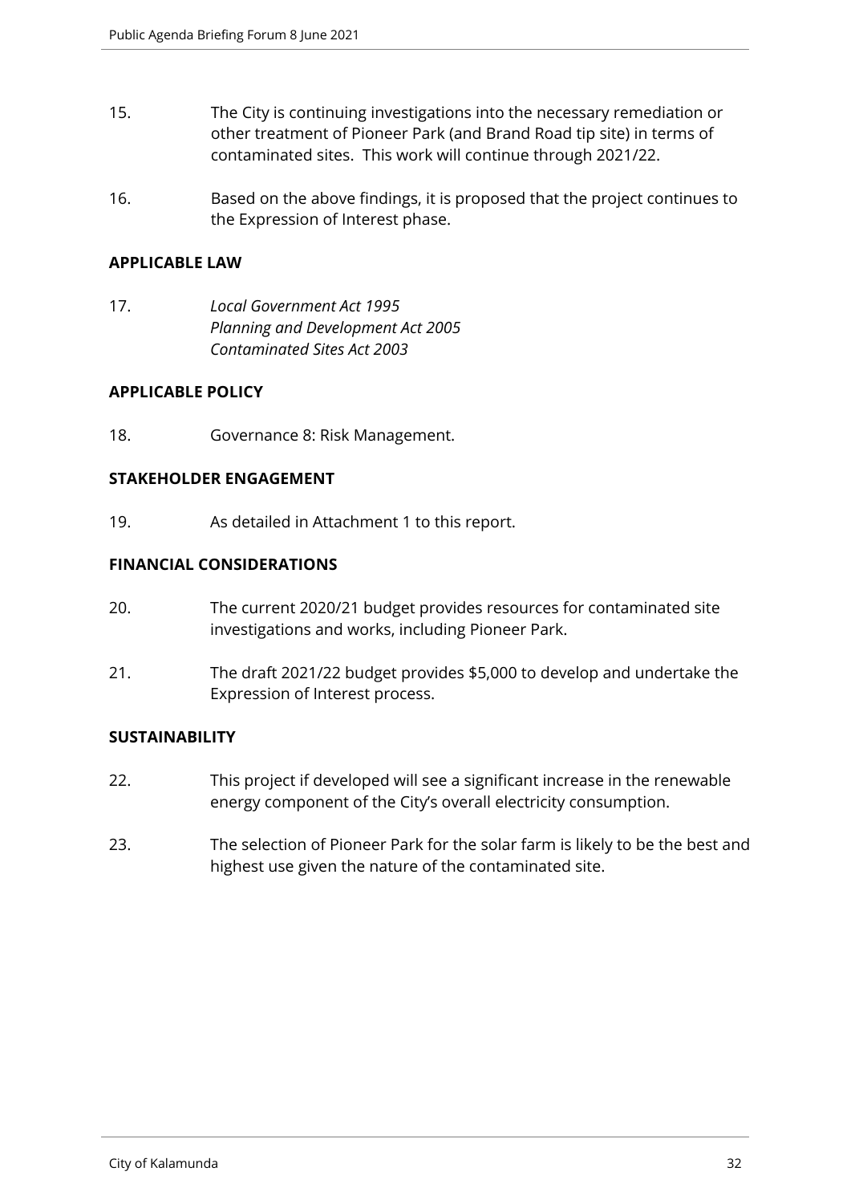15. The City is continuing investigations into the necessary remediation or other treatment of Pioneer Park (and Brand Road tip site) in terms of contaminated sites. This work will continue through 2021/22.

16. Based on the above findings, it is proposed that the project continues to the Expression of Interest phase.

**APPLICABLE LAW**

17. *Local Government Act 1995*
    *Planning and Development Act 2005*
    *Contaminated Sites Act 2003*

**APPLICABLE POLICY**

18. Governance 8: Risk Management.

**STAKEHOLDER ENGAGEMENT**

19. As detailed in Attachment 1 to this report.

**FINANCIAL CONSIDERATIONS**

20. The current 2020/21 budget provides resources for contaminated site investigations and works, including Pioneer Park.

21. The draft 2021/22 budget provides $5,000 to develop and undertake the Expression of Interest process.

**SUSTAINABILITY**

22. This project if developed will see a significant increase in the renewable energy component of the City's overall electricity consumption.

23. The selection of Pioneer Park for the solar farm is likely to be the best and highest use given the nature of the contaminated site.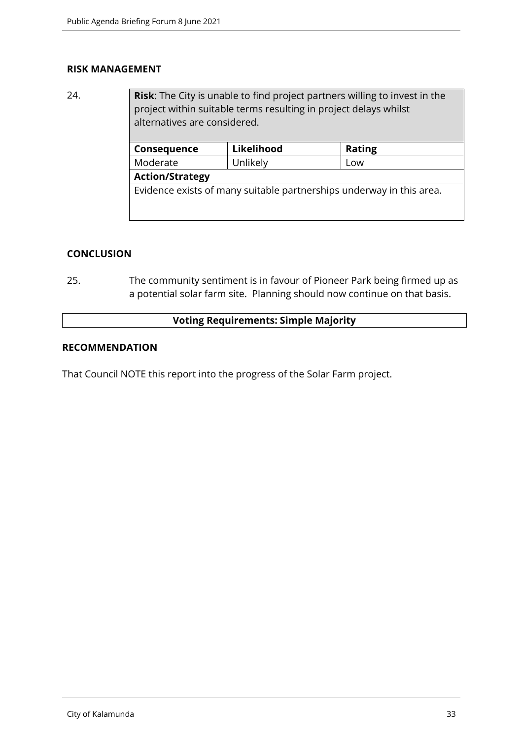## RISK MANAGEMENT

24.

| **Risk**: The City is unable to find project partners willing to invest in the project within suitable terms resulting in project delays whilst alternatives are considered. | | |
|---|---|---|
| **Consequence** | **Likelihood** | **Rating** |
| Moderate | Unlikely | Low |
| **Action/Strategy** | | |
| Evidence exists of many suitable partnerships underway in this area. | | |

## CONCLUSION

25. The community sentiment is in favour of Pioneer Park being firmed up as a potential solar farm site. Planning should now continue on that basis.

**Voting Requirements: Simple Majority**

## RECOMMENDATION

That Council NOTE this report into the progress of the Solar Farm project.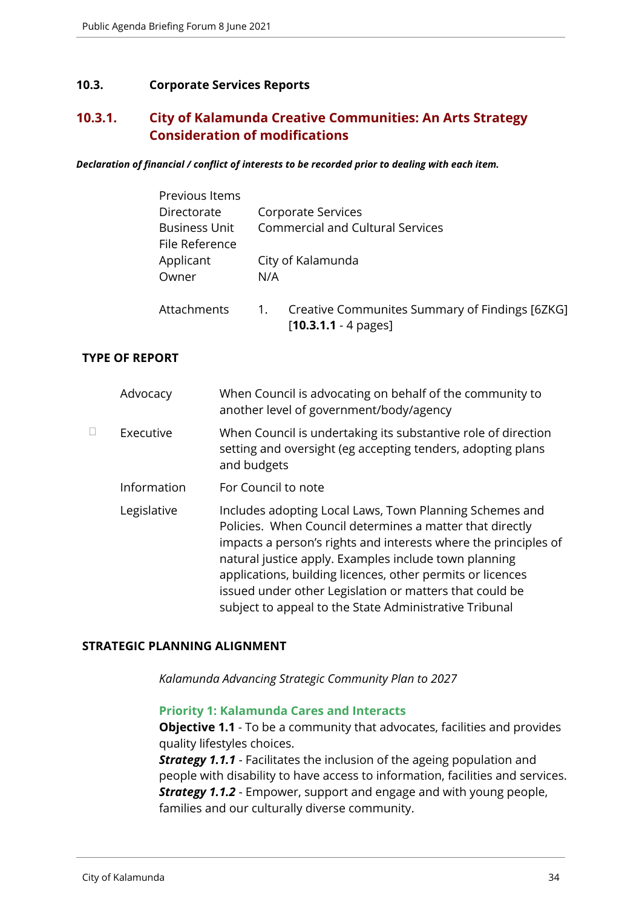## 10.3. Corporate Services Reports

### 10.3.1. City of Kalamunda Creative Communities: An Arts Strategy Consideration of modifications

***Declaration of financial / conflict of interests to be recorded prior to dealing with each item.***

| | |
|---|---|
| Previous Items | |
| Directorate | Corporate Services |
| Business Unit | Commercial and Cultural Services |
| File Reference | |
| Applicant | City of Kalamunda |
| Owner | N/A |
| Attachments | 1. Creative Communites Summary of Findings [6ZKG] [**10.3.1.1** - 4 pages] |

**TYPE OF REPORT**

| | | |
|---|---|---|
| | Advocacy | When Council is advocating on behalf of the community to another level of government/body/agency |
| ☐ | Executive | When Council is undertaking its substantive role of direction setting and oversight (eg accepting tenders, adopting plans and budgets |
| | Information | For Council to note |
| | Legislative | Includes adopting Local Laws, Town Planning Schemes and Policies. When Council determines a matter that directly impacts a person's rights and interests where the principles of natural justice apply. Examples include town planning applications, building licences, other permits or licences issued under other Legislation or matters that could be subject to appeal to the State Administrative Tribunal |

**STRATEGIC PLANNING ALIGNMENT**

*Kalamunda Advancing Strategic Community Plan to 2027*

**Priority 1: Kalamunda Cares and Interacts**
**Objective 1.1** - To be a community that advocates, facilities and provides quality lifestyles choices.
***Strategy 1.1.1*** - Facilitates the inclusion of the ageing population and people with disability to have access to information, facilities and services.
***Strategy 1.1.2*** - Empower, support and engage and with young people, families and our culturally diverse community.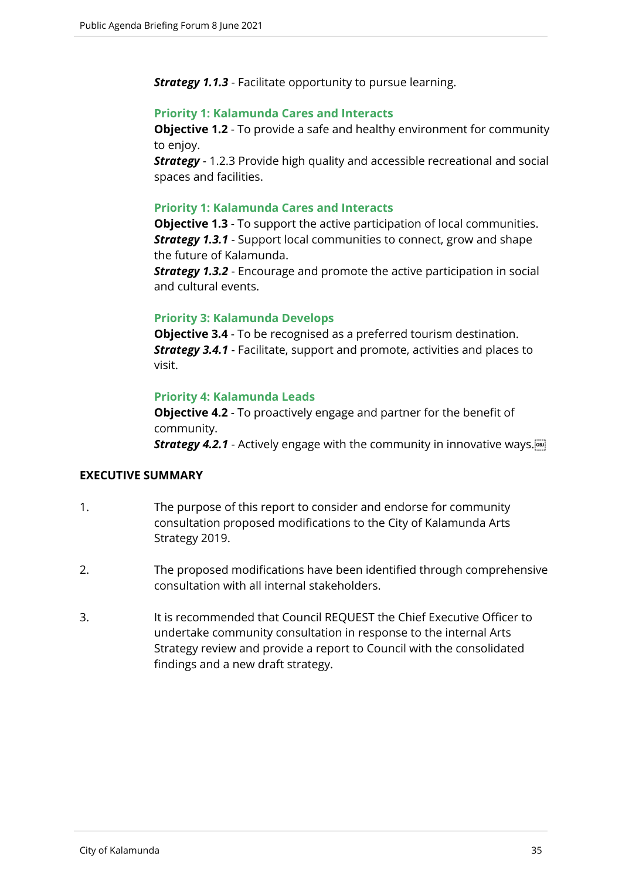***Strategy 1.1.3*** - Facilitate opportunity to pursue learning.

**Priority 1: Kalamunda Cares and Interacts**
**Objective 1.2** - To provide a safe and healthy environment for community to enjoy.
***Strategy*** - 1.2.3 Provide high quality and accessible recreational and social spaces and facilities.

**Priority 1: Kalamunda Cares and Interacts**
**Objective 1.3** - To support the active participation of local communities.
***Strategy 1.3.1*** - Support local communities to connect, grow and shape the future of Kalamunda.
***Strategy 1.3.2*** - Encourage and promote the active participation in social and cultural events.

**Priority 3: Kalamunda Develops**
**Objective 3.4** - To be recognised as a preferred tourism destination.
***Strategy 3.4.1*** - Facilitate, support and promote, activities and places to visit.

**Priority 4: Kalamunda Leads**
**Objective 4.2** - To proactively engage and partner for the benefit of community.
***Strategy 4.2.1*** - Actively engage with the community in innovative ways.

## EXECUTIVE SUMMARY

1. The purpose of this report to consider and endorse for community consultation proposed modifications to the City of Kalamunda Arts Strategy 2019.

2. The proposed modifications have been identified through comprehensive consultation with all internal stakeholders.

3. It is recommended that Council REQUEST the Chief Executive Officer to undertake community consultation in response to the internal Arts Strategy review and provide a report to Council with the consolidated findings and a new draft strategy.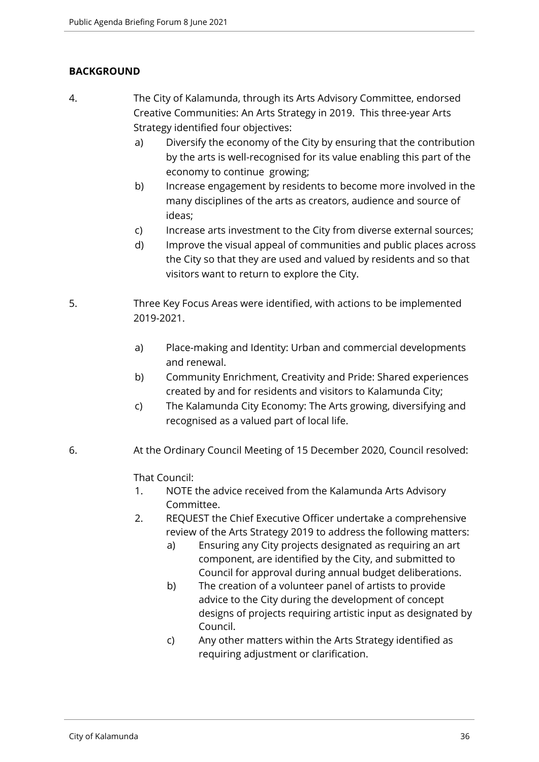## BACKGROUND

4. The City of Kalamunda, through its Arts Advisory Committee, endorsed Creative Communities: An Arts Strategy in 2019. This three-year Arts Strategy identified four objectives:
   a) Diversify the economy of the City by ensuring that the contribution by the arts is well-recognised for its value enabling this part of the economy to continue growing;
   b) Increase engagement by residents to become more involved in the many disciplines of the arts as creators, audience and source of ideas;
   c) Increase arts investment to the City from diverse external sources;
   d) Improve the visual appeal of communities and public places across the City so that they are used and valued by residents and so that visitors want to return to explore the City.

5. Three Key Focus Areas were identified, with actions to be implemented 2019-2021.

   a) Place-making and Identity: Urban and commercial developments and renewal.
   b) Community Enrichment, Creativity and Pride: Shared experiences created by and for residents and visitors to Kalamunda City;
   c) The Kalamunda City Economy: The Arts growing, diversifying and recognised as a valued part of local life.

6. At the Ordinary Council Meeting of 15 December 2020, Council resolved:

   That Council:
   1. NOTE the advice received from the Kalamunda Arts Advisory Committee.
   2. REQUEST the Chief Executive Officer undertake a comprehensive review of the Arts Strategy 2019 to address the following matters:
      a) Ensuring any City projects designated as requiring an art component, are identified by the City, and submitted to Council for approval during annual budget deliberations.
      b) The creation of a volunteer panel of artists to provide advice to the City during the development of concept designs of projects requiring artistic input as designated by Council.
      c) Any other matters within the Arts Strategy identified as requiring adjustment or clarification.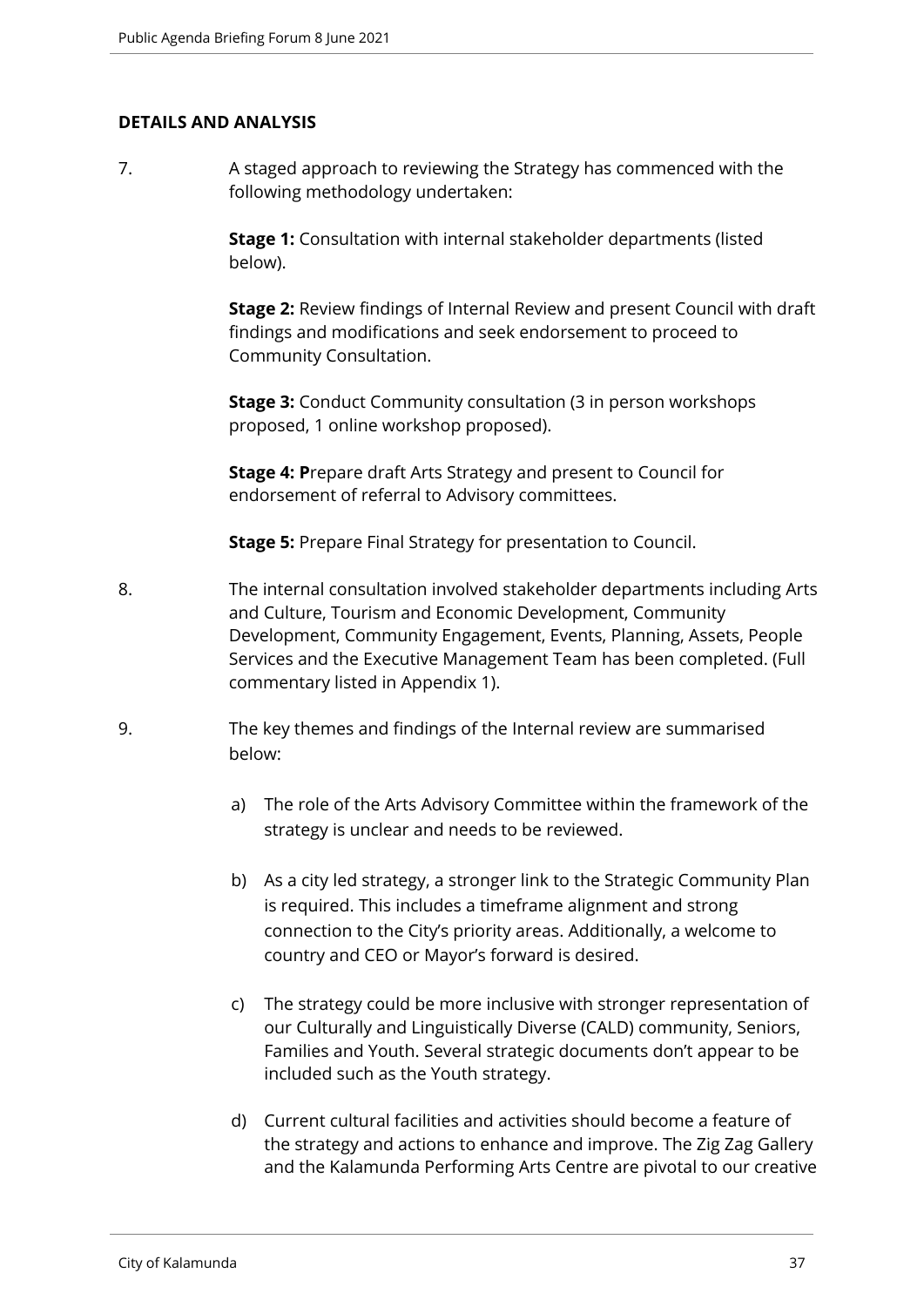## DETAILS AND ANALYSIS

7. A staged approach to reviewing the Strategy has commenced with the following methodology undertaken:

   **Stage 1:** Consultation with internal stakeholder departments (listed below).

   **Stage 2:** Review findings of Internal Review and present Council with draft findings and modifications and seek endorsement to proceed to Community Consultation.

   **Stage 3:** Conduct Community consultation (3 in person workshops proposed, 1 online workshop proposed).

   **Stage 4: P**repare draft Arts Strategy and present to Council for endorsement of referral to Advisory committees.

   **Stage 5:** Prepare Final Strategy for presentation to Council.

8. The internal consultation involved stakeholder departments including Arts and Culture, Tourism and Economic Development, Community Development, Community Engagement, Events, Planning, Assets, People Services and the Executive Management Team has been completed. (Full commentary listed in Appendix 1).

9. The key themes and findings of the Internal review are summarised below:

   a) The role of the Arts Advisory Committee within the framework of the strategy is unclear and needs to be reviewed.

   b) As a city led strategy, a stronger link to the Strategic Community Plan is required. This includes a timeframe alignment and strong connection to the City's priority areas. Additionally, a welcome to country and CEO or Mayor's forward is desired.

   c) The strategy could be more inclusive with stronger representation of our Culturally and Linguistically Diverse (CALD) community, Seniors, Families and Youth. Several strategic documents don't appear to be included such as the Youth strategy.

   d) Current cultural facilities and activities should become a feature of the strategy and actions to enhance and improve. The Zig Zag Gallery and the Kalamunda Performing Arts Centre are pivotal to our creative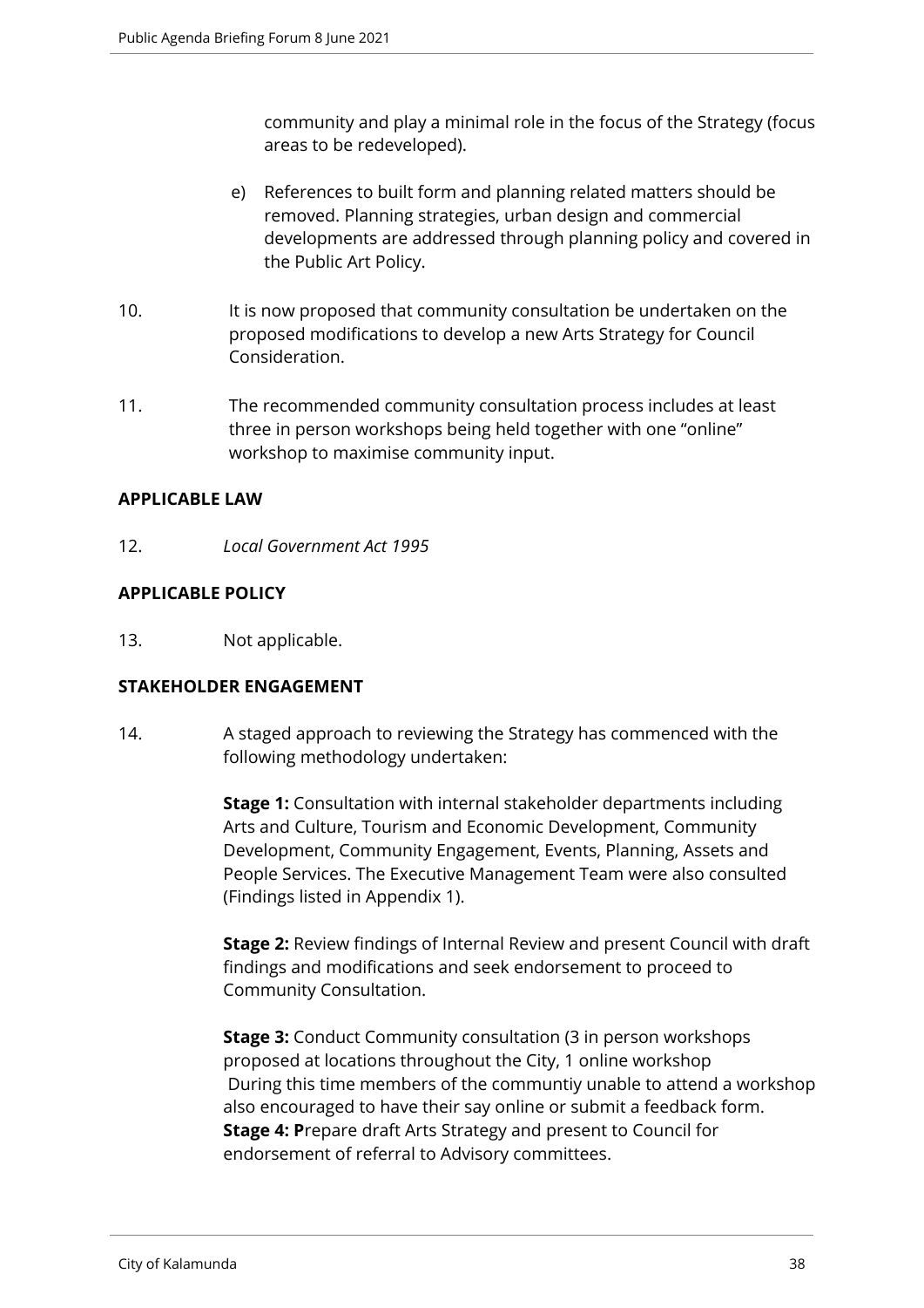community and play a minimal role in the focus of the Strategy (focus areas to be redeveloped).

e) References to built form and planning related matters should be removed. Planning strategies, urban design and commercial developments are addressed through planning policy and covered in the Public Art Policy.

10. It is now proposed that community consultation be undertaken on the proposed modifications to develop a new Arts Strategy for Council Consideration.

11. The recommended community consultation process includes at least three in person workshops being held together with one "online" workshop to maximise community input.

**APPLICABLE LAW**

12. *Local Government Act 1995*

**APPLICABLE POLICY**

13. Not applicable.

**STAKEHOLDER ENGAGEMENT**

14. A staged approach to reviewing the Strategy has commenced with the following methodology undertaken:

**Stage 1:** Consultation with internal stakeholder departments including Arts and Culture, Tourism and Economic Development, Community Development, Community Engagement, Events, Planning, Assets and People Services. The Executive Management Team were also consulted (Findings listed in Appendix 1).

**Stage 2:** Review findings of Internal Review and present Council with draft findings and modifications and seek endorsement to proceed to Community Consultation.

**Stage 3:** Conduct Community consultation (3 in person workshops proposed at locations throughout the City, 1 online workshop During this time members of the communtiy unable to attend a workshop also encouraged to have their say online or submit a feedback form.
**Stage 4: P**repare draft Arts Strategy and present to Council for endorsement of referral to Advisory committees.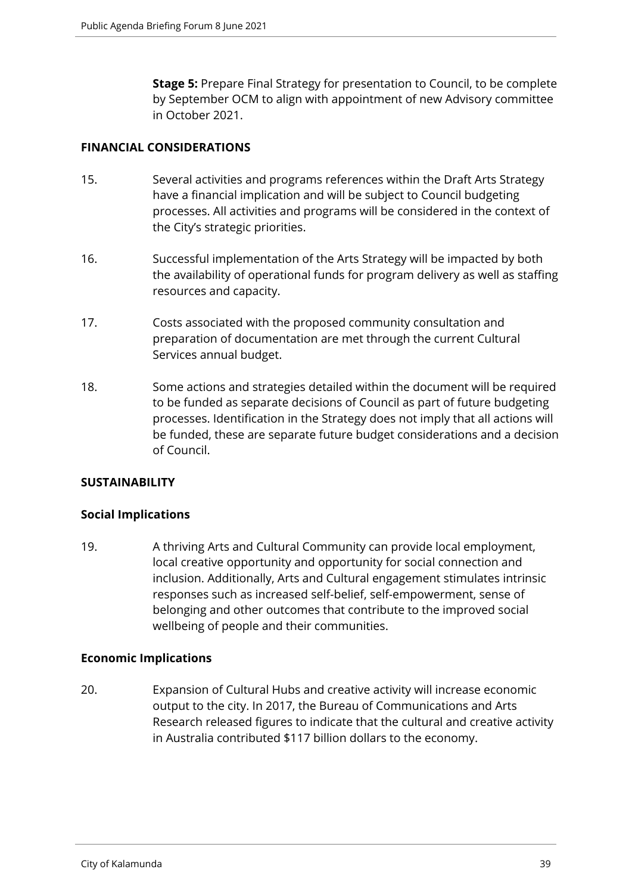**Stage 5:** Prepare Final Strategy for presentation to Council, to be complete by September OCM to align with appointment of new Advisory committee in October 2021.

## FINANCIAL CONSIDERATIONS

15. Several activities and programs references within the Draft Arts Strategy have a financial implication and will be subject to Council budgeting processes. All activities and programs will be considered in the context of the City's strategic priorities.

16. Successful implementation of the Arts Strategy will be impacted by both the availability of operational funds for program delivery as well as staffing resources and capacity.

17. Costs associated with the proposed community consultation and preparation of documentation are met through the current Cultural Services annual budget.

18. Some actions and strategies detailed within the document will be required to be funded as separate decisions of Council as part of future budgeting processes. Identification in the Strategy does not imply that all actions will be funded, these are separate future budget considerations and a decision of Council.

## SUSTAINABILITY

### Social Implications

19. A thriving Arts and Cultural Community can provide local employment, local creative opportunity and opportunity for social connection and inclusion. Additionally, Arts and Cultural engagement stimulates intrinsic responses such as increased self-belief, self-empowerment, sense of belonging and other outcomes that contribute to the improved social wellbeing of people and their communities.

### Economic Implications

20. Expansion of Cultural Hubs and creative activity will increase economic output to the city. In 2017, the Bureau of Communications and Arts Research released figures to indicate that the cultural and creative activity in Australia contributed $117 billion dollars to the economy.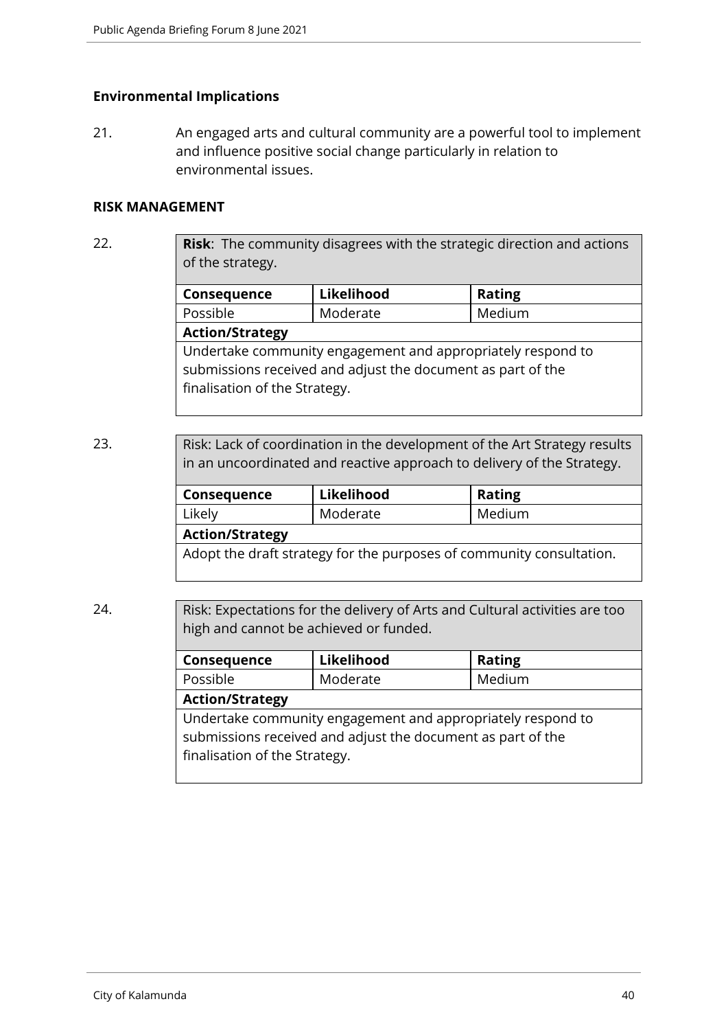**Environmental Implications**

21. An engaged arts and cultural community are a powerful tool to implement and influence positive social change particularly in relation to environmental issues.

**RISK MANAGEMENT**

22.

| **Risk**: The community disagrees with the strategic direction and actions of the strategy. | | |
|---|---|---|
| **Consequence** | **Likelihood** | **Rating** |
| Possible | Moderate | Medium |
| **Action/Strategy** | | |
| Undertake community engagement and appropriately respond to submissions received and adjust the document as part of the finalisation of the Strategy. | | |

23.

| Risk: Lack of coordination in the development of the Art Strategy results in an uncoordinated and reactive approach to delivery of the Strategy. | | |
|---|---|---|
| **Consequence** | **Likelihood** | **Rating** |
| Likely | Moderate | Medium |
| **Action/Strategy** | | |
| Adopt the draft strategy for the purposes of community consultation. | | |

24.

| Risk: Expectations for the delivery of Arts and Cultural activities are too high and cannot be achieved or funded. | | |
|---|---|---|
| **Consequence** | **Likelihood** | **Rating** |
| Possible | Moderate | Medium |
| **Action/Strategy** | | |
| Undertake community engagement and appropriately respond to submissions received and adjust the document as part of the finalisation of the Strategy. | | |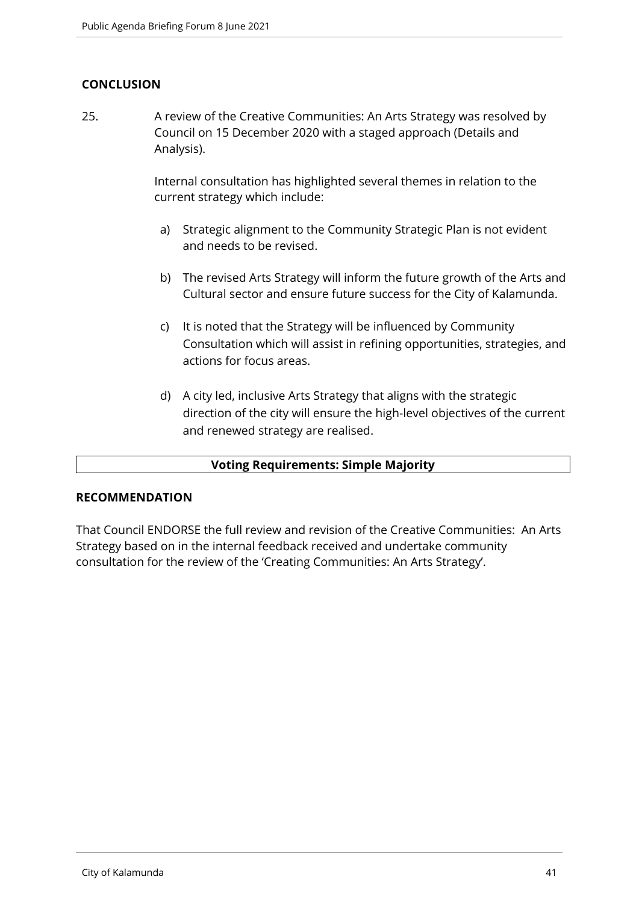## CONCLUSION

25. A review of the Creative Communities: An Arts Strategy was resolved by Council on 15 December 2020 with a staged approach (Details and Analysis).

    Internal consultation has highlighted several themes in relation to the current strategy which include:

    a) Strategic alignment to the Community Strategic Plan is not evident and needs to be revised.

    b) The revised Arts Strategy will inform the future growth of the Arts and Cultural sector and ensure future success for the City of Kalamunda.

    c) It is noted that the Strategy will be influenced by Community Consultation which will assist in refining opportunities, strategies, and actions for focus areas.

    d) A city led, inclusive Arts Strategy that aligns with the strategic direction of the city will ensure the high-level objectives of the current and renewed strategy are realised.

| **Voting Requirements: Simple Majority** |
| --- |

## RECOMMENDATION

That Council ENDORSE the full review and revision of the Creative Communities: An Arts Strategy based on in the internal feedback received and undertake community consultation for the review of the 'Creating Communities: An Arts Strategy'.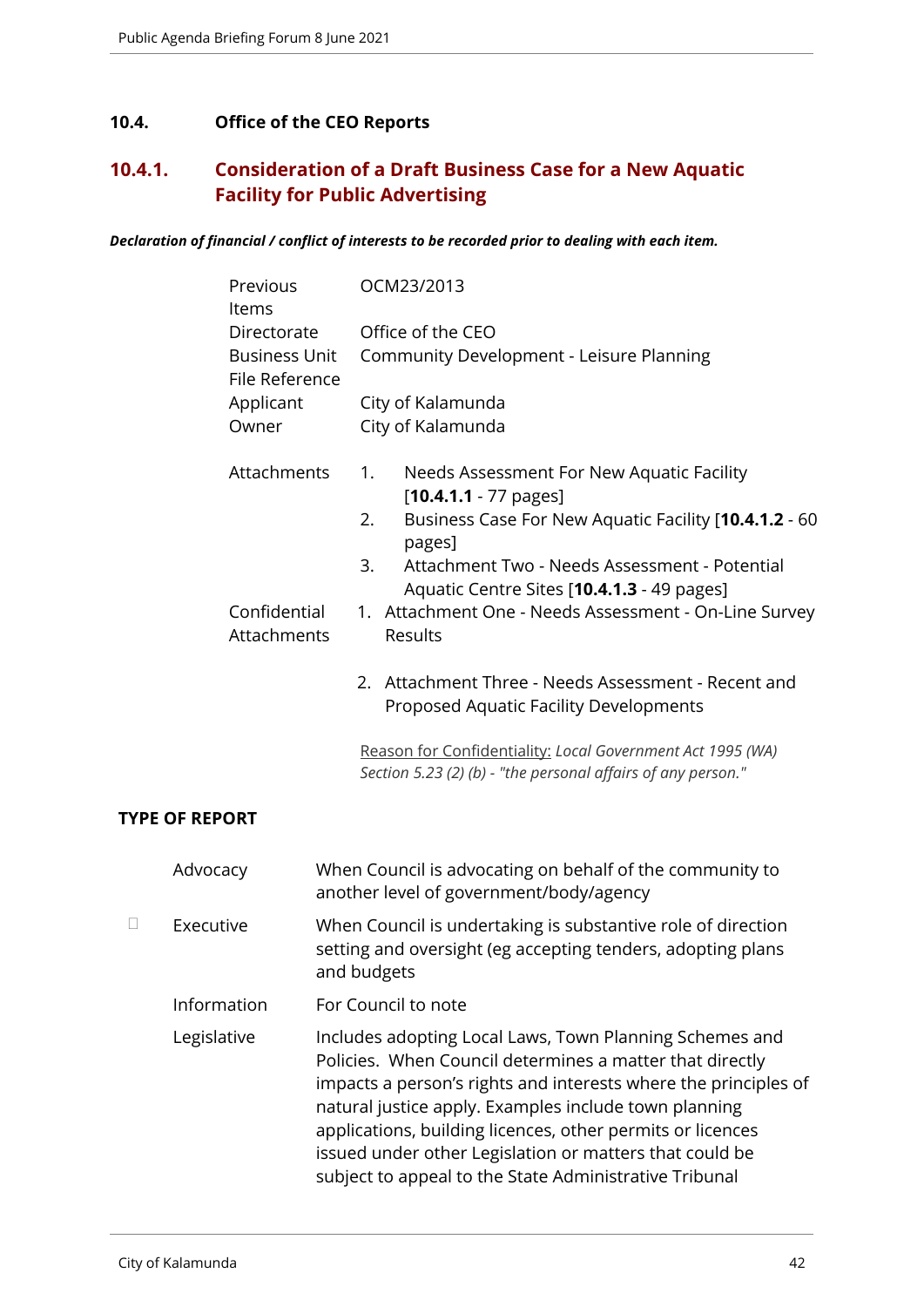## 10.4. Office of the CEO Reports

### 10.4.1. Consideration of a Draft Business Case for a New Aquatic Facility for Public Advertising

***Declaration of financial / conflict of interests to be recorded prior to dealing with each item.***

| | |
|---|---|
| Previous Items | OCM23/2013 |
| Directorate | Office of the CEO |
| Business Unit | Community Development - Leisure Planning |
| File Reference | |
| Applicant | City of Kalamunda |
| Owner | City of Kalamunda |
| Attachments | 1. Needs Assessment For New Aquatic Facility [**10.4.1.1** - 77 pages]<br>2. Business Case For New Aquatic Facility [**10.4.1.2** - 60 pages]<br>3. Attachment Two - Needs Assessment - Potential Aquatic Centre Sites [**10.4.1.3** - 49 pages] |
| Confidential Attachments | 1. Attachment One - Needs Assessment - On-Line Survey Results<br>2. Attachment Three - Needs Assessment - Recent and Proposed Aquatic Facility Developments |

Reason for Confidentiality: *Local Government Act 1995 (WA) Section 5.23 (2) (b) - "the personal affairs of any person."*

**TYPE OF REPORT**

| | | |
|---|---|---|
| | Advocacy | When Council is advocating on behalf of the community to another level of government/body/agency |
| ☐ | Executive | When Council is undertaking is substantive role of direction setting and oversight (eg accepting tenders, adopting plans and budgets |
| | Information | For Council to note |
| | Legislative | Includes adopting Local Laws, Town Planning Schemes and Policies. When Council determines a matter that directly impacts a person's rights and interests where the principles of natural justice apply. Examples include town planning applications, building licences, other permits or licences issued under other Legislation or matters that could be subject to appeal to the State Administrative Tribunal |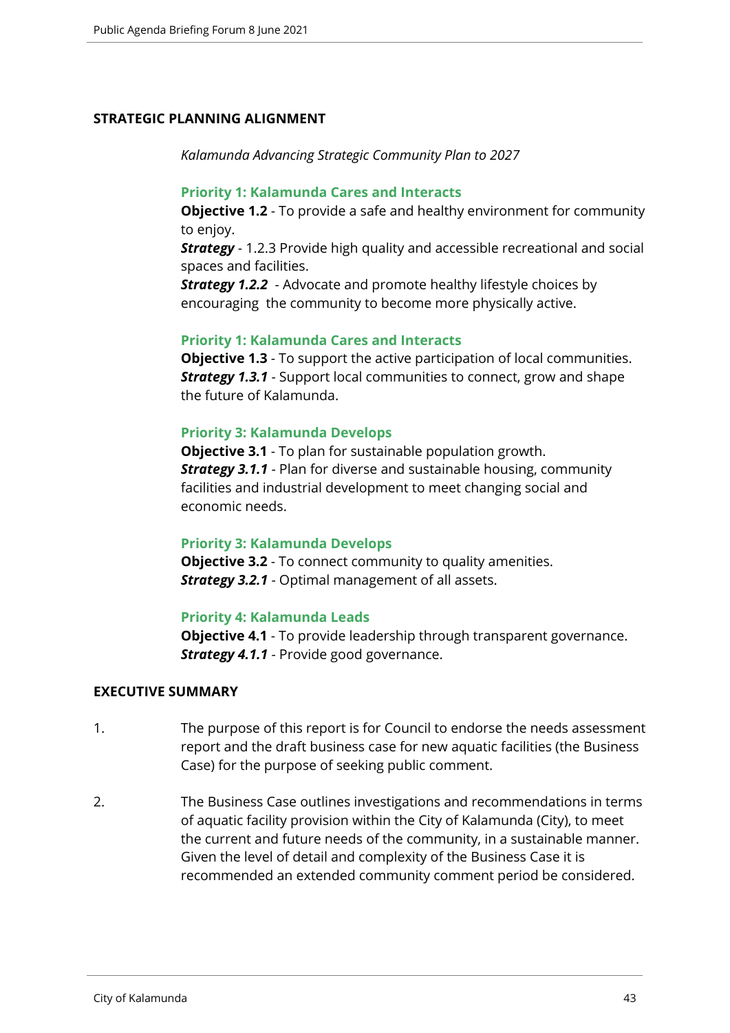## STRATEGIC PLANNING ALIGNMENT

*Kalamunda Advancing Strategic Community Plan to 2027*

**Priority 1: Kalamunda Cares and Interacts**
**Objective 1.2** - To provide a safe and healthy environment for community to enjoy.
***Strategy*** - 1.2.3 Provide high quality and accessible recreational and social spaces and facilities.
***Strategy 1.2.2*** - Advocate and promote healthy lifestyle choices by encouraging the community to become more physically active.

**Priority 1: Kalamunda Cares and Interacts**
**Objective 1.3** - To support the active participation of local communities.
***Strategy 1.3.1*** - Support local communities to connect, grow and shape the future of Kalamunda.

**Priority 3: Kalamunda Develops**
**Objective 3.1** - To plan for sustainable population growth.
***Strategy 3.1.1*** - Plan for diverse and sustainable housing, community facilities and industrial development to meet changing social and economic needs.

**Priority 3: Kalamunda Develops**
**Objective 3.2** - To connect community to quality amenities.
***Strategy 3.2.1*** - Optimal management of all assets.

**Priority 4: Kalamunda Leads**
**Objective 4.1** - To provide leadership through transparent governance.
***Strategy 4.1.1*** - Provide good governance.

## EXECUTIVE SUMMARY

1. The purpose of this report is for Council to endorse the needs assessment report and the draft business case for new aquatic facilities (the Business Case) for the purpose of seeking public comment.

2. The Business Case outlines investigations and recommendations in terms of aquatic facility provision within the City of Kalamunda (City), to meet the current and future needs of the community, in a sustainable manner. Given the level of detail and complexity of the Business Case it is recommended an extended community comment period be considered.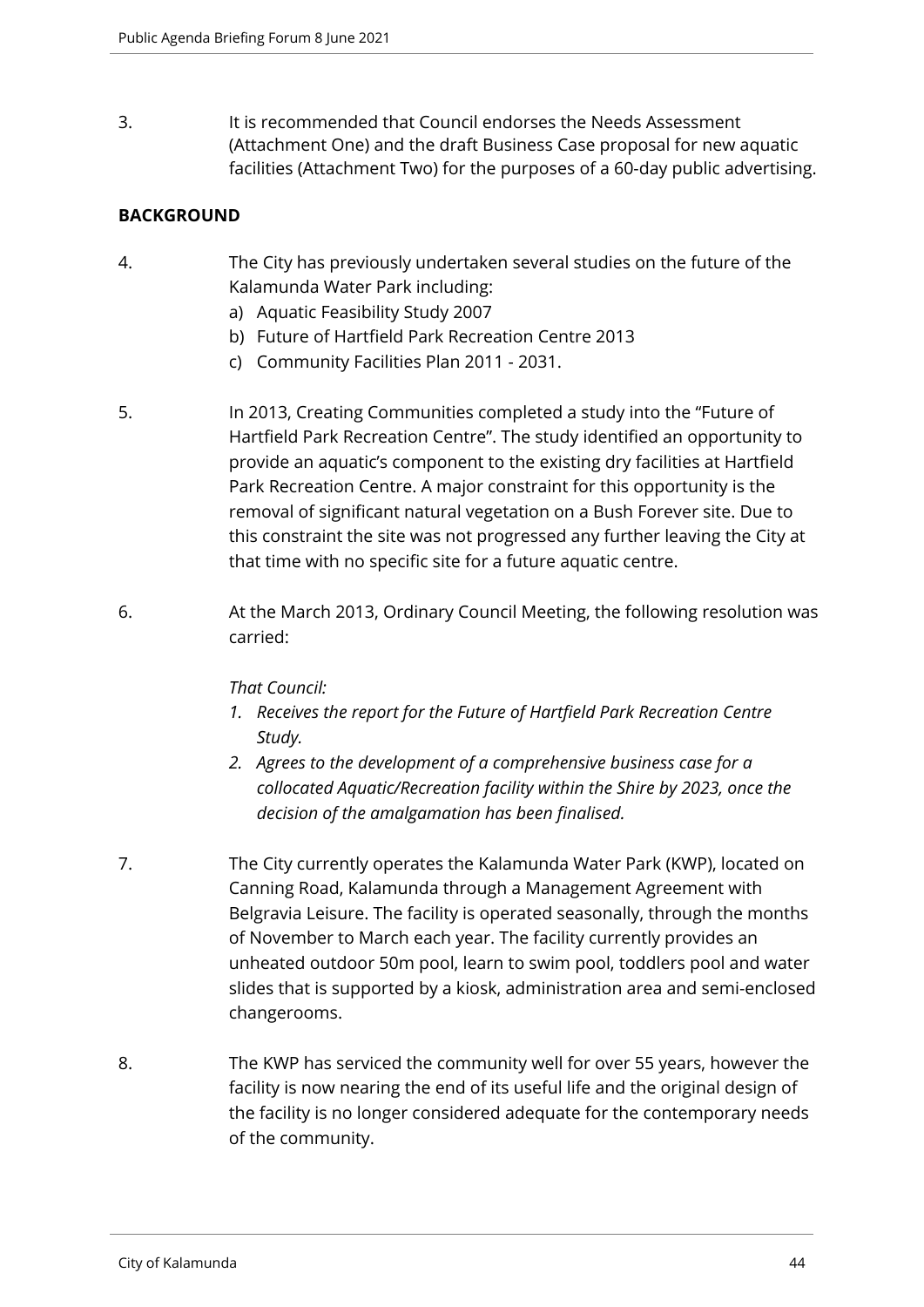3. It is recommended that Council endorses the Needs Assessment (Attachment One) and the draft Business Case proposal for new aquatic facilities (Attachment Two) for the purposes of a 60-day public advertising.

**BACKGROUND**

4. The City has previously undertaken several studies on the future of the Kalamunda Water Park including:
   a) Aquatic Feasibility Study 2007
   b) Future of Hartfield Park Recreation Centre 2013
   c) Community Facilities Plan 2011 - 2031.

5. In 2013, Creating Communities completed a study into the "Future of Hartfield Park Recreation Centre". The study identified an opportunity to provide an aquatic's component to the existing dry facilities at Hartfield Park Recreation Centre. A major constraint for this opportunity is the removal of significant natural vegetation on a Bush Forever site. Due to this constraint the site was not progressed any further leaving the City at that time with no specific site for a future aquatic centre.

6. At the March 2013, Ordinary Council Meeting, the following resolution was carried:

   *That Council:*
   1. *Receives the report for the Future of Hartfield Park Recreation Centre Study.*
   2. *Agrees to the development of a comprehensive business case for a collocated Aquatic/Recreation facility within the Shire by 2023, once the decision of the amalgamation has been finalised.*

7. The City currently operates the Kalamunda Water Park (KWP), located on Canning Road, Kalamunda through a Management Agreement with Belgravia Leisure. The facility is operated seasonally, through the months of November to March each year. The facility currently provides an unheated outdoor 50m pool, learn to swim pool, toddlers pool and water slides that is supported by a kiosk, administration area and semi-enclosed changerooms.

8. The KWP has serviced the community well for over 55 years, however the facility is now nearing the end of its useful life and the original design of the facility is no longer considered adequate for the contemporary needs of the community.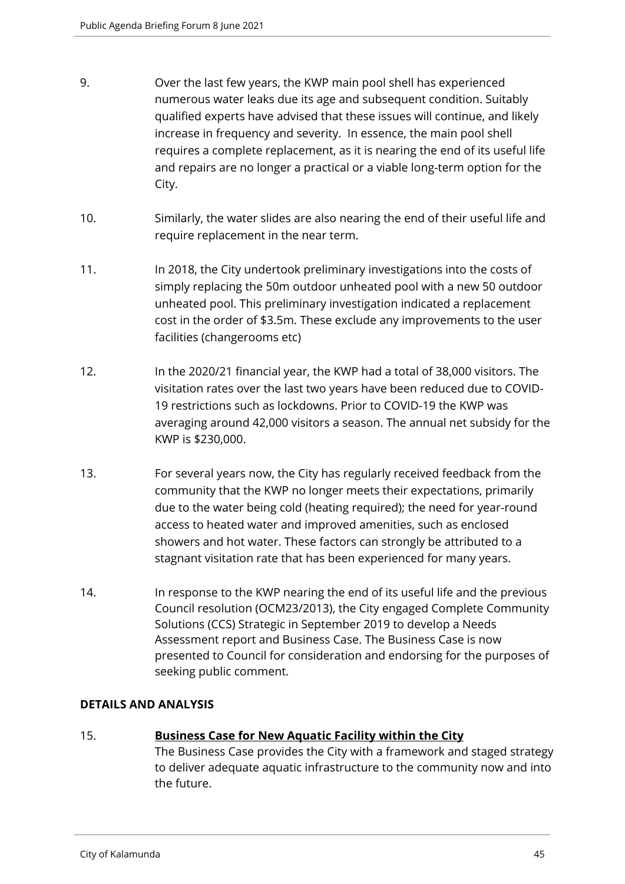9. Over the last few years, the KWP main pool shell has experienced numerous water leaks due its age and subsequent condition. Suitably qualified experts have advised that these issues will continue, and likely increase in frequency and severity. In essence, the main pool shell requires a complete replacement, as it is nearing the end of its useful life and repairs are no longer a practical or a viable long-term option for the City.

10. Similarly, the water slides are also nearing the end of their useful life and require replacement in the near term.

11. In 2018, the City undertook preliminary investigations into the costs of simply replacing the 50m outdoor unheated pool with a new 50 outdoor unheated pool. This preliminary investigation indicated a replacement cost in the order of $3.5m. These exclude any improvements to the user facilities (changerooms etc)

12. In the 2020/21 financial year, the KWP had a total of 38,000 visitors. The visitation rates over the last two years have been reduced due to COVID-19 restrictions such as lockdowns. Prior to COVID-19 the KWP was averaging around 42,000 visitors a season. The annual net subsidy for the KWP is $230,000.

13. For several years now, the City has regularly received feedback from the community that the KWP no longer meets their expectations, primarily due to the water being cold (heating required); the need for year-round access to heated water and improved amenities, such as enclosed showers and hot water. These factors can strongly be attributed to a stagnant visitation rate that has been experienced for many years.

14. In response to the KWP nearing the end of its useful life and the previous Council resolution (OCM23/2013), the City engaged Complete Community Solutions (CCS) Strategic in September 2019 to develop a Needs Assessment report and Business Case. The Business Case is now presented to Council for consideration and endorsing for the purposes of seeking public comment.

## DETAILS AND ANALYSIS

15. **Business Case for New Aquatic Facility within the City**

    The Business Case provides the City with a framework and staged strategy to deliver adequate aquatic infrastructure to the community now and into the future.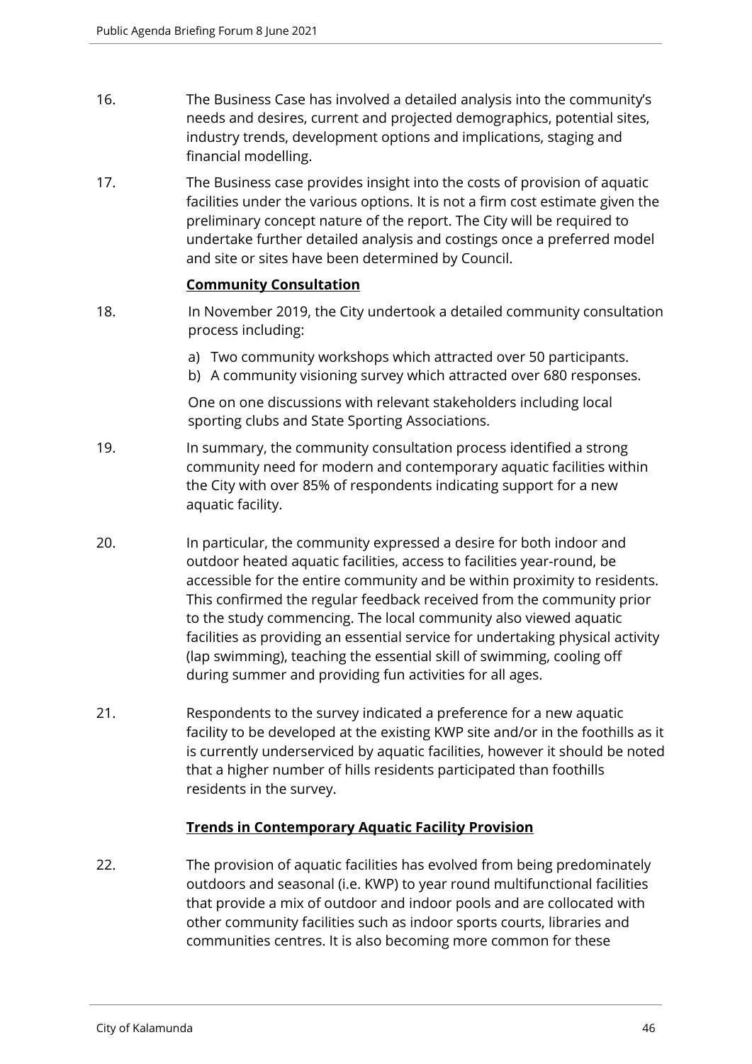16. The Business Case has involved a detailed analysis into the community's needs and desires, current and projected demographics, potential sites, industry trends, development options and implications, staging and financial modelling.

17. The Business case provides insight into the costs of provision of aquatic facilities under the various options. It is not a firm cost estimate given the preliminary concept nature of the report. The City will be required to undertake further detailed analysis and costings once a preferred model and site or sites have been determined by Council.

**Community Consultation**

18. In November 2019, the City undertook a detailed community consultation process including:

    a) Two community workshops which attracted over 50 participants.
    b) A community visioning survey which attracted over 680 responses.

    One on one discussions with relevant stakeholders including local sporting clubs and State Sporting Associations.

19. In summary, the community consultation process identified a strong community need for modern and contemporary aquatic facilities within the City with over 85% of respondents indicating support for a new aquatic facility.

20. In particular, the community expressed a desire for both indoor and outdoor heated aquatic facilities, access to facilities year-round, be accessible for the entire community and be within proximity to residents. This confirmed the regular feedback received from the community prior to the study commencing. The local community also viewed aquatic facilities as providing an essential service for undertaking physical activity (lap swimming), teaching the essential skill of swimming, cooling off during summer and providing fun activities for all ages.

21. Respondents to the survey indicated a preference for a new aquatic facility to be developed at the existing KWP site and/or in the foothills as it is currently underserviced by aquatic facilities, however it should be noted that a higher number of hills residents participated than foothills residents in the survey.

**Trends in Contemporary Aquatic Facility Provision**

22. The provision of aquatic facilities has evolved from being predominately outdoors and seasonal (i.e. KWP) to year round multifunctional facilities that provide a mix of outdoor and indoor pools and are collocated with other community facilities such as indoor sports courts, libraries and communities centres. It is also becoming more common for these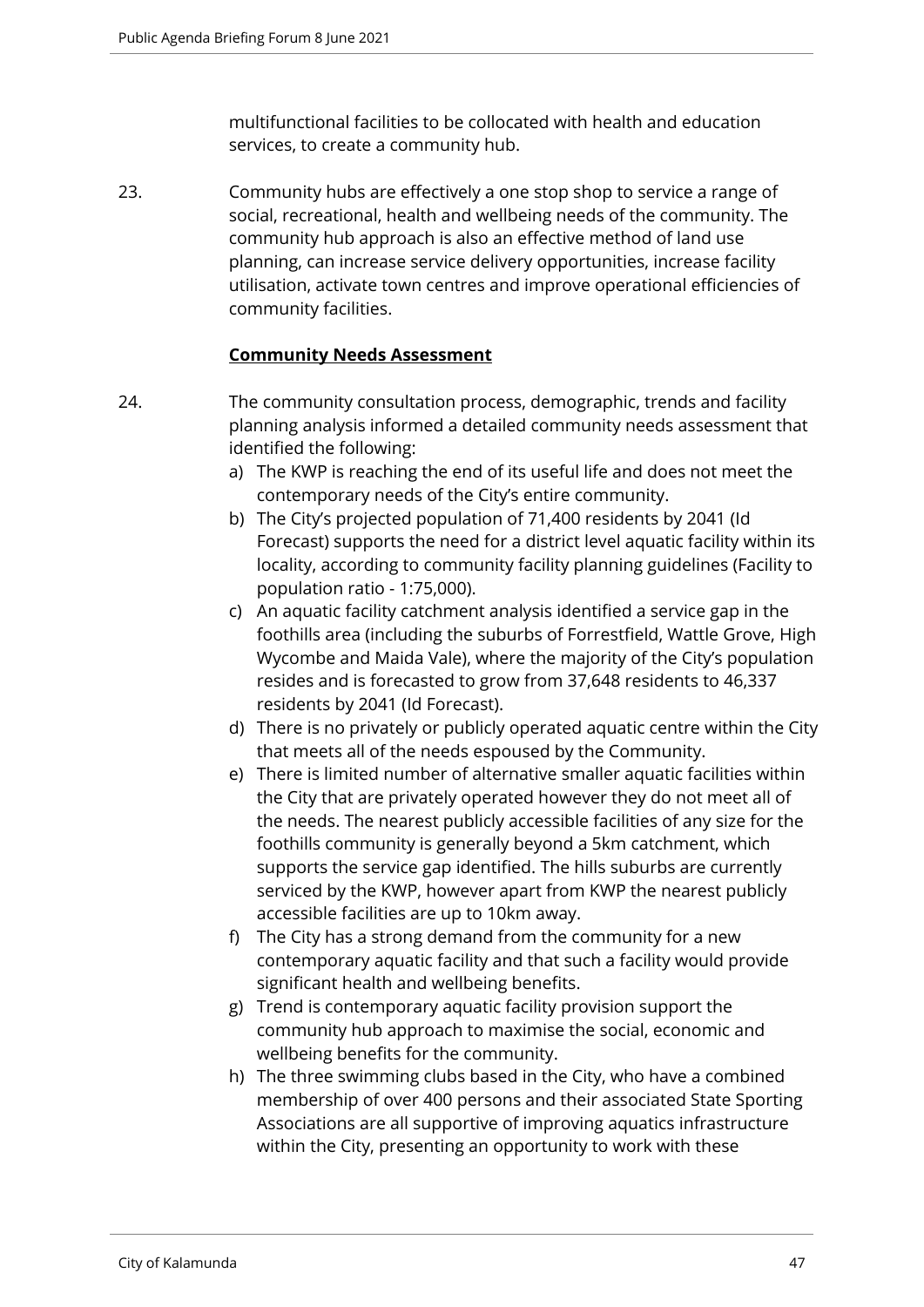multifunctional facilities to be collocated with health and education services, to create a community hub.

23. Community hubs are effectively a one stop shop to service a range of social, recreational, health and wellbeing needs of the community. The community hub approach is also an effective method of land use planning, can increase service delivery opportunities, increase facility utilisation, activate town centres and improve operational efficiencies of community facilities.

**Community Needs Assessment**

24. The community consultation process, demographic, trends and facility planning analysis informed a detailed community needs assessment that identified the following:

    a) The KWP is reaching the end of its useful life and does not meet the contemporary needs of the City's entire community.
    b) The City's projected population of 71,400 residents by 2041 (Id Forecast) supports the need for a district level aquatic facility within its locality, according to community facility planning guidelines (Facility to population ratio - 1:75,000).
    c) An aquatic facility catchment analysis identified a service gap in the foothills area (including the suburbs of Forrestfield, Wattle Grove, High Wycombe and Maida Vale), where the majority of the City's population resides and is forecasted to grow from 37,648 residents to 46,337 residents by 2041 (Id Forecast).
    d) There is no privately or publicly operated aquatic centre within the City that meets all of the needs espoused by the Community.
    e) There is limited number of alternative smaller aquatic facilities within the City that are privately operated however they do not meet all of the needs. The nearest publicly accessible facilities of any size for the foothills community is generally beyond a 5km catchment, which supports the service gap identified. The hills suburbs are currently serviced by the KWP, however apart from KWP the nearest publicly accessible facilities are up to 10km away.
    f) The City has a strong demand from the community for a new contemporary aquatic facility and that such a facility would provide significant health and wellbeing benefits.
    g) Trend is contemporary aquatic facility provision support the community hub approach to maximise the social, economic and wellbeing benefits for the community.
    h) The three swimming clubs based in the City, who have a combined membership of over 400 persons and their associated State Sporting Associations are all supportive of improving aquatics infrastructure within the City, presenting an opportunity to work with these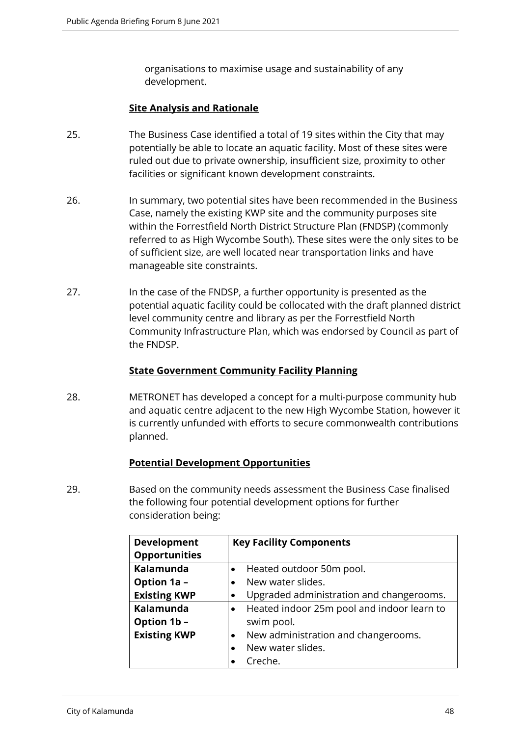organisations to maximise usage and sustainability of any development.

**Site Analysis and Rationale**

25. The Business Case identified a total of 19 sites within the City that may potentially be able to locate an aquatic facility. Most of these sites were ruled out due to private ownership, insufficient size, proximity to other facilities or significant known development constraints.

26. In summary, two potential sites have been recommended in the Business Case, namely the existing KWP site and the community purposes site within the Forrestfield North District Structure Plan (FNDSP) (commonly referred to as High Wycombe South). These sites were the only sites to be of sufficient size, are well located near transportation links and have manageable site constraints.

27. In the case of the FNDSP, a further opportunity is presented as the potential aquatic facility could be collocated with the draft planned district level community centre and library as per the Forrestfield North Community Infrastructure Plan, which was endorsed by Council as part of the FNDSP.

**State Government Community Facility Planning**

28. METRONET has developed a concept for a multi-purpose community hub and aquatic centre adjacent to the new High Wycombe Station, however it is currently unfunded with efforts to secure commonwealth contributions planned.

**Potential Development Opportunities**

29. Based on the community needs assessment the Business Case finalised the following four potential development options for further consideration being:

| Development Opportunities | Key Facility Components |
|---|---|
| **Kalamunda Option 1a – Existing KWP** | • Heated outdoor 50m pool.<br>• New water slides.<br>• Upgraded administration and changerooms. |
| **Kalamunda Option 1b – Existing KWP** | • Heated indoor 25m pool and indoor learn to swim pool.<br>• New administration and changerooms.<br>• New water slides.<br>• Creche. |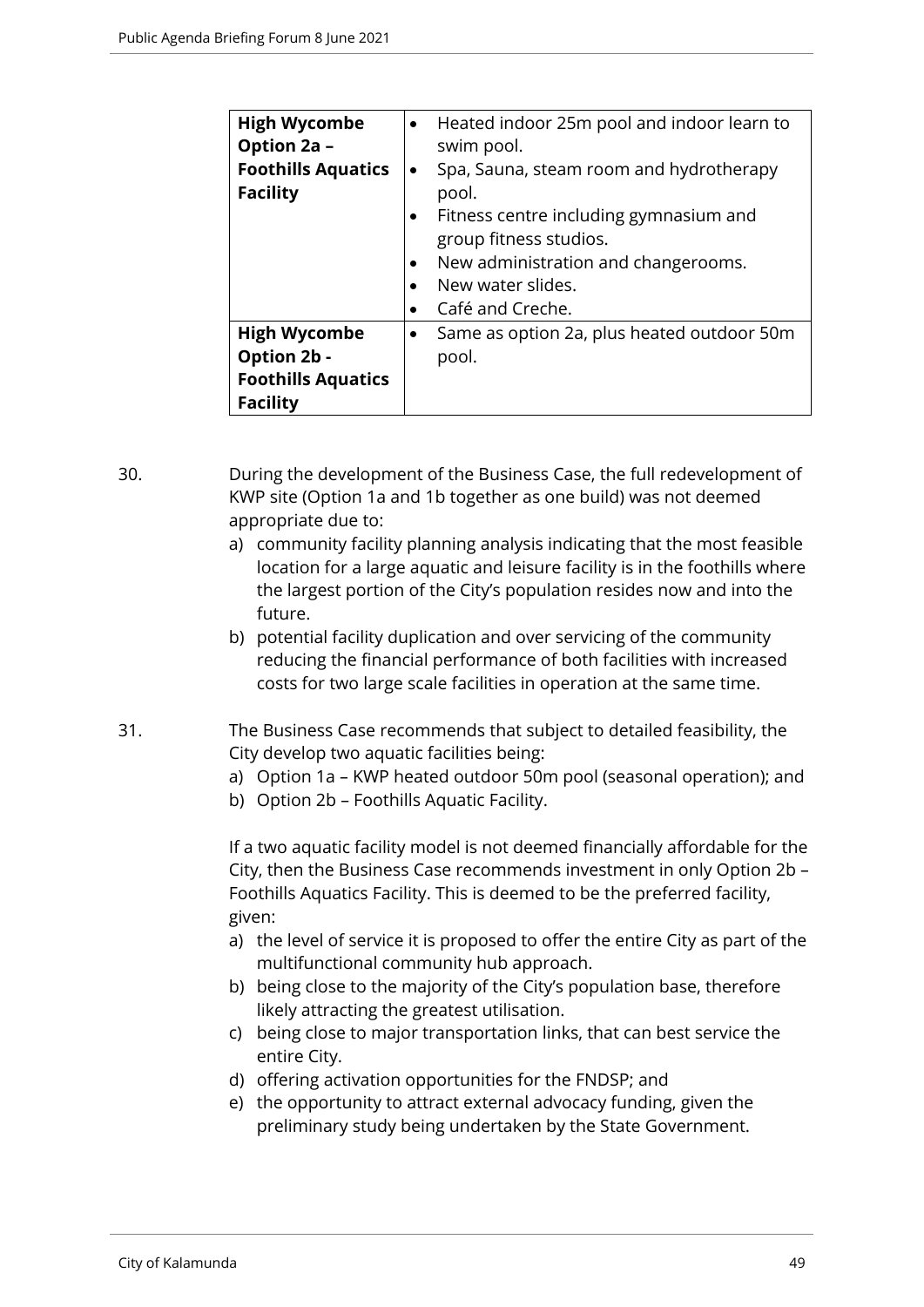| | |
|---|---|
| **High Wycombe Option 2a – Foothills Aquatics Facility** | • Heated indoor 25m pool and indoor learn to swim pool.<br>• Spa, Sauna, steam room and hydrotherapy pool.<br>• Fitness centre including gymnasium and group fitness studios.<br>• New administration and changerooms.<br>• New water slides.<br>• Café and Creche. |
| **High Wycombe Option 2b - Foothills Aquatics Facility** | • Same as option 2a, plus heated outdoor 50m pool. |

30. During the development of the Business Case, the full redevelopment of KWP site (Option 1a and 1b together as one build) was not deemed appropriate due to:
    a) community facility planning analysis indicating that the most feasible location for a large aquatic and leisure facility is in the foothills where the largest portion of the City's population resides now and into the future.
    b) potential facility duplication and over servicing of the community reducing the financial performance of both facilities with increased costs for two large scale facilities in operation at the same time.

31. The Business Case recommends that subject to detailed feasibility, the City develop two aquatic facilities being:
    a) Option 1a – KWP heated outdoor 50m pool (seasonal operation); and
    b) Option 2b – Foothills Aquatic Facility.

    If a two aquatic facility model is not deemed financially affordable for the City, then the Business Case recommends investment in only Option 2b – Foothills Aquatics Facility. This is deemed to be the preferred facility, given:
    a) the level of service it is proposed to offer the entire City as part of the multifunctional community hub approach.
    b) being close to the majority of the City's population base, therefore likely attracting the greatest utilisation.
    c) being close to major transportation links, that can best service the entire City.
    d) offering activation opportunities for the FNDSP; and
    e) the opportunity to attract external advocacy funding, given the preliminary study being undertaken by the State Government.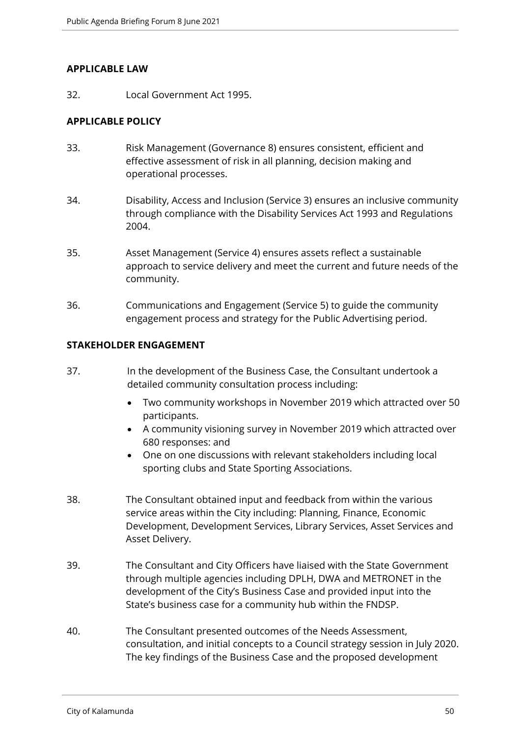## APPLICABLE LAW

32. Local Government Act 1995.

## APPLICABLE POLICY

33. Risk Management (Governance 8) ensures consistent, efficient and effective assessment of risk in all planning, decision making and operational processes.

34. Disability, Access and Inclusion (Service 3) ensures an inclusive community through compliance with the Disability Services Act 1993 and Regulations 2004.

35. Asset Management (Service 4) ensures assets reflect a sustainable approach to service delivery and meet the current and future needs of the community.

36. Communications and Engagement (Service 5) to guide the community engagement process and strategy for the Public Advertising period.

## STAKEHOLDER ENGAGEMENT

37. In the development of the Business Case, the Consultant undertook a detailed community consultation process including:

    - Two community workshops in November 2019 which attracted over 50 participants.
    - A community visioning survey in November 2019 which attracted over 680 responses: and
    - One on one discussions with relevant stakeholders including local sporting clubs and State Sporting Associations.

38. The Consultant obtained input and feedback from within the various service areas within the City including: Planning, Finance, Economic Development, Development Services, Library Services, Asset Services and Asset Delivery.

39. The Consultant and City Officers have liaised with the State Government through multiple agencies including DPLH, DWA and METRONET in the development of the City's Business Case and provided input into the State's business case for a community hub within the FNDSP.

40. The Consultant presented outcomes of the Needs Assessment, consultation, and initial concepts to a Council strategy session in July 2020. The key findings of the Business Case and the proposed development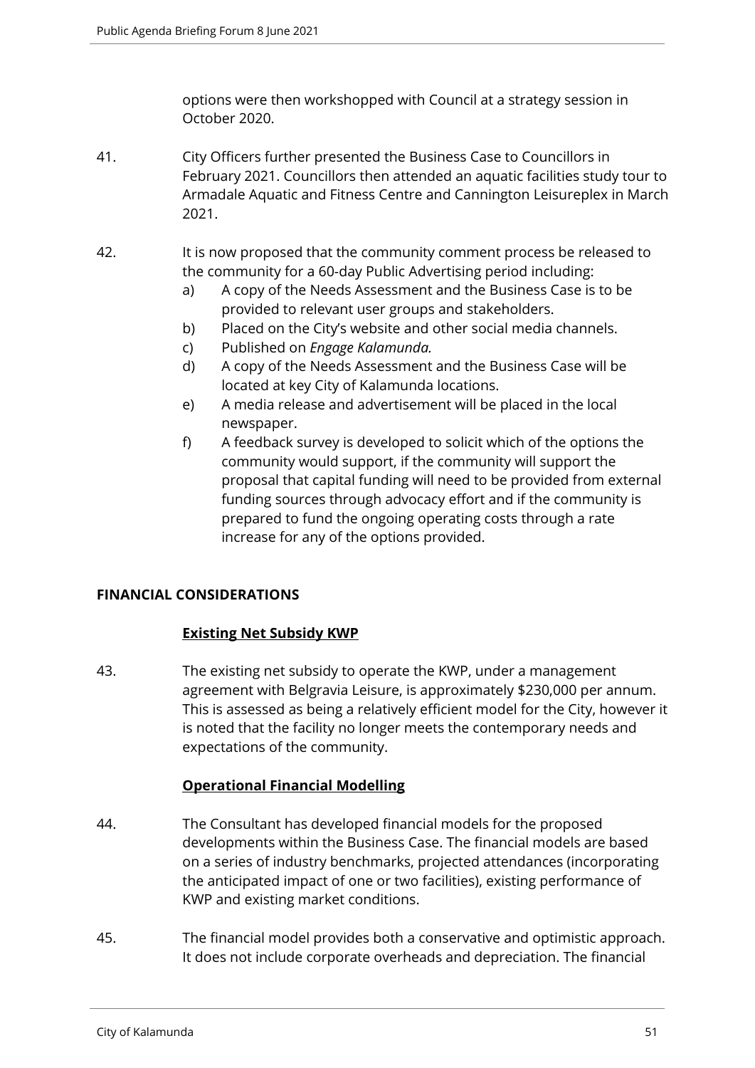options were then workshopped with Council at a strategy session in October 2020.

41. City Officers further presented the Business Case to Councillors in February 2021. Councillors then attended an aquatic facilities study tour to Armadale Aquatic and Fitness Centre and Cannington Leisureplex in March 2021.

42. It is now proposed that the community comment process be released to the community for a 60-day Public Advertising period including:
    a) A copy of the Needs Assessment and the Business Case is to be provided to relevant user groups and stakeholders.
    b) Placed on the City's website and other social media channels.
    c) Published on *Engage Kalamunda.*
    d) A copy of the Needs Assessment and the Business Case will be located at key City of Kalamunda locations.
    e) A media release and advertisement will be placed in the local newspaper.
    f) A feedback survey is developed to solicit which of the options the community would support, if the community will support the proposal that capital funding will need to be provided from external funding sources through advocacy effort and if the community is prepared to fund the ongoing operating costs through a rate increase for any of the options provided.

## FINANCIAL CONSIDERATIONS

### Existing Net Subsidy KWP

43. The existing net subsidy to operate the KWP, under a management agreement with Belgravia Leisure, is approximately $230,000 per annum. This is assessed as being a relatively efficient model for the City, however it is noted that the facility no longer meets the contemporary needs and expectations of the community.

### Operational Financial Modelling

44. The Consultant has developed financial models for the proposed developments within the Business Case. The financial models are based on a series of industry benchmarks, projected attendances (incorporating the anticipated impact of one or two facilities), existing performance of KWP and existing market conditions.

45. The financial model provides both a conservative and optimistic approach. It does not include corporate overheads and depreciation. The financial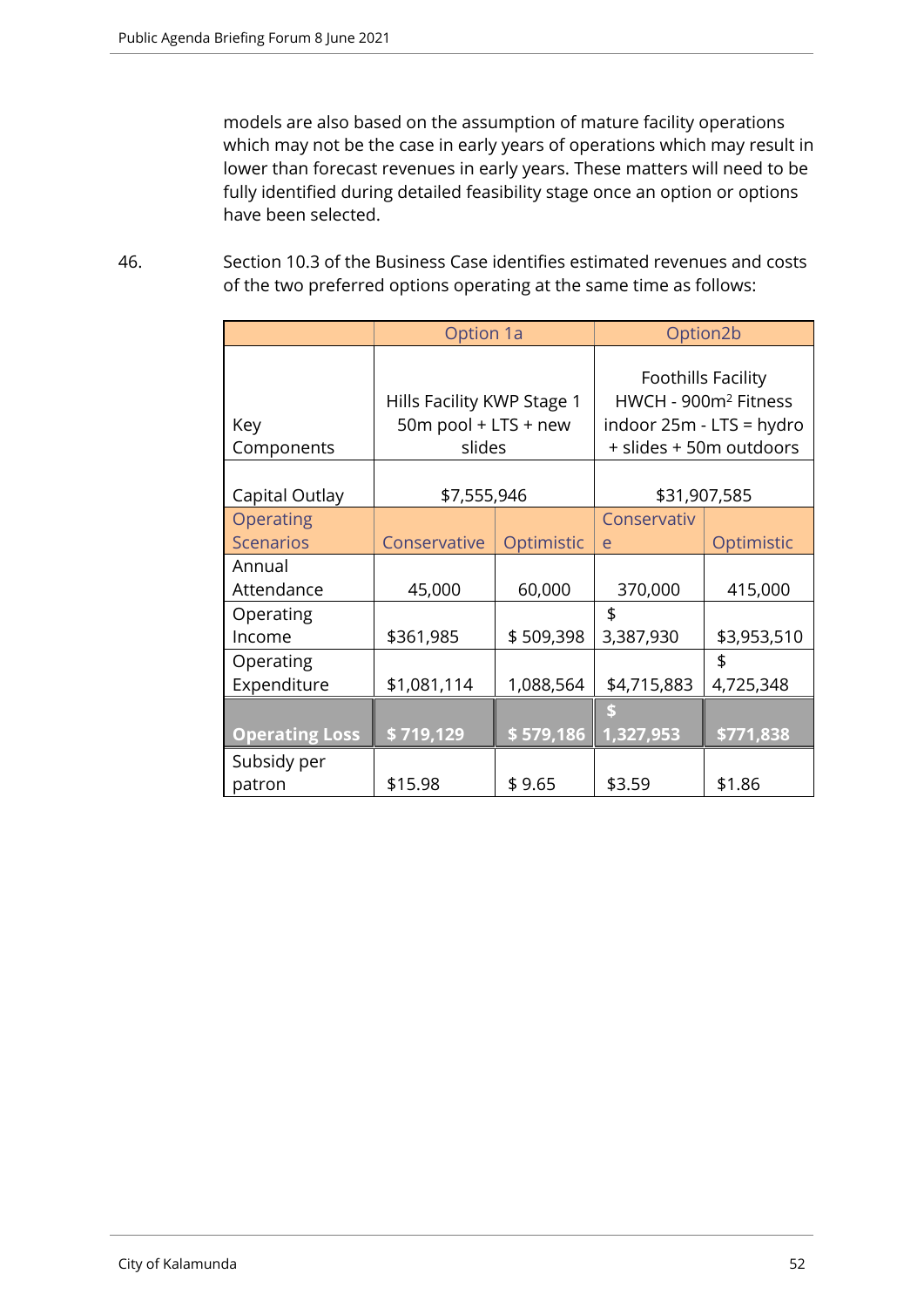models are also based on the assumption of mature facility operations which may not be the case in early years of operations which may result in lower than forecast revenues in early years. These matters will need to be fully identified during detailed feasibility stage once an option or options have been selected.

46. Section 10.3 of the Business Case identifies estimated revenues and costs of the two preferred options operating at the same time as follows:

| | Option 1a | | Option2b | |
|---|---|---|---|---|
| Key Components | Hills Facility KWP Stage 1 50m pool + LTS + new slides | | Foothills Facility HWCH - 900m$^2$ Fitness indoor 25m - LTS = hydro + slides + 50m outdoors | |
| Capital Outlay | $7,555,946 | | $31,907,585 | |
| Operating Scenarios | Conservative | Optimistic | Conservative | Optimistic |
| Annual Attendance | 45,000 | 60,000 | 370,000 | 415,000 |
| Operating Income | $361,985 | $ 509,398 | $ 3,387,930 | $3,953,510 |
| Operating Expenditure | $1,081,114 | 1,088,564 | $4,715,883 | $ 4,725,348 |
| **Operating Loss** | **$ 719,129** | **$ 579,186** | **$ 1,327,953** | **$771,838** |
| Subsidy per patron | $15.98 | $ 9.65 | $3.59 | $1.86 |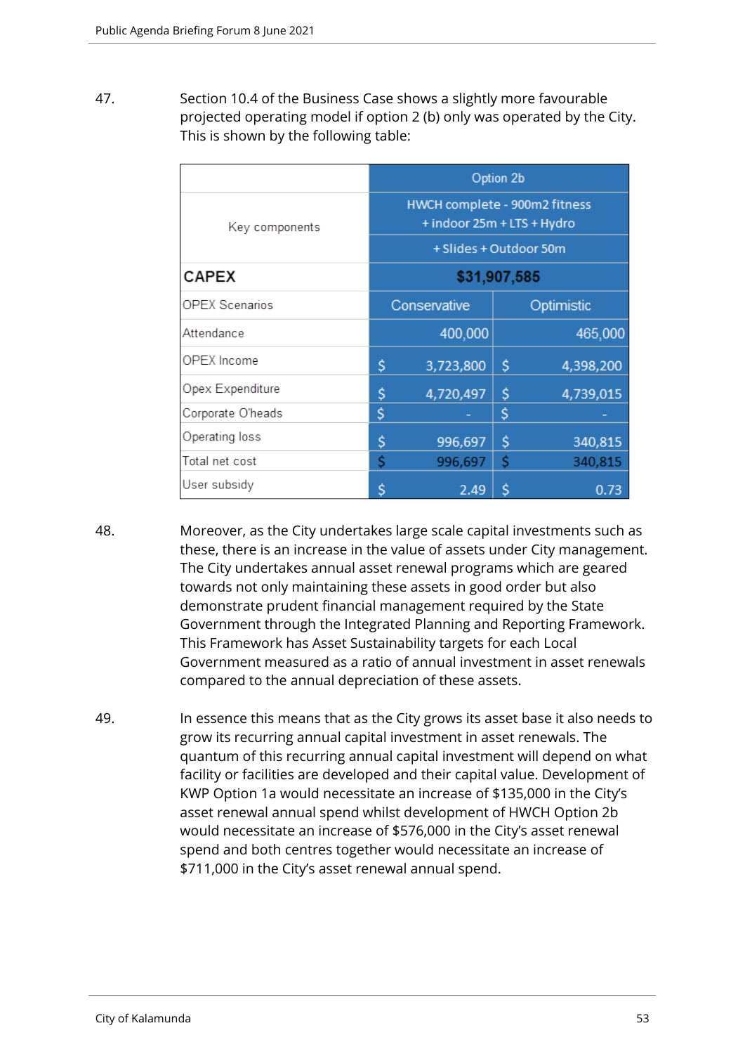47. Section 10.4 of the Business Case shows a slightly more favourable projected operating model if option 2 (b) only was operated by the City. This is shown by the following table:

| | Option 2b | |
|---|---|---|
| Key components | HWCH complete - 900m2 fitness + indoor 25m + LTS + Hydro + Slides + Outdoor 50m | |
| **CAPEX** | **$31,907,585** | |
| OPEX Scenarios | Conservative | Optimistic |
| Attendance | 400,000 | 465,000 |
| OPEX Income | $ 3,723,800 | $ 4,398,200 |
| Opex Expenditure | $ 4,720,497 | $ 4,739,015 |
| Corporate O'heads | $ - | $ - |
| Operating loss | $ 996,697 | $ 340,815 |
| Total net cost | $ 996,697 | $ 340,815 |
| User subsidy | $ 2.49 | $ 0.73 |

48. Moreover, as the City undertakes large scale capital investments such as these, there is an increase in the value of assets under City management. The City undertakes annual asset renewal programs which are geared towards not only maintaining these assets in good order but also demonstrate prudent financial management required by the State Government through the Integrated Planning and Reporting Framework. This Framework has Asset Sustainability targets for each Local Government measured as a ratio of annual investment in asset renewals compared to the annual depreciation of these assets.

49. In essence this means that as the City grows its asset base it also needs to grow its recurring annual capital investment in asset renewals. The quantum of this recurring annual capital investment will depend on what facility or facilities are developed and their capital value. Development of KWP Option 1a would necessitate an increase of $135,000 in the City's asset renewal annual spend whilst development of HWCH Option 2b would necessitate an increase of $576,000 in the City's asset renewal spend and both centres together would necessitate an increase of $711,000 in the City's asset renewal annual spend.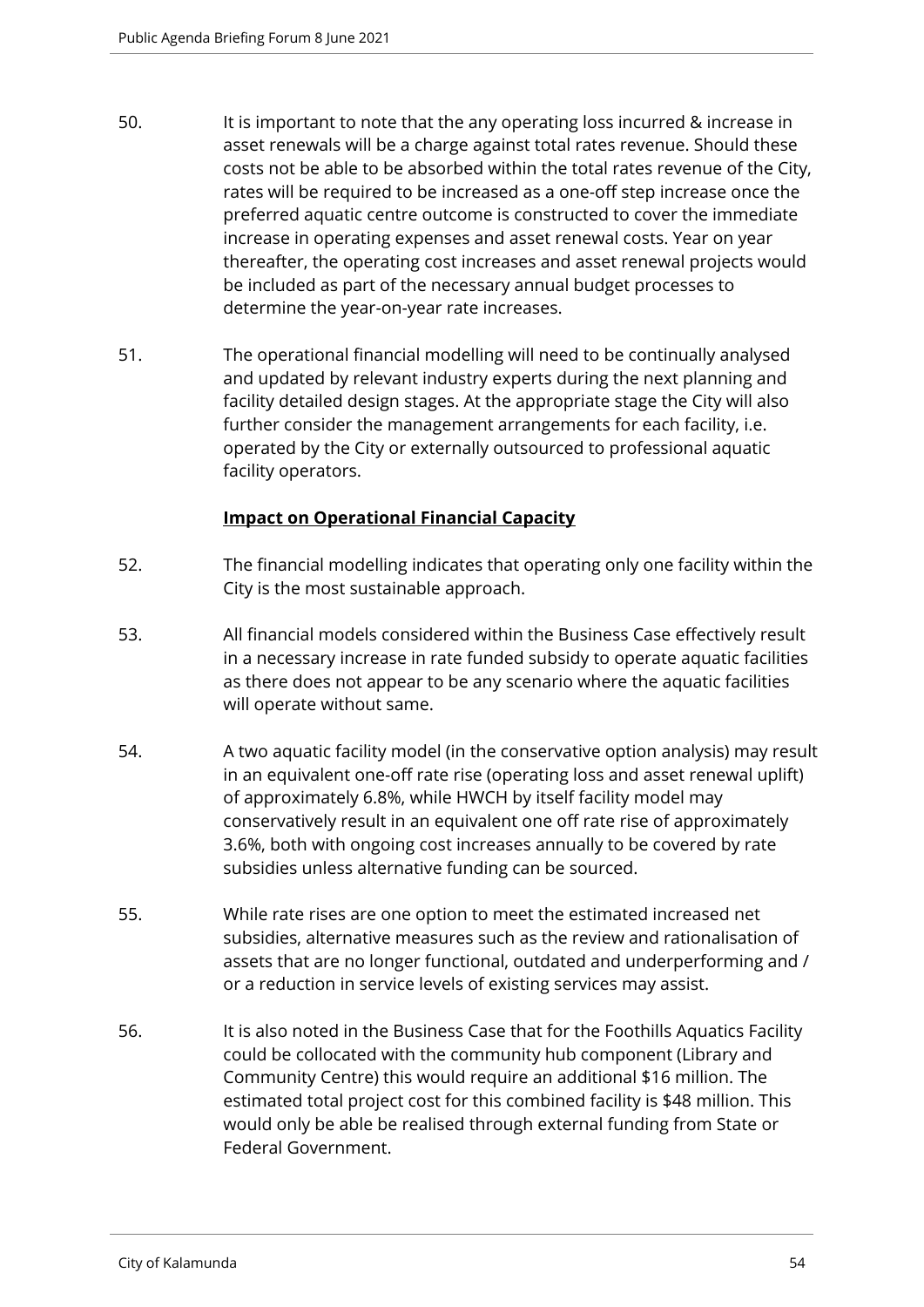50. It is important to note that the any operating loss incurred & increase in asset renewals will be a charge against total rates revenue. Should these costs not be able to be absorbed within the total rates revenue of the City, rates will be required to be increased as a one-off step increase once the preferred aquatic centre outcome is constructed to cover the immediate increase in operating expenses and asset renewal costs. Year on year thereafter, the operating cost increases and asset renewal projects would be included as part of the necessary annual budget processes to determine the year-on-year rate increases.

51. The operational financial modelling will need to be continually analysed and updated by relevant industry experts during the next planning and facility detailed design stages. At the appropriate stage the City will also further consider the management arrangements for each facility, i.e. operated by the City or externally outsourced to professional aquatic facility operators.

**Impact on Operational Financial Capacity**

52. The financial modelling indicates that operating only one facility within the City is the most sustainable approach.

53. All financial models considered within the Business Case effectively result in a necessary increase in rate funded subsidy to operate aquatic facilities as there does not appear to be any scenario where the aquatic facilities will operate without same.

54. A two aquatic facility model (in the conservative option analysis) may result in an equivalent one-off rate rise (operating loss and asset renewal uplift) of approximately 6.8%, while HWCH by itself facility model may conservatively result in an equivalent one off rate rise of approximately 3.6%, both with ongoing cost increases annually to be covered by rate subsidies unless alternative funding can be sourced.

55. While rate rises are one option to meet the estimated increased net subsidies, alternative measures such as the review and rationalisation of assets that are no longer functional, outdated and underperforming and / or a reduction in service levels of existing services may assist.

56. It is also noted in the Business Case that for the Foothills Aquatics Facility could be collocated with the community hub component (Library and Community Centre) this would require an additional $16 million. The estimated total project cost for this combined facility is $48 million. This would only be able be realised through external funding from State or Federal Government.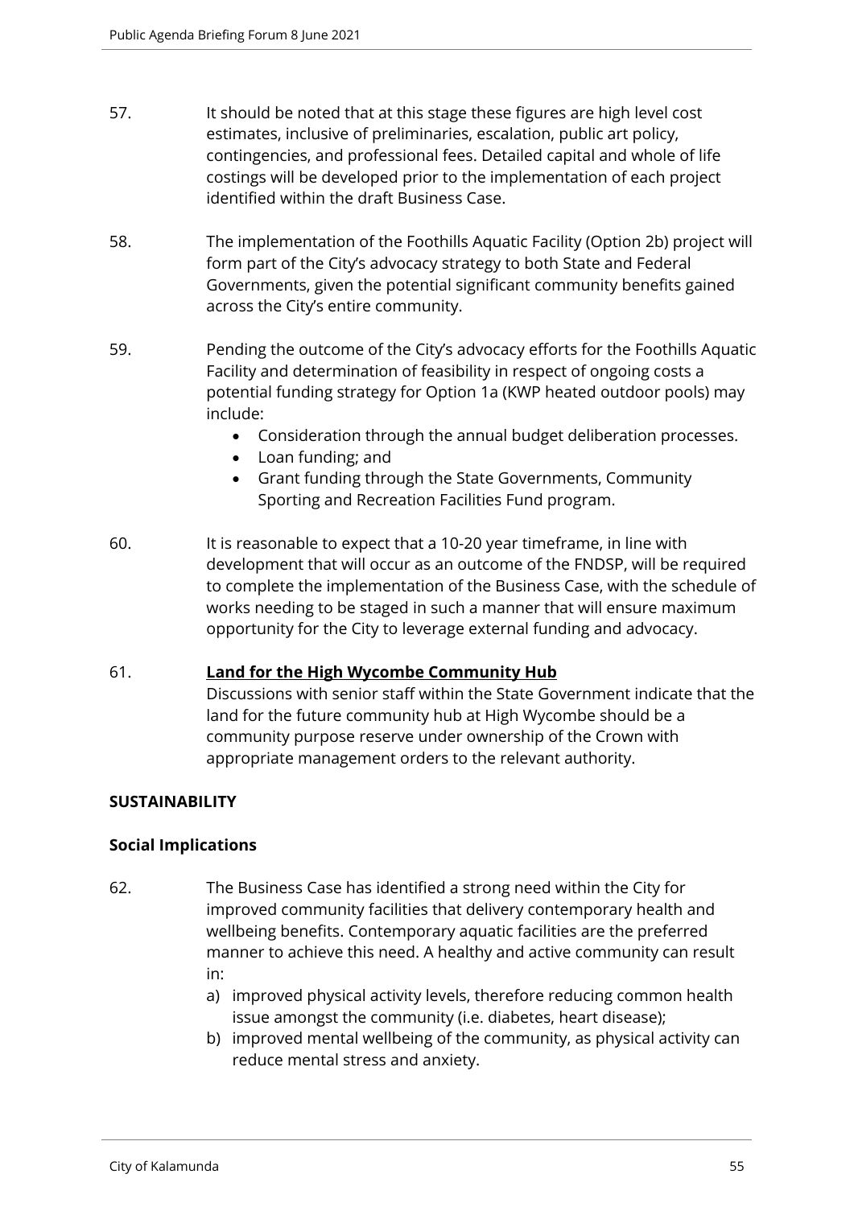57. It should be noted that at this stage these figures are high level cost estimates, inclusive of preliminaries, escalation, public art policy, contingencies, and professional fees. Detailed capital and whole of life costings will be developed prior to the implementation of each project identified within the draft Business Case.

58. The implementation of the Foothills Aquatic Facility (Option 2b) project will form part of the City's advocacy strategy to both State and Federal Governments, given the potential significant community benefits gained across the City's entire community.

59. Pending the outcome of the City's advocacy efforts for the Foothills Aquatic Facility and determination of feasibility in respect of ongoing costs a potential funding strategy for Option 1a (KWP heated outdoor pools) may include:
    - Consideration through the annual budget deliberation processes.
    - Loan funding; and
    - Grant funding through the State Governments, Community Sporting and Recreation Facilities Fund program.

60. It is reasonable to expect that a 10-20 year timeframe, in line with development that will occur as an outcome of the FNDSP, will be required to complete the implementation of the Business Case, with the schedule of works needing to be staged in such a manner that will ensure maximum opportunity for the City to leverage external funding and advocacy.

61. **Land for the High Wycombe Community Hub**
    Discussions with senior staff within the State Government indicate that the land for the future community hub at High Wycombe should be a community purpose reserve under ownership of the Crown with appropriate management orders to the relevant authority.

**SUSTAINABILITY**

**Social Implications**

62. The Business Case has identified a strong need within the City for improved community facilities that delivery contemporary health and wellbeing benefits. Contemporary aquatic facilities are the preferred manner to achieve this need. A healthy and active community can result in:
    a) improved physical activity levels, therefore reducing common health issue amongst the community (i.e. diabetes, heart disease);
    b) improved mental wellbeing of the community, as physical activity can reduce mental stress and anxiety.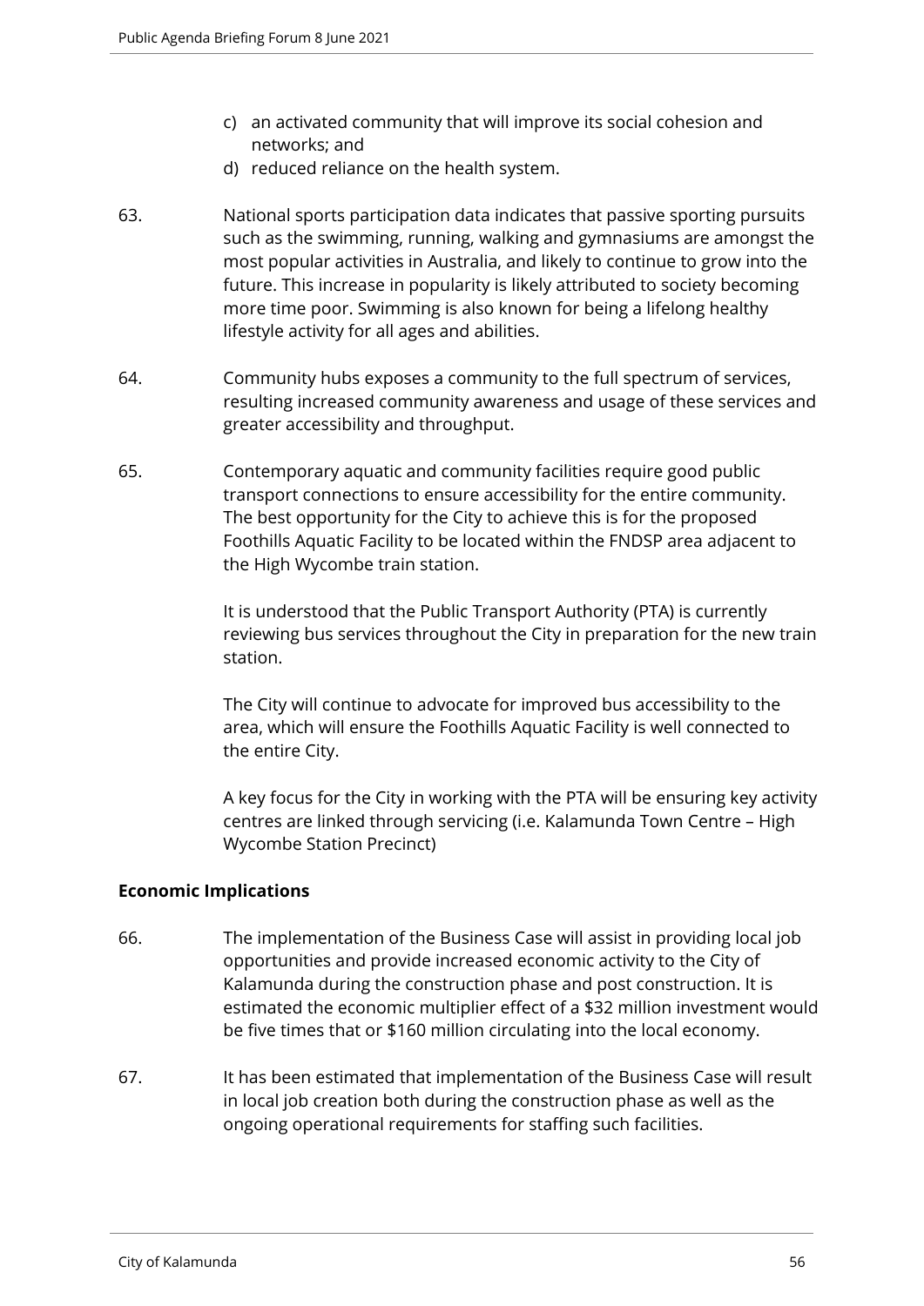c) an activated community that will improve its social cohesion and networks; and
d) reduced reliance on the health system.

63. National sports participation data indicates that passive sporting pursuits such as the swimming, running, walking and gymnasiums are amongst the most popular activities in Australia, and likely to continue to grow into the future. This increase in popularity is likely attributed to society becoming more time poor. Swimming is also known for being a lifelong healthy lifestyle activity for all ages and abilities.

64. Community hubs exposes a community to the full spectrum of services, resulting increased community awareness and usage of these services and greater accessibility and throughput.

65. Contemporary aquatic and community facilities require good public transport connections to ensure accessibility for the entire community. The best opportunity for the City to achieve this is for the proposed Foothills Aquatic Facility to be located within the FNDSP area adjacent to the High Wycombe train station.

    It is understood that the Public Transport Authority (PTA) is currently reviewing bus services throughout the City in preparation for the new train station.

    The City will continue to advocate for improved bus accessibility to the area, which will ensure the Foothills Aquatic Facility is well connected to the entire City.

    A key focus for the City in working with the PTA will be ensuring key activity centres are linked through servicing (i.e. Kalamunda Town Centre – High Wycombe Station Precinct)

**Economic Implications**

66. The implementation of the Business Case will assist in providing local job opportunities and provide increased economic activity to the City of Kalamunda during the construction phase and post construction. It is estimated the economic multiplier effect of a $32 million investment would be five times that or $160 million circulating into the local economy.

67. It has been estimated that implementation of the Business Case will result in local job creation both during the construction phase as well as the ongoing operational requirements for staffing such facilities.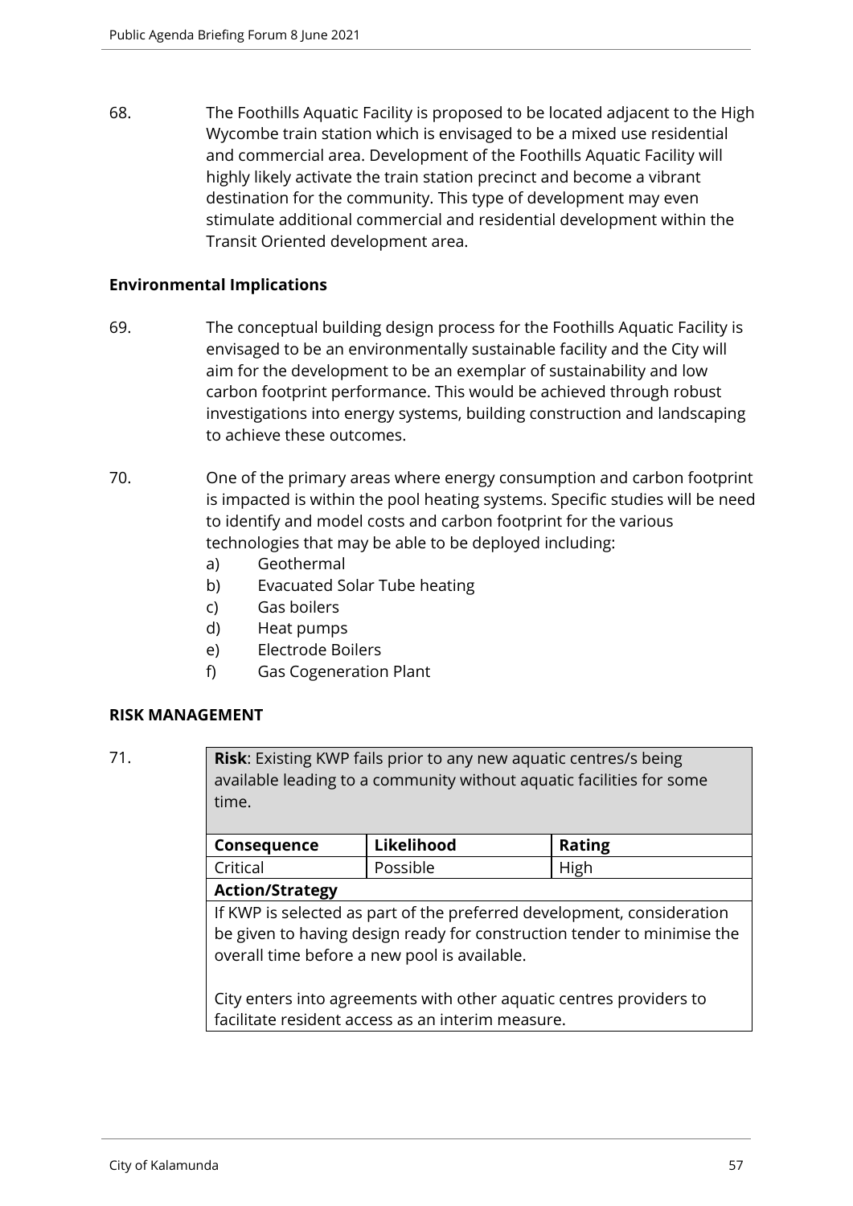68. The Foothills Aquatic Facility is proposed to be located adjacent to the High Wycombe train station which is envisaged to be a mixed use residential and commercial area. Development of the Foothills Aquatic Facility will highly likely activate the train station precinct and become a vibrant destination for the community. This type of development may even stimulate additional commercial and residential development within the Transit Oriented development area.

**Environmental Implications**

69. The conceptual building design process for the Foothills Aquatic Facility is envisaged to be an environmentally sustainable facility and the City will aim for the development to be an exemplar of sustainability and low carbon footprint performance. This would be achieved through robust investigations into energy systems, building construction and landscaping to achieve these outcomes.

70. One of the primary areas where energy consumption and carbon footprint is impacted is within the pool heating systems. Specific studies will be need to identify and model costs and carbon footprint for the various technologies that may be able to be deployed including:
   a) Geothermal
   b) Evacuated Solar Tube heating
   c) Gas boilers
   d) Heat pumps
   e) Electrode Boilers
   f) Gas Cogeneration Plant

**RISK MANAGEMENT**

71.

| **Risk**: Existing KWP fails prior to any new aquatic centres/s being available leading to a community without aquatic facilities for some time. | | |
|---|---|---|
| **Consequence** | **Likelihood** | **Rating** |
| Critical | Possible | High |
| **Action/Strategy** | | |
| If KWP is selected as part of the preferred development, consideration be given to having design ready for construction tender to minimise the overall time before a new pool is available.<br><br>City enters into agreements with other aquatic centres providers to facilitate resident access as an interim measure. | | |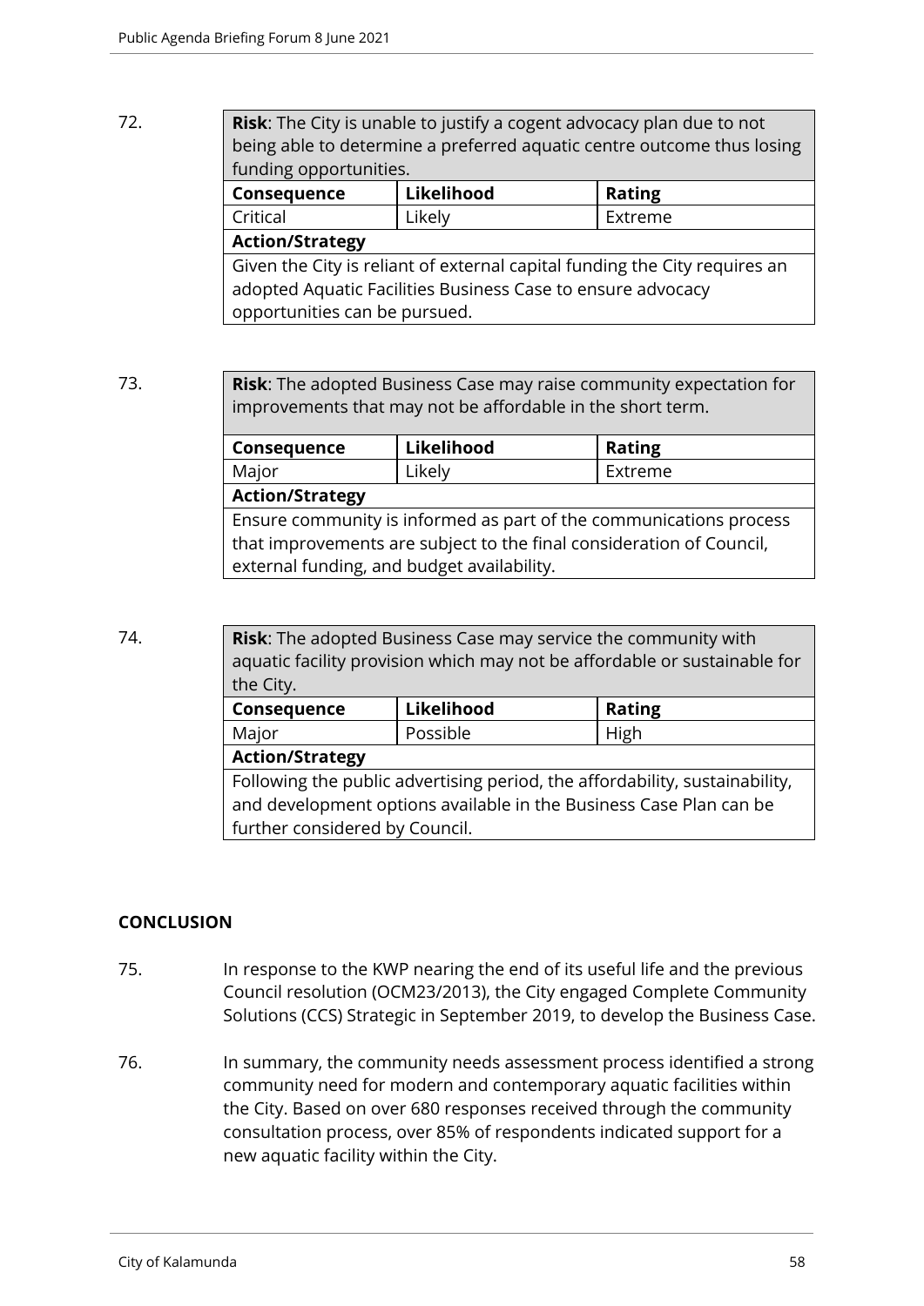72.

| **Risk**: The City is unable to justify a cogent advocacy plan due to not being able to determine a preferred aquatic centre outcome thus losing funding opportunities. | | |
|---|---|---|
| **Consequence** | **Likelihood** | **Rating** |
| Critical | Likely | Extreme |
| **Action/Strategy** | | |
| Given the City is reliant of external capital funding the City requires an adopted Aquatic Facilities Business Case to ensure advocacy opportunities can be pursued. | | |

73.

| **Risk**: The adopted Business Case may raise community expectation for improvements that may not be affordable in the short term. | | |
|---|---|---|
| **Consequence** | **Likelihood** | **Rating** |
| Major | Likely | Extreme |
| **Action/Strategy** | | |
| Ensure community is informed as part of the communications process that improvements are subject to the final consideration of Council, external funding, and budget availability. | | |

74.

| **Risk**: The adopted Business Case may service the community with aquatic facility provision which may not be affordable or sustainable for the City. | | |
|---|---|---|
| **Consequence** | **Likelihood** | **Rating** |
| Major | Possible | High |
| **Action/Strategy** | | |
| Following the public advertising period, the affordability, sustainability, and development options available in the Business Case Plan can be further considered by Council. | | |

## CONCLUSION

75. In response to the KWP nearing the end of its useful life and the previous Council resolution (OCM23/2013), the City engaged Complete Community Solutions (CCS) Strategic in September 2019, to develop the Business Case.

76. In summary, the community needs assessment process identified a strong community need for modern and contemporary aquatic facilities within the City. Based on over 680 responses received through the community consultation process, over 85% of respondents indicated support for a new aquatic facility within the City.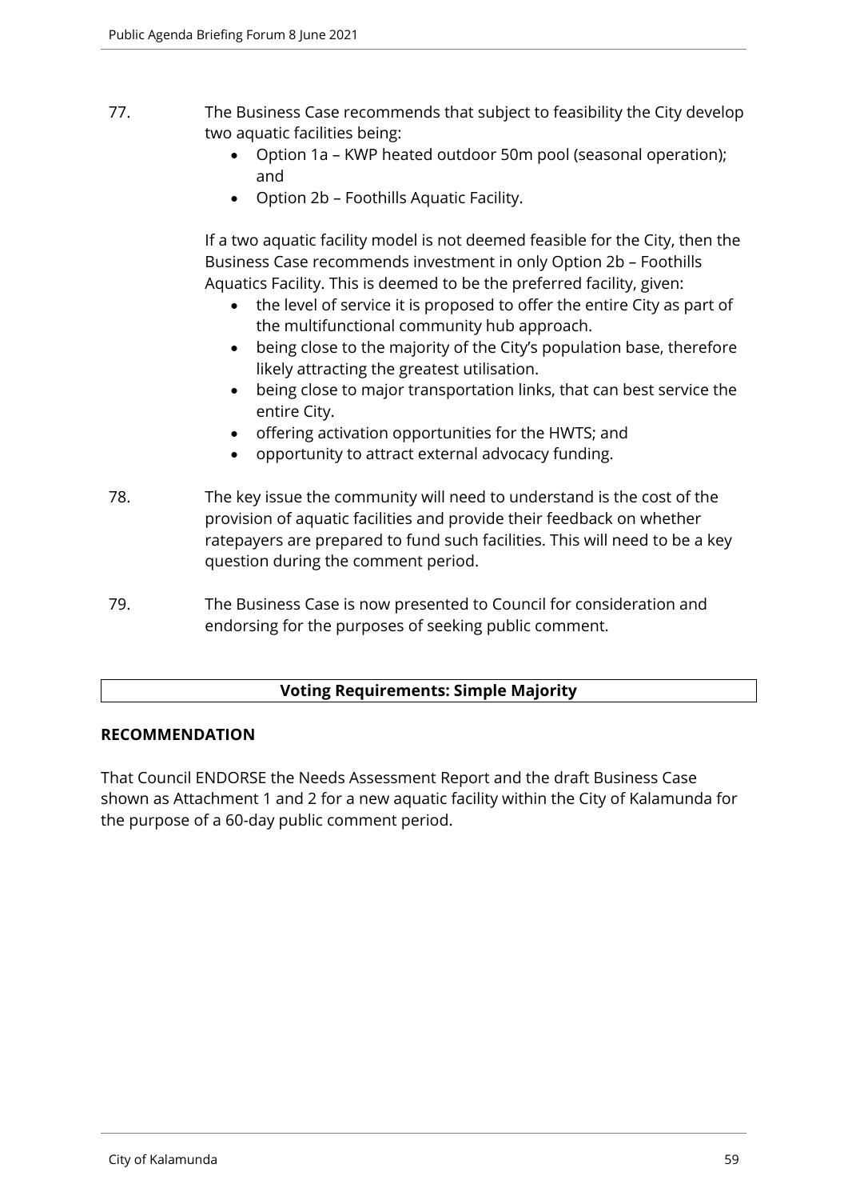77. The Business Case recommends that subject to feasibility the City develop two aquatic facilities being:
    - Option 1a – KWP heated outdoor 50m pool (seasonal operation); and
    - Option 2b – Foothills Aquatic Facility.

    If a two aquatic facility model is not deemed feasible for the City, then the Business Case recommends investment in only Option 2b – Foothills Aquatics Facility. This is deemed to be the preferred facility, given:
    - the level of service it is proposed to offer the entire City as part of the multifunctional community hub approach.
    - being close to the majority of the City's population base, therefore likely attracting the greatest utilisation.
    - being close to major transportation links, that can best service the entire City.
    - offering activation opportunities for the HWTS; and
    - opportunity to attract external advocacy funding.

78. The key issue the community will need to understand is the cost of the provision of aquatic facilities and provide their feedback on whether ratepayers are prepared to fund such facilities. This will need to be a key question during the comment period.

79. The Business Case is now presented to Council for consideration and endorsing for the purposes of seeking public comment.

| **Voting Requirements: Simple Majority** |
| --- |

**RECOMMENDATION**

That Council ENDORSE the Needs Assessment Report and the draft Business Case shown as Attachment 1 and 2 for a new aquatic facility within the City of Kalamunda for the purpose of a 60-day public comment period.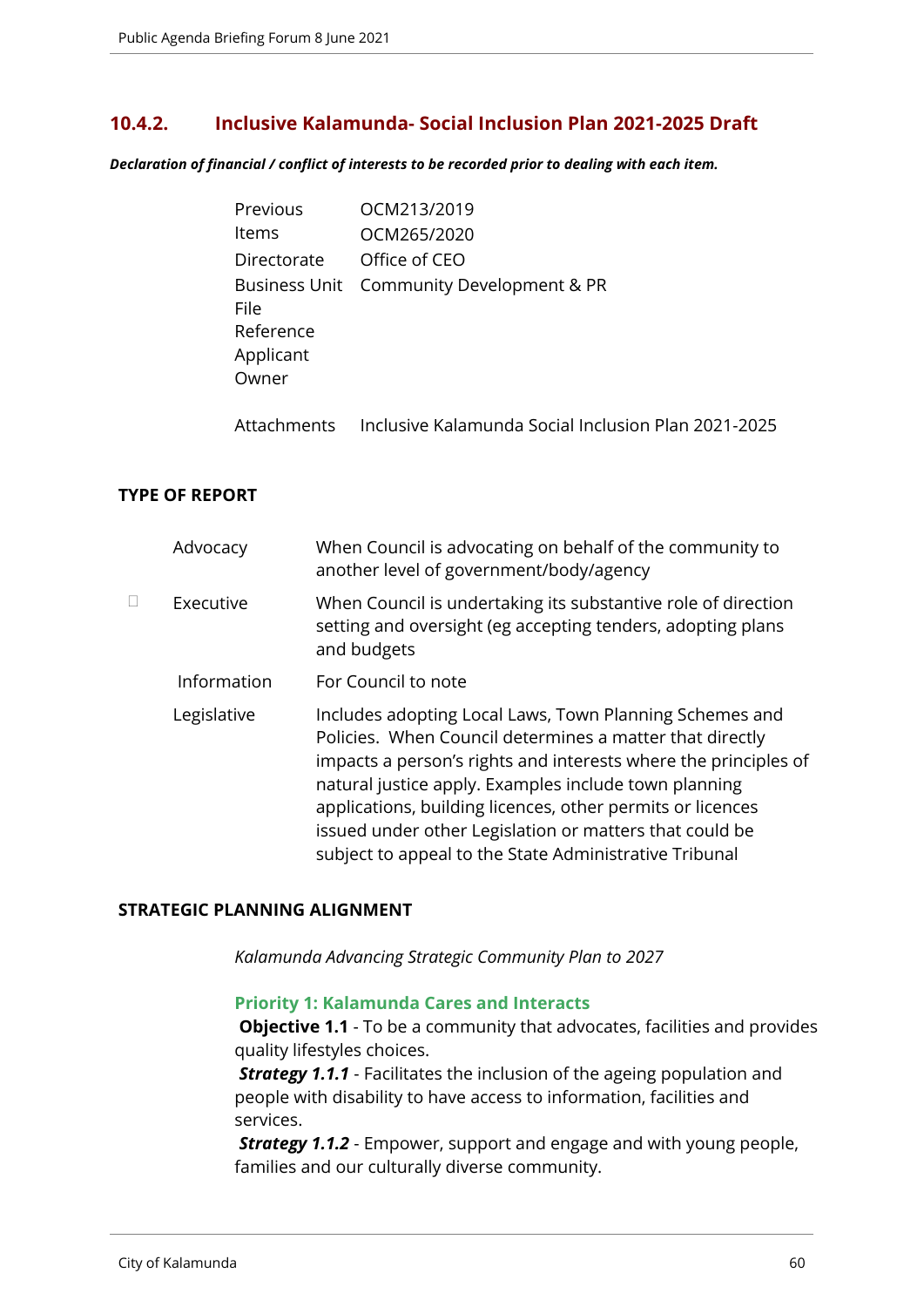## 10.4.2. Inclusive Kalamunda- Social Inclusion Plan 2021-2025 Draft

***Declaration of financial / conflict of interests to be recorded prior to dealing with each item.***

| | |
|---|---|
| Previous Items | OCM213/2019<br>OCM265/2020 |
| Directorate | Office of CEO |
| Business Unit | Community Development & PR |
| File Reference | |
| Applicant | |
| Owner | |
| Attachments | Inclusive Kalamunda Social Inclusion Plan 2021-2025 |

**TYPE OF REPORT**

| | | |
|---|---|---|
| | Advocacy | When Council is advocating on behalf of the community to another level of government/body/agency |
| ☐ | Executive | When Council is undertaking its substantive role of direction setting and oversight (eg accepting tenders, adopting plans and budgets |
| | Information | For Council to note |
| | Legislative | Includes adopting Local Laws, Town Planning Schemes and Policies. When Council determines a matter that directly impacts a person's rights and interests where the principles of natural justice apply. Examples include town planning applications, building licences, other permits or licences issued under other Legislation or matters that could be subject to appeal to the State Administrative Tribunal |

**STRATEGIC PLANNING ALIGNMENT**

*Kalamunda Advancing Strategic Community Plan to 2027*

**Priority 1: Kalamunda Cares and Interacts**

**Objective 1.1** - To be a community that advocates, facilities and provides quality lifestyles choices.

***Strategy 1.1.1*** - Facilitates the inclusion of the ageing population and people with disability to have access to information, facilities and services.

***Strategy 1.1.2*** - Empower, support and engage and with young people, families and our culturally diverse community.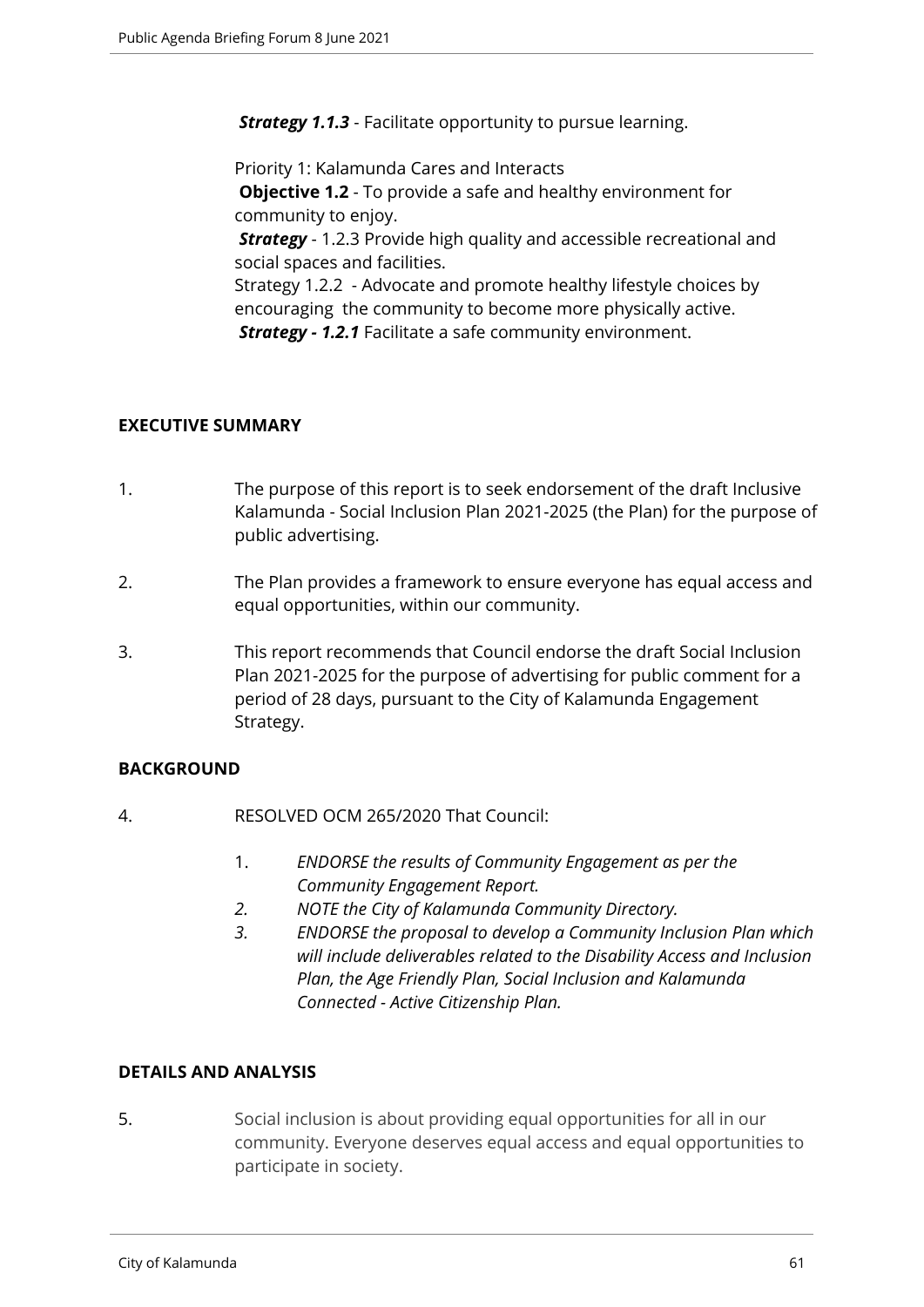***Strategy 1.1.3*** - Facilitate opportunity to pursue learning.

Priority 1: Kalamunda Cares and Interacts
**Objective 1.2** - To provide a safe and healthy environment for community to enjoy.
***Strategy*** - 1.2.3 Provide high quality and accessible recreational and social spaces and facilities.
Strategy 1.2.2 - Advocate and promote healthy lifestyle choices by encouraging the community to become more physically active.
***Strategy - 1.2.1*** Facilitate a safe community environment.

## EXECUTIVE SUMMARY

1. The purpose of this report is to seek endorsement of the draft Inclusive Kalamunda - Social Inclusion Plan 2021-2025 (the Plan) for the purpose of public advertising.

2. The Plan provides a framework to ensure everyone has equal access and equal opportunities, within our community.

3. This report recommends that Council endorse the draft Social Inclusion Plan 2021-2025 for the purpose of advertising for public comment for a period of 28 days, pursuant to the City of Kalamunda Engagement Strategy.

## BACKGROUND

4. RESOLVED OCM 265/2020 That Council:

   1. *ENDORSE the results of Community Engagement as per the Community Engagement Report.*
   2. *NOTE the City of Kalamunda Community Directory.*
   3. *ENDORSE the proposal to develop a Community Inclusion Plan which will include deliverables related to the Disability Access and Inclusion Plan, the Age Friendly Plan, Social Inclusion and Kalamunda Connected - Active Citizenship Plan.*

## DETAILS AND ANALYSIS

5. Social inclusion is about providing equal opportunities for all in our community. Everyone deserves equal access and equal opportunities to participate in society.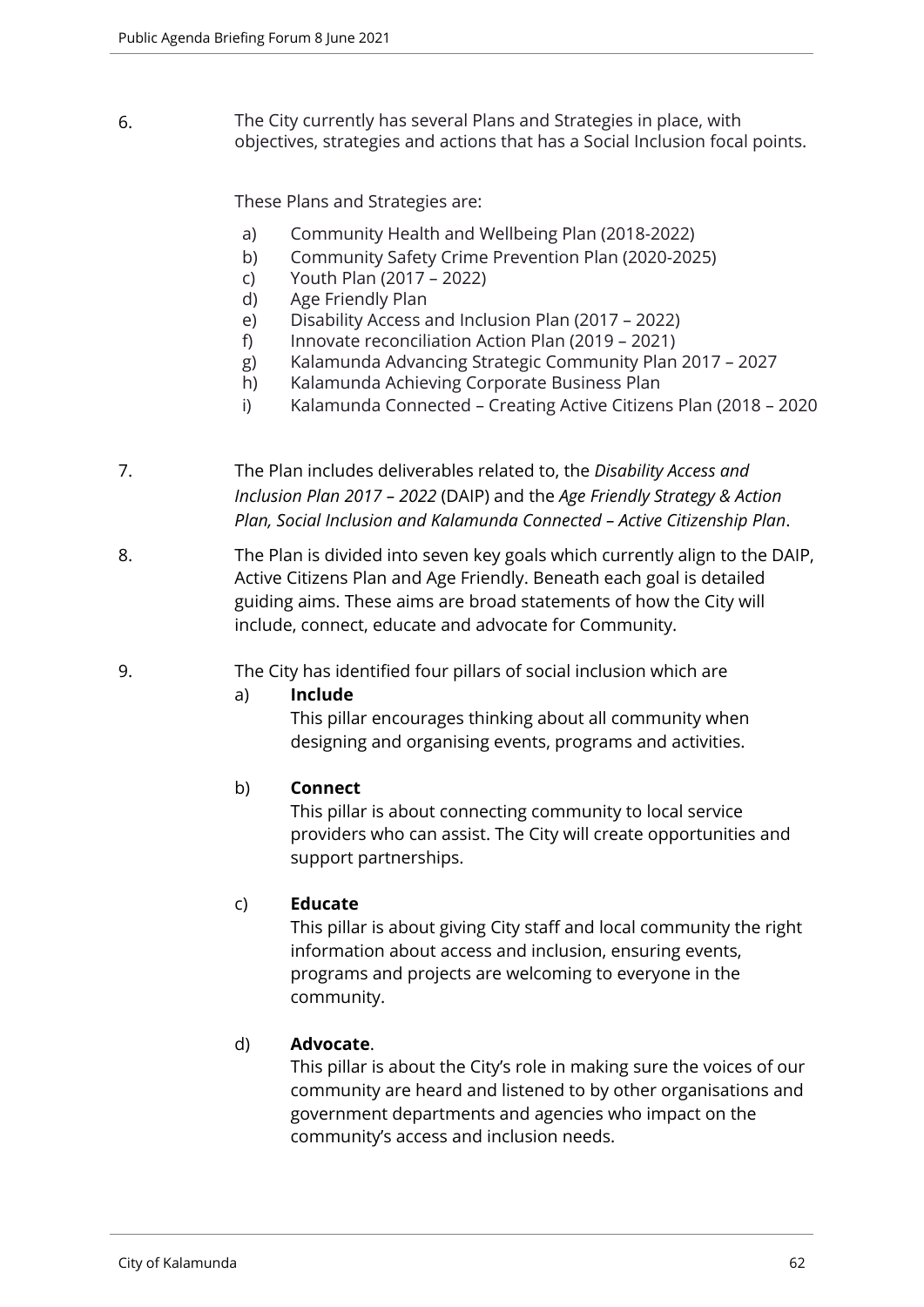6. The City currently has several Plans and Strategies in place, with objectives, strategies and actions that has a Social Inclusion focal points.

   These Plans and Strategies are:

   a) Community Health and Wellbeing Plan (2018-2022)
   b) Community Safety Crime Prevention Plan (2020-2025)
   c) Youth Plan (2017 – 2022)
   d) Age Friendly Plan
   e) Disability Access and Inclusion Plan (2017 – 2022)
   f) Innovate reconciliation Action Plan (2019 – 2021)
   g) Kalamunda Advancing Strategic Community Plan 2017 – 2027
   h) Kalamunda Achieving Corporate Business Plan
   i) Kalamunda Connected – Creating Active Citizens Plan (2018 – 2020

7. The Plan includes deliverables related to, the *Disability Access and Inclusion Plan 2017 – 2022* (DAIP) and the *Age Friendly Strategy & Action Plan, Social Inclusion and Kalamunda Connected – Active Citizenship Plan*.

8. The Plan is divided into seven key goals which currently align to the DAIP, Active Citizens Plan and Age Friendly. Beneath each goal is detailed guiding aims. These aims are broad statements of how the City will include, connect, educate and advocate for Community.

9. The City has identified four pillars of social inclusion which are

   a) **Include**
      This pillar encourages thinking about all community when designing and organising events, programs and activities.

   b) **Connect**
      This pillar is about connecting community to local service providers who can assist. The City will create opportunities and support partnerships.

   c) **Educate**
      This pillar is about giving City staff and local community the right information about access and inclusion, ensuring events, programs and projects are welcoming to everyone in the community.

   d) **Advocate**.
      This pillar is about the City's role in making sure the voices of our community are heard and listened to by other organisations and government departments and agencies who impact on the community's access and inclusion needs.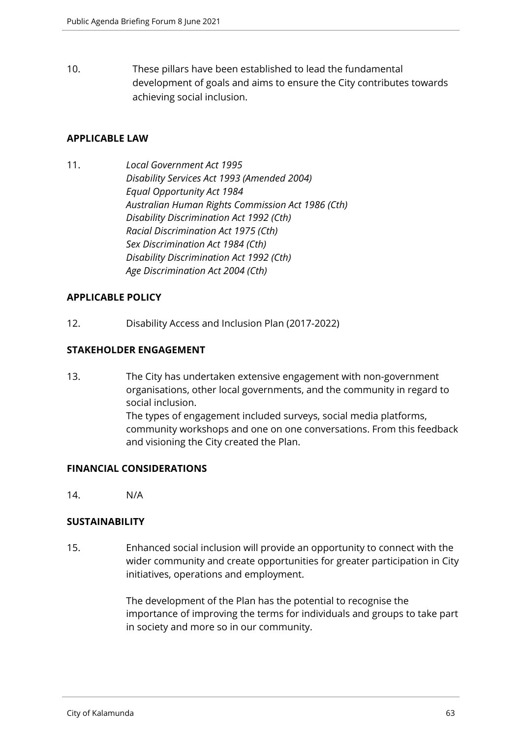10. These pillars have been established to lead the fundamental development of goals and aims to ensure the City contributes towards achieving social inclusion.

**APPLICABLE LAW**

11. *Local Government Act 1995*
*Disability Services Act 1993 (Amended 2004)*
*Equal Opportunity Act 1984*
*Australian Human Rights Commission Act 1986 (Cth)*
*Disability Discrimination Act 1992 (Cth)*
*Racial Discrimination Act 1975 (Cth)*
*Sex Discrimination Act 1984 (Cth)*
*Disability Discrimination Act 1992 (Cth)*
*Age Discrimination Act 2004 (Cth)*

**APPLICABLE POLICY**

12. Disability Access and Inclusion Plan (2017-2022)

**STAKEHOLDER ENGAGEMENT**

13. The City has undertaken extensive engagement with non-government organisations, other local governments, and the community in regard to social inclusion.
The types of engagement included surveys, social media platforms, community workshops and one on one conversations. From this feedback and visioning the City created the Plan.

**FINANCIAL CONSIDERATIONS**

14. N/A

**SUSTAINABILITY**

15. Enhanced social inclusion will provide an opportunity to connect with the wider community and create opportunities for greater participation in City initiatives, operations and employment.

The development of the Plan has the potential to recognise the importance of improving the terms for individuals and groups to take part in society and more so in our community.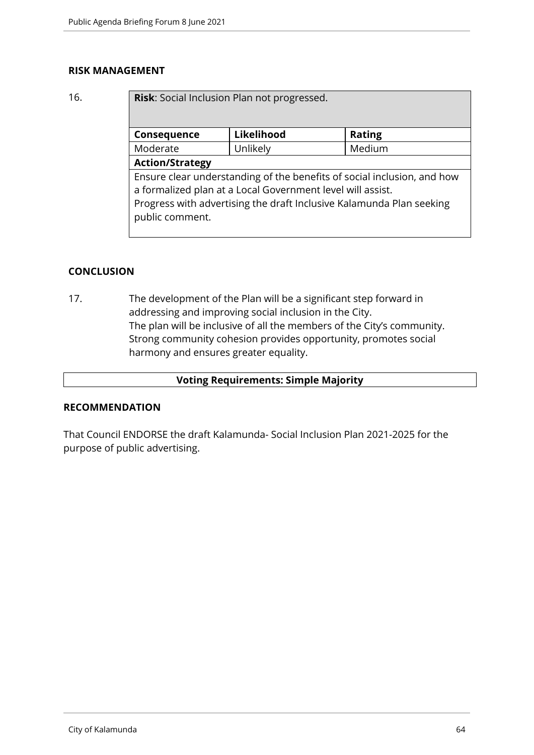## RISK MANAGEMENT

16.

| **Risk**: Social Inclusion Plan not progressed. | | |
|---|---|---|
| **Consequence** | **Likelihood** | **Rating** |
| Moderate | Unlikely | Medium |
| **Action/Strategy** | | |
| Ensure clear understanding of the benefits of social inclusion, and how a formalized plan at a Local Government level will assist.<br>Progress with advertising the draft Inclusive Kalamunda Plan seeking public comment. | | |

## CONCLUSION

17. The development of the Plan will be a significant step forward in addressing and improving social inclusion in the City.
The plan will be inclusive of all the members of the City's community. Strong community cohesion provides opportunity, promotes social harmony and ensures greater equality.

**Voting Requirements: Simple Majority**

## RECOMMENDATION

That Council ENDORSE the draft Kalamunda- Social Inclusion Plan 2021-2025 for the purpose of public advertising.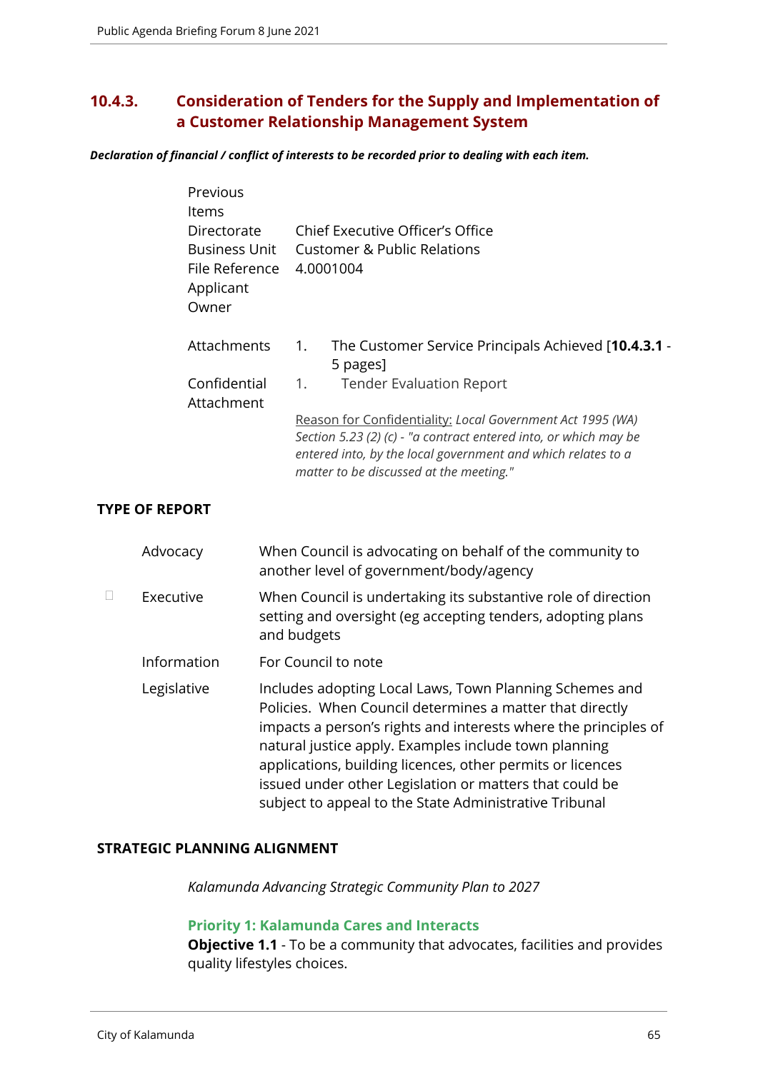## 10.4.3. Consideration of Tenders for the Supply and Implementation of a Customer Relationship Management System

***Declaration of financial / conflict of interests to be recorded prior to dealing with each item.***

| | |
|---|---|
| Previous Items | |
| Directorate | Chief Executive Officer's Office |
| Business Unit | Customer & Public Relations |
| File Reference | 4.0001004 |
| Applicant | |
| Owner | |
| Attachments | 1. The Customer Service Principals Achieved [**10.4.3.1** - 5 pages] |
| Confidential Attachment | 1. Tender Evaluation Report |
| | <u>Reason for Confidentiality:</u> *Local Government Act 1995 (WA) Section 5.23 (2) (c) - "a contract entered into, or which may be entered into, by the local government and which relates to a matter to be discussed at the meeting."* |

**TYPE OF REPORT**

| | | |
|---|---|---|
| | Advocacy | When Council is advocating on behalf of the community to another level of government/body/agency |
| ☐ | Executive | When Council is undertaking its substantive role of direction setting and oversight (eg accepting tenders, adopting plans and budgets |
| | Information | For Council to note |
| | Legislative | Includes adopting Local Laws, Town Planning Schemes and Policies. When Council determines a matter that directly impacts a person's rights and interests where the principles of natural justice apply. Examples include town planning applications, building licences, other permits or licences issued under other Legislation or matters that could be subject to appeal to the State Administrative Tribunal |

**STRATEGIC PLANNING ALIGNMENT**

*Kalamunda Advancing Strategic Community Plan to 2027*

**Priority 1: Kalamunda Cares and Interacts**

**Objective 1.1** - To be a community that advocates, facilities and provides quality lifestyles choices.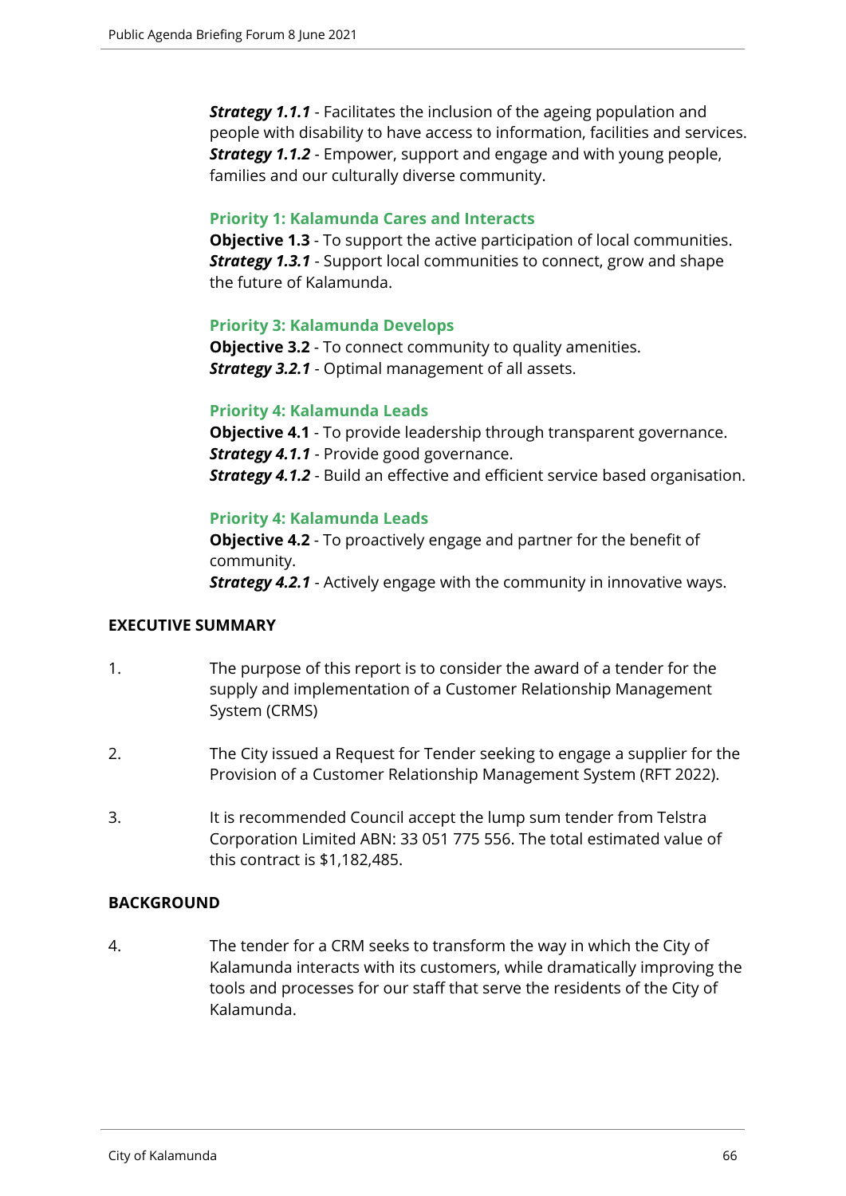***Strategy 1.1.1*** - Facilitates the inclusion of the ageing population and people with disability to have access to information, facilities and services.
***Strategy 1.1.2*** - Empower, support and engage and with young people, families and our culturally diverse community.

**Priority 1: Kalamunda Cares and Interacts**
**Objective 1.3** - To support the active participation of local communities.
***Strategy 1.3.1*** - Support local communities to connect, grow and shape the future of Kalamunda.

**Priority 3: Kalamunda Develops**
**Objective 3.2** - To connect community to quality amenities.
***Strategy 3.2.1*** - Optimal management of all assets.

**Priority 4: Kalamunda Leads**
**Objective 4.1** - To provide leadership through transparent governance.
***Strategy 4.1.1*** - Provide good governance.
***Strategy 4.1.2*** - Build an effective and efficient service based organisation.

**Priority 4: Kalamunda Leads**
**Objective 4.2** - To proactively engage and partner for the benefit of community.
***Strategy 4.2.1*** - Actively engage with the community in innovative ways.

## EXECUTIVE SUMMARY

1. The purpose of this report is to consider the award of a tender for the supply and implementation of a Customer Relationship Management System (CRMS)

2. The City issued a Request for Tender seeking to engage a supplier for the Provision of a Customer Relationship Management System (RFT 2022).

3. It is recommended Council accept the lump sum tender from Telstra Corporation Limited ABN: 33 051 775 556. The total estimated value of this contract is $1,182,485.

## BACKGROUND

4. The tender for a CRM seeks to transform the way in which the City of Kalamunda interacts with its customers, while dramatically improving the tools and processes for our staff that serve the residents of the City of Kalamunda.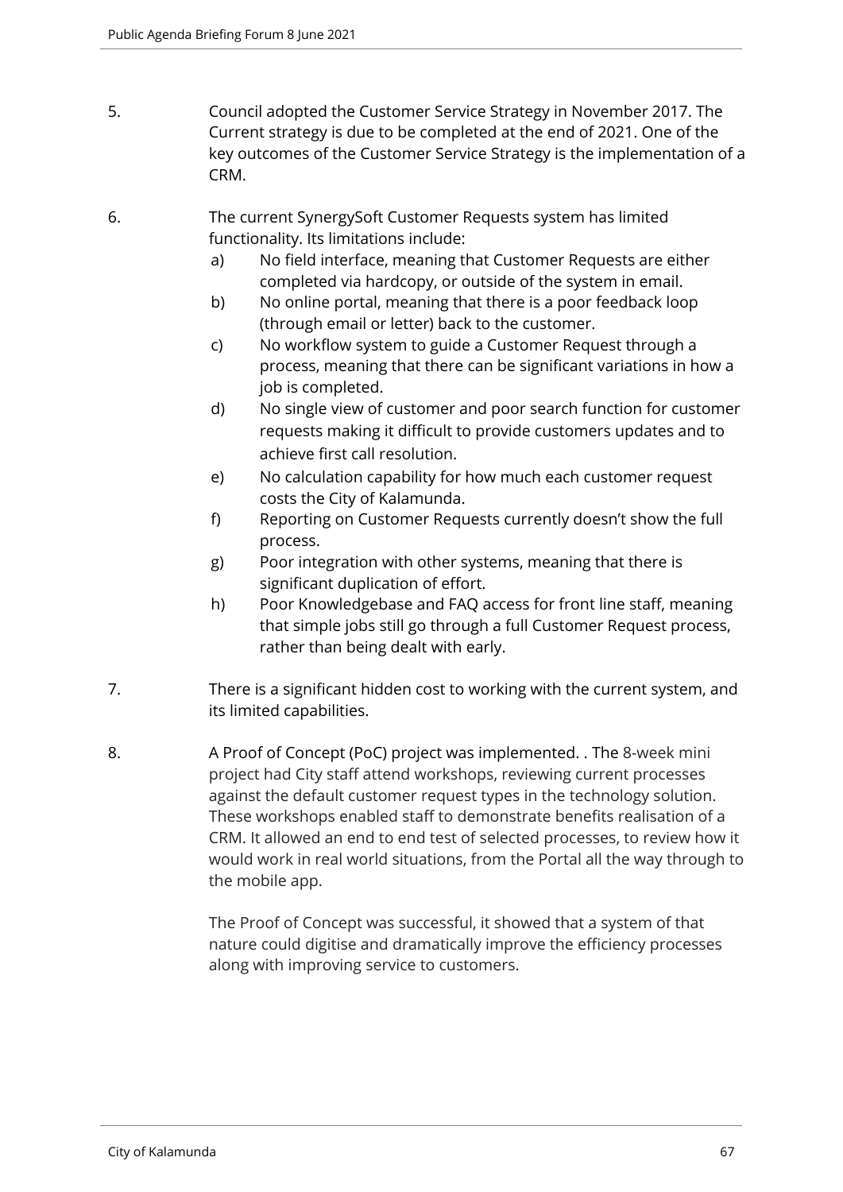5. Council adopted the Customer Service Strategy in November 2017. The Current strategy is due to be completed at the end of 2021. One of the key outcomes of the Customer Service Strategy is the implementation of a CRM.

6. The current SynergySoft Customer Requests system has limited functionality. Its limitations include:
   a) No field interface, meaning that Customer Requests are either completed via hardcopy, or outside of the system in email.
   b) No online portal, meaning that there is a poor feedback loop (through email or letter) back to the customer.
   c) No workflow system to guide a Customer Request through a process, meaning that there can be significant variations in how a job is completed.
   d) No single view of customer and poor search function for customer requests making it difficult to provide customers updates and to achieve first call resolution.
   e) No calculation capability for how much each customer request costs the City of Kalamunda.
   f) Reporting on Customer Requests currently doesn't show the full process.
   g) Poor integration with other systems, meaning that there is significant duplication of effort.
   h) Poor Knowledgebase and FAQ access for front line staff, meaning that simple jobs still go through a full Customer Request process, rather than being dealt with early.

7. There is a significant hidden cost to working with the current system, and its limited capabilities.

8. A Proof of Concept (PoC) project was implemented. . The 8-week mini project had City staff attend workshops, reviewing current processes against the default customer request types in the technology solution. These workshops enabled staff to demonstrate benefits realisation of a CRM. It allowed an end to end test of selected processes, to review how it would work in real world situations, from the Portal all the way through to the mobile app.

   The Proof of Concept was successful, it showed that a system of that nature could digitise and dramatically improve the efficiency processes along with improving service to customers.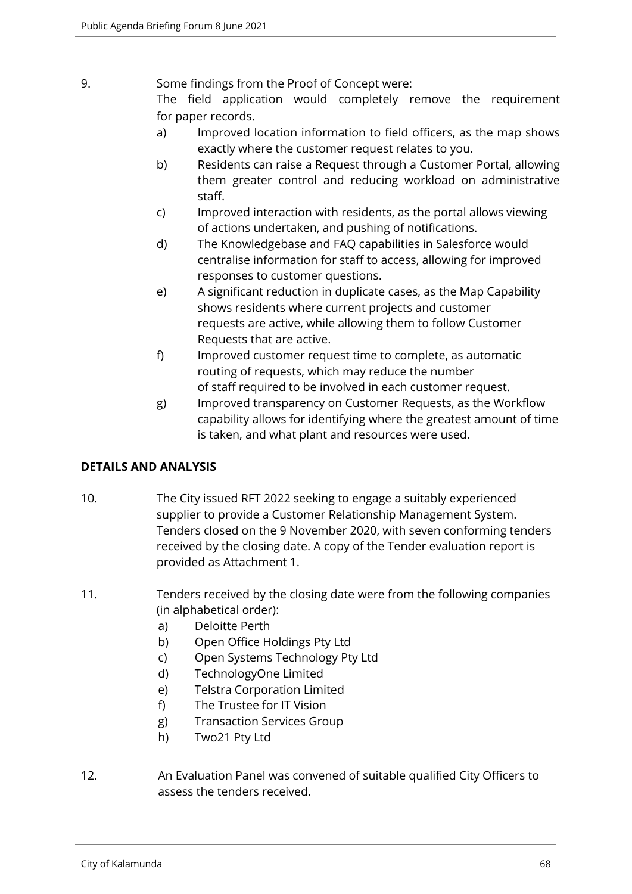9. Some findings from the Proof of Concept were:
   The field application would completely remove the requirement for paper records.
   a) Improved location information to field officers, as the map shows exactly where the customer request relates to you.
   b) Residents can raise a Request through a Customer Portal, allowing them greater control and reducing workload on administrative staff.
   c) Improved interaction with residents, as the portal allows viewing of actions undertaken, and pushing of notifications.
   d) The Knowledgebase and FAQ capabilities in Salesforce would centralise information for staff to access, allowing for improved responses to customer questions.
   e) A significant reduction in duplicate cases, as the Map Capability shows residents where current projects and customer requests are active, while allowing them to follow Customer Requests that are active.
   f) Improved customer request time to complete, as automatic routing of requests, which may reduce the number of staff required to be involved in each customer request.
   g) Improved transparency on Customer Requests, as the Workflow capability allows for identifying where the greatest amount of time is taken, and what plant and resources were used.

**DETAILS AND ANALYSIS**

10. The City issued RFT 2022 seeking to engage a suitably experienced supplier to provide a Customer Relationship Management System. Tenders closed on the 9 November 2020, with seven conforming tenders received by the closing date. A copy of the Tender evaluation report is provided as Attachment 1.

11. Tenders received by the closing date were from the following companies (in alphabetical order):
    a) Deloitte Perth
    b) Open Office Holdings Pty Ltd
    c) Open Systems Technology Pty Ltd
    d) TechnologyOne Limited
    e) Telstra Corporation Limited
    f) The Trustee for IT Vision
    g) Transaction Services Group
    h) Two21 Pty Ltd

12. An Evaluation Panel was convened of suitable qualified City Officers to assess the tenders received.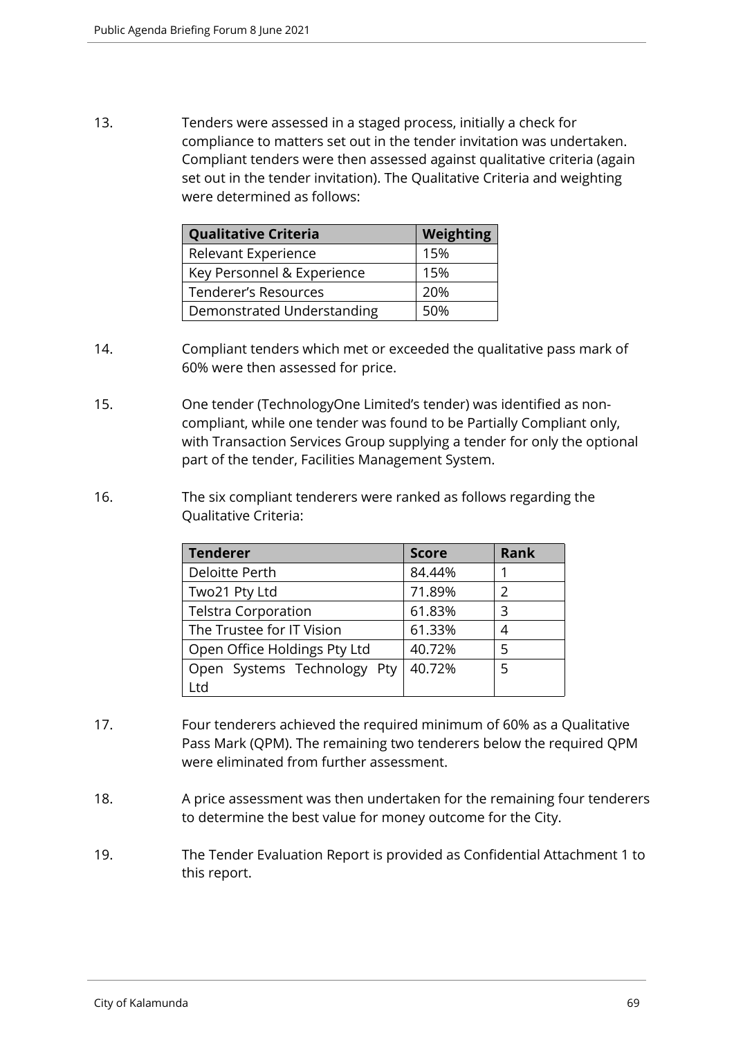13. Tenders were assessed in a staged process, initially a check for compliance to matters set out in the tender invitation was undertaken. Compliant tenders were then assessed against qualitative criteria (again set out in the tender invitation). The Qualitative Criteria and weighting were determined as follows:

| Qualitative Criteria | Weighting |
| --- | --- |
| Relevant Experience | 15% |
| Key Personnel & Experience | 15% |
| Tenderer's Resources | 20% |
| Demonstrated Understanding | 50% |

14. Compliant tenders which met or exceeded the qualitative pass mark of 60% were then assessed for price.

15. One tender (TechnologyOne Limited's tender) was identified as non-compliant, while one tender was found to be Partially Compliant only, with Transaction Services Group supplying a tender for only the optional part of the tender, Facilities Management System.

16. The six compliant tenderers were ranked as follows regarding the Qualitative Criteria:

| Tenderer | Score | Rank |
| --- | --- | --- |
| Deloitte Perth | 84.44% | 1 |
| Two21 Pty Ltd | 71.89% | 2 |
| Telstra Corporation | 61.83% | 3 |
| The Trustee for IT Vision | 61.33% | 4 |
| Open Office Holdings Pty Ltd | 40.72% | 5 |
| Open Systems Technology Pty Ltd | 40.72% | 5 |

17. Four tenderers achieved the required minimum of 60% as a Qualitative Pass Mark (QPM). The remaining two tenderers below the required QPM were eliminated from further assessment.

18. A price assessment was then undertaken for the remaining four tenderers to determine the best value for money outcome for the City.

19. The Tender Evaluation Report is provided as Confidential Attachment 1 to this report.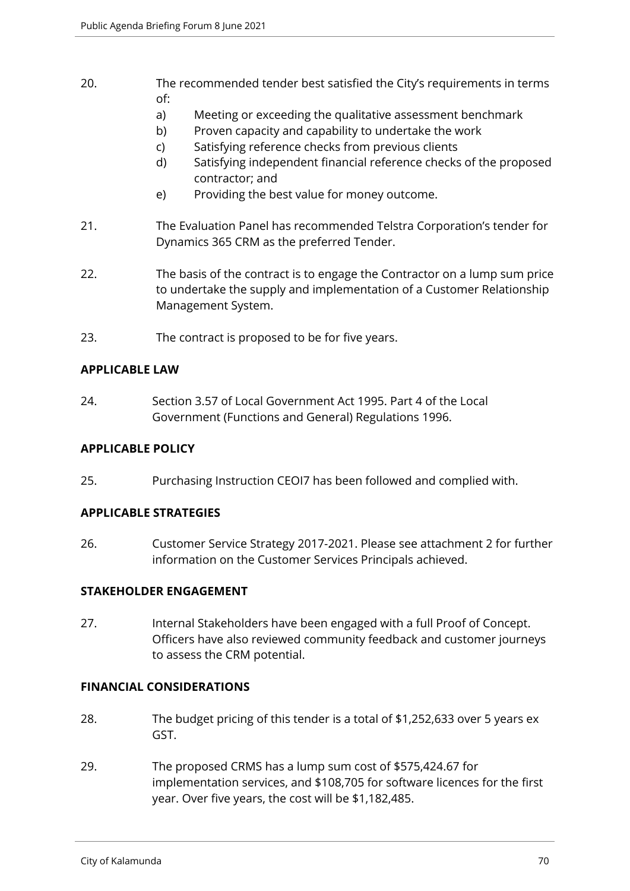20. The recommended tender best satisfied the City's requirements in terms of:
    a) Meeting or exceeding the qualitative assessment benchmark
    b) Proven capacity and capability to undertake the work
    c) Satisfying reference checks from previous clients
    d) Satisfying independent financial reference checks of the proposed contractor; and
    e) Providing the best value for money outcome.

21. The Evaluation Panel has recommended Telstra Corporation's tender for Dynamics 365 CRM as the preferred Tender.

22. The basis of the contract is to engage the Contractor on a lump sum price to undertake the supply and implementation of a Customer Relationship Management System.

23. The contract is proposed to be for five years.

**APPLICABLE LAW**

24. Section 3.57 of Local Government Act 1995. Part 4 of the Local Government (Functions and General) Regulations 1996.

**APPLICABLE POLICY**

25. Purchasing Instruction CEOI7 has been followed and complied with.

**APPLICABLE STRATEGIES**

26. Customer Service Strategy 2017-2021. Please see attachment 2 for further information on the Customer Services Principals achieved.

**STAKEHOLDER ENGAGEMENT**

27. Internal Stakeholders have been engaged with a full Proof of Concept. Officers have also reviewed community feedback and customer journeys to assess the CRM potential.

**FINANCIAL CONSIDERATIONS**

28. The budget pricing of this tender is a total of $1,252,633 over 5 years ex GST.

29. The proposed CRMS has a lump sum cost of $575,424.67 for implementation services, and $108,705 for software licences for the first year. Over five years, the cost will be $1,182,485.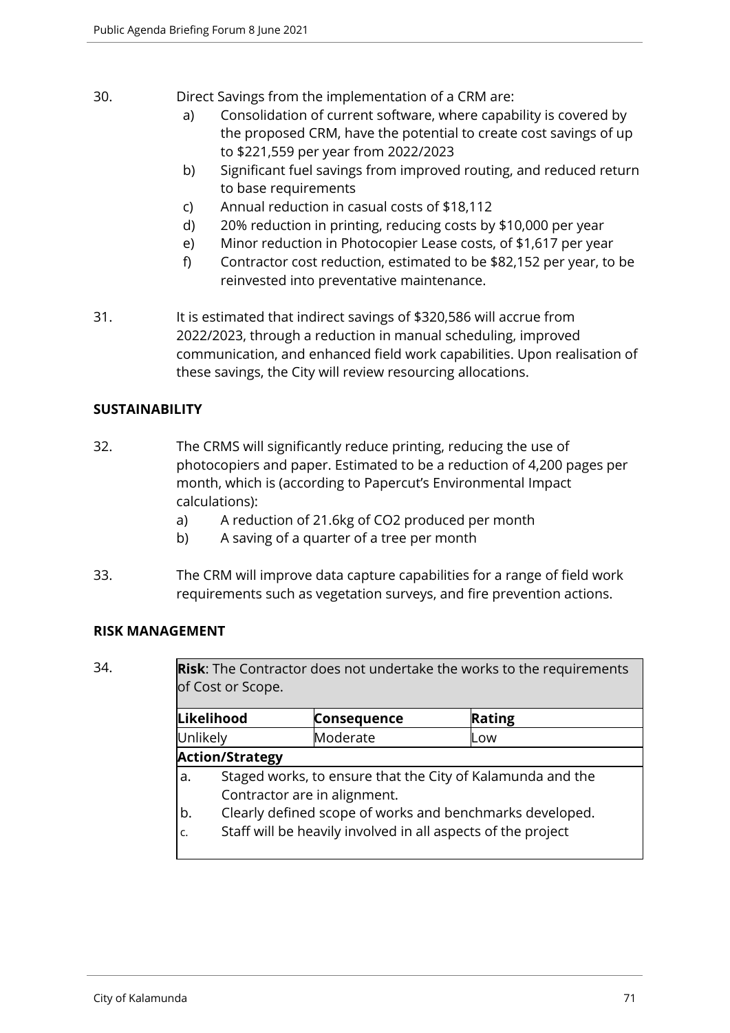30. Direct Savings from the implementation of a CRM are:

    a) Consolidation of current software, where capability is covered by the proposed CRM, have the potential to create cost savings of up to $221,559 per year from 2022/2023
    b) Significant fuel savings from improved routing, and reduced return to base requirements
    c) Annual reduction in casual costs of $18,112
    d) 20% reduction in printing, reducing costs by $10,000 per year
    e) Minor reduction in Photocopier Lease costs, of $1,617 per year
    f) Contractor cost reduction, estimated to be $82,152 per year, to be reinvested into preventative maintenance.

31. It is estimated that indirect savings of $320,586 will accrue from 2022/2023, through a reduction in manual scheduling, improved communication, and enhanced field work capabilities. Upon realisation of these savings, the City will review resourcing allocations.

## SUSTAINABILITY

32. The CRMS will significantly reduce printing, reducing the use of photocopiers and paper. Estimated to be a reduction of 4,200 pages per month, which is (according to Papercut's Environmental Impact calculations):

    a) A reduction of 21.6kg of $CO_2$ produced per month
    b) A saving of a quarter of a tree per month

33. The CRM will improve data capture capabilities for a range of field work requirements such as vegetation surveys, and fire prevention actions.

## RISK MANAGEMENT

34.

| **Risk**: The Contractor does not undertake the works to the requirements of Cost or Scope. | | |
|---|---|---|
| **Likelihood** | **Consequence** | **Rating** |
| Unlikely | Moderate | Low |
| **Action/Strategy** | | |
| a. Staged works, to ensure that the City of Kalamunda and the Contractor are in alignment.<br>b. Clearly defined scope of works and benchmarks developed.<br>c. Staff will be heavily involved in all aspects of the project | | |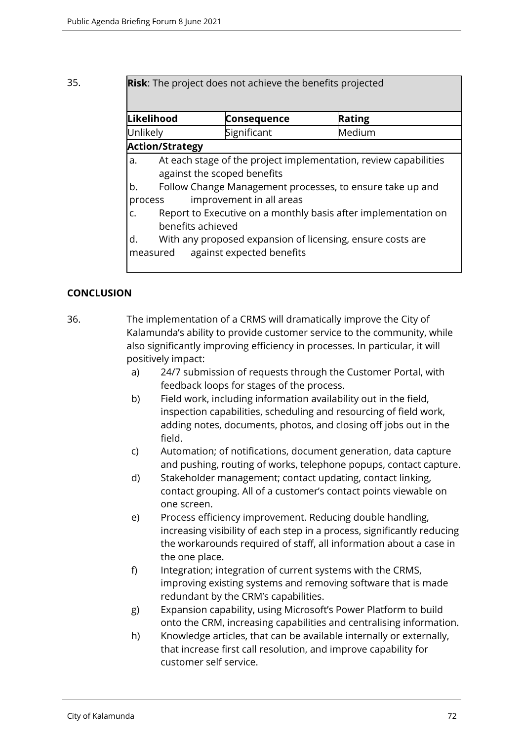35.

| **Risk**: The project does not achieve the benefits projected | | |
|---|---|---|
| **Likelihood** | **Consequence** | **Rating** |
| Unlikely | Significant | Medium |
| **Action/Strategy** | | |
| a. At each stage of the project implementation, review capabilities against the scoped benefits<br>b. Follow Change Management processes, to ensure take up and process improvement in all areas<br>c. Report to Executive on a monthly basis after implementation on benefits achieved<br>d. With any proposed expansion of licensing, ensure costs are measured against expected benefits | | |

## CONCLUSION

36. The implementation of a CRMS will dramatically improve the City of Kalamunda's ability to provide customer service to the community, while also significantly improving efficiency in processes. In particular, it will positively impact:

   a) 24/7 submission of requests through the Customer Portal, with feedback loops for stages of the process.
   b) Field work, including information availability out in the field, inspection capabilities, scheduling and resourcing of field work, adding notes, documents, photos, and closing off jobs out in the field.
   c) Automation; of notifications, document generation, data capture and pushing, routing of works, telephone popups, contact capture.
   d) Stakeholder management; contact updating, contact linking, contact grouping. All of a customer's contact points viewable on one screen.
   e) Process efficiency improvement. Reducing double handling, increasing visibility of each step in a process, significantly reducing the workarounds required of staff, all information about a case in the one place.
   f) Integration; integration of current systems with the CRMS, improving existing systems and removing software that is made redundant by the CRM's capabilities.
   g) Expansion capability, using Microsoft's Power Platform to build onto the CRM, increasing capabilities and centralising information.
   h) Knowledge articles, that can be available internally or externally, that increase first call resolution, and improve capability for customer self service.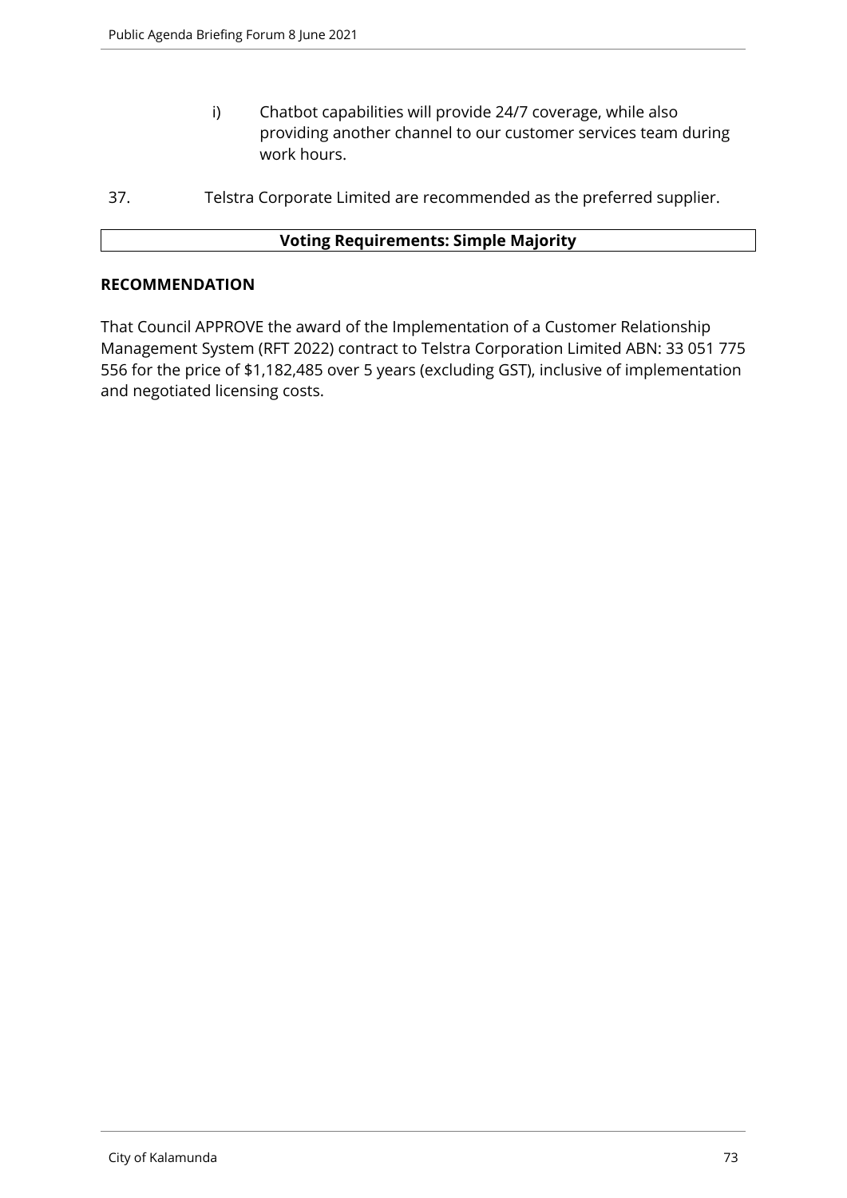i) Chatbot capabilities will provide 24/7 coverage, while also providing another channel to our customer services team during work hours.

37. Telstra Corporate Limited are recommended as the preferred supplier.

| Voting Requirements: Simple Majority |
| --- |

**RECOMMENDATION**

That Council APPROVE the award of the Implementation of a Customer Relationship Management System (RFT 2022) contract to Telstra Corporation Limited ABN: 33 051 775 556 for the price of $1,182,485 over 5 years (excluding GST), inclusive of implementation and negotiated licensing costs.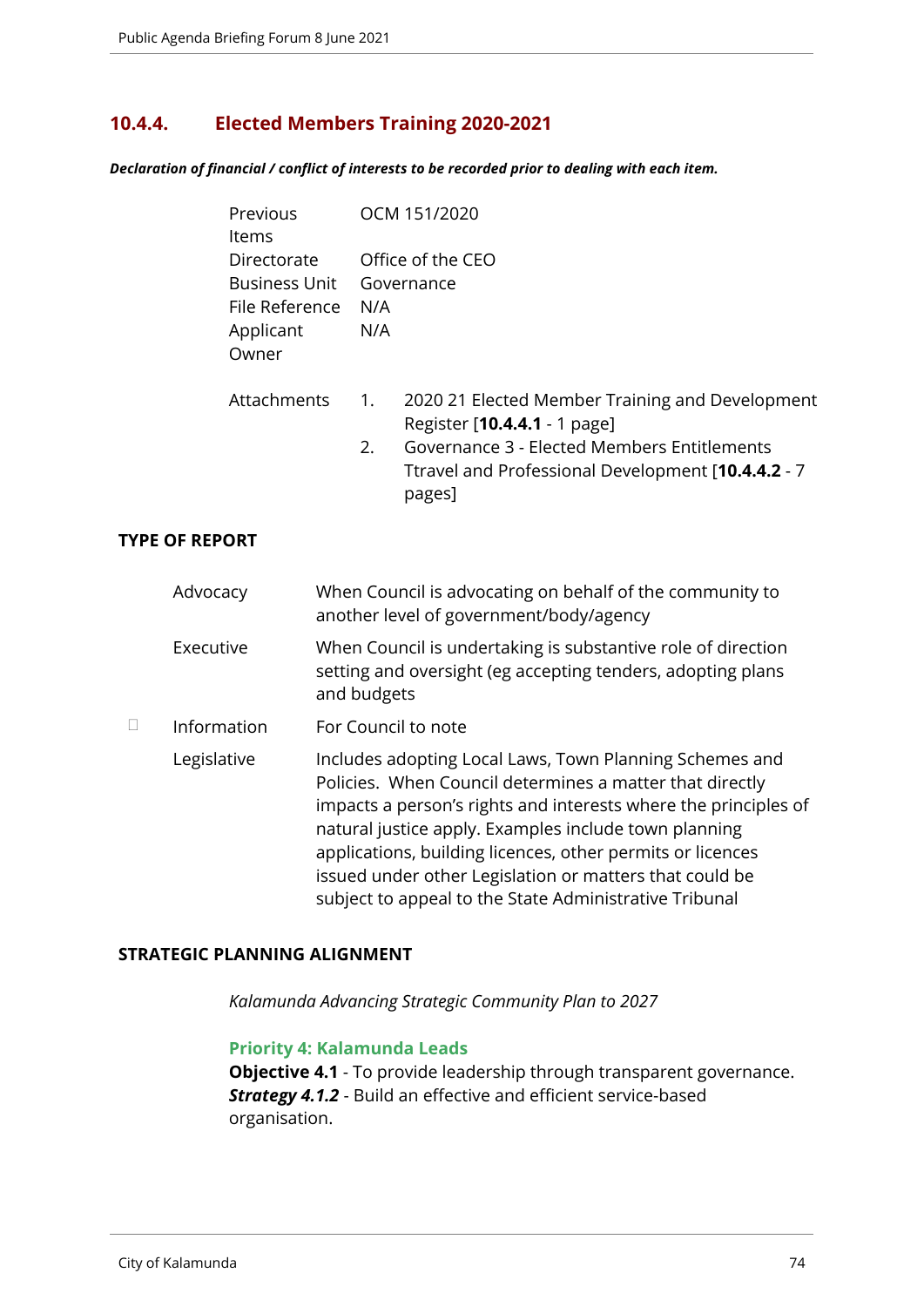## 10.4.4. Elected Members Training 2020-2021

***Declaration of financial / conflict of interests to be recorded prior to dealing with each item.***

| | |
|---|---|
| Previous Items | OCM 151/2020 |
| Directorate | Office of the CEO |
| Business Unit | Governance |
| File Reference | N/A |
| Applicant | N/A |
| Owner | |

| | | |
|---|---|---|
| Attachments | 1. | 2020 21 Elected Member Training and Development Register [**10.4.4.1** - 1 page] |
| | 2. | Governance 3 - Elected Members Entitlements Ttravel and Professional Development [**10.4.4.2** - 7 pages] |

**TYPE OF REPORT**

| | | |
|---|---|---|
| | Advocacy | When Council is advocating on behalf of the community to another level of government/body/agency |
| | Executive | When Council is undertaking is substantive role of direction setting and oversight (eg accepting tenders, adopting plans and budgets |
| ☐ | Information | For Council to note |
| | Legislative | Includes adopting Local Laws, Town Planning Schemes and Policies. When Council determines a matter that directly impacts a person's rights and interests where the principles of natural justice apply. Examples include town planning applications, building licences, other permits or licences issued under other Legislation or matters that could be subject to appeal to the State Administrative Tribunal |

**STRATEGIC PLANNING ALIGNMENT**

*Kalamunda Advancing Strategic Community Plan to 2027*

**Priority 4: Kalamunda Leads**
**Objective 4.1** - To provide leadership through transparent governance.
***Strategy 4.1.2*** - Build an effective and efficient service-based organisation.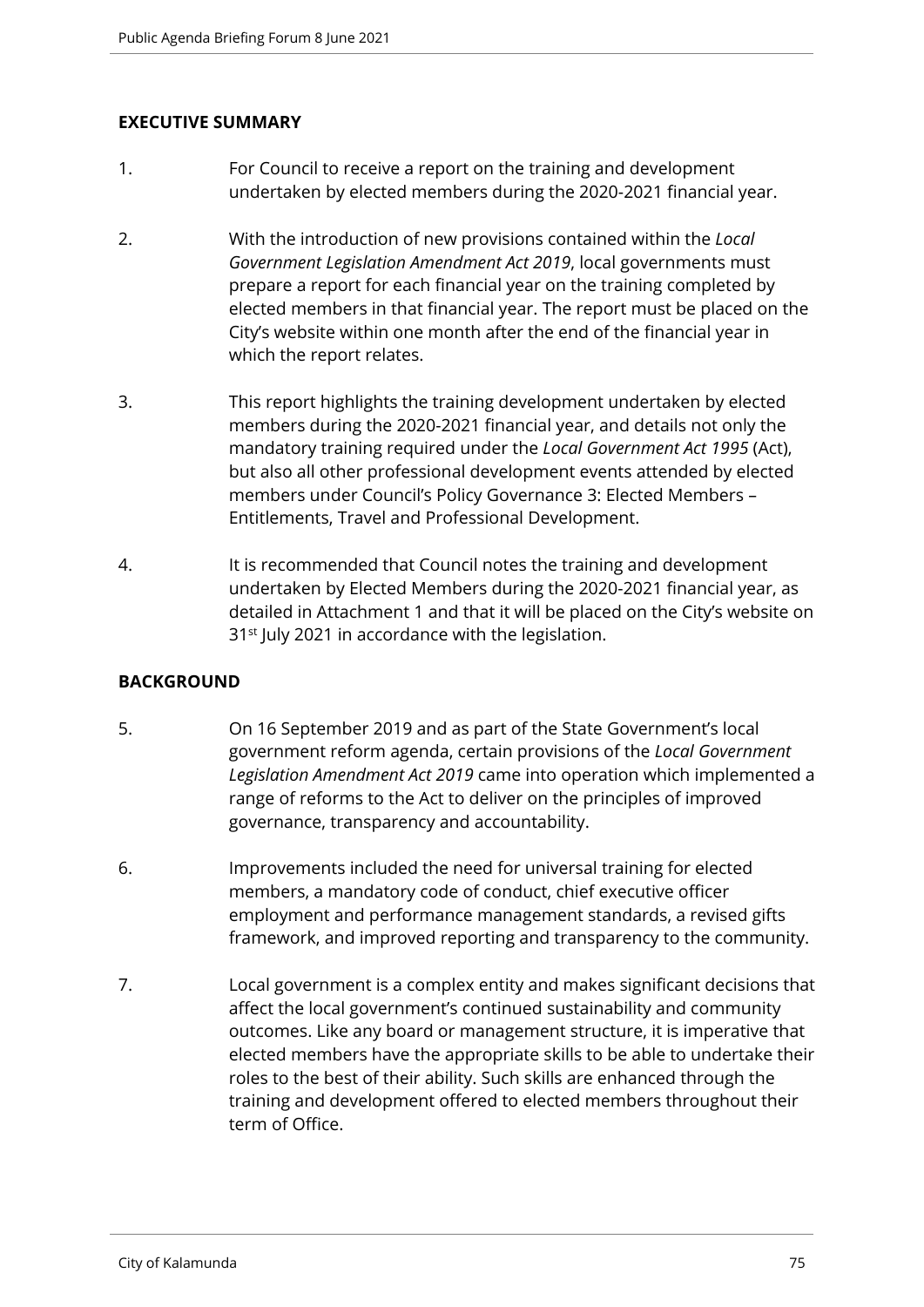## EXECUTIVE SUMMARY

1. For Council to receive a report on the training and development undertaken by elected members during the 2020-2021 financial year.

2. With the introduction of new provisions contained within the *Local Government Legislation Amendment Act 2019*, local governments must prepare a report for each financial year on the training completed by elected members in that financial year. The report must be placed on the City's website within one month after the end of the financial year in which the report relates.

3. This report highlights the training development undertaken by elected members during the 2020-2021 financial year, and details not only the mandatory training required under the *Local Government Act 1995* (Act), but also all other professional development events attended by elected members under Council's Policy Governance 3: Elected Members – Entitlements, Travel and Professional Development.

4. It is recommended that Council notes the training and development undertaken by Elected Members during the 2020-2021 financial year, as detailed in Attachment 1 and that it will be placed on the City's website on 31st July 2021 in accordance with the legislation.

## BACKGROUND

5. On 16 September 2019 and as part of the State Government's local government reform agenda, certain provisions of the *Local Government Legislation Amendment Act 2019* came into operation which implemented a range of reforms to the Act to deliver on the principles of improved governance, transparency and accountability.

6. Improvements included the need for universal training for elected members, a mandatory code of conduct, chief executive officer employment and performance management standards, a revised gifts framework, and improved reporting and transparency to the community.

7. Local government is a complex entity and makes significant decisions that affect the local government's continued sustainability and community outcomes. Like any board or management structure, it is imperative that elected members have the appropriate skills to be able to undertake their roles to the best of their ability. Such skills are enhanced through the training and development offered to elected members throughout their term of Office.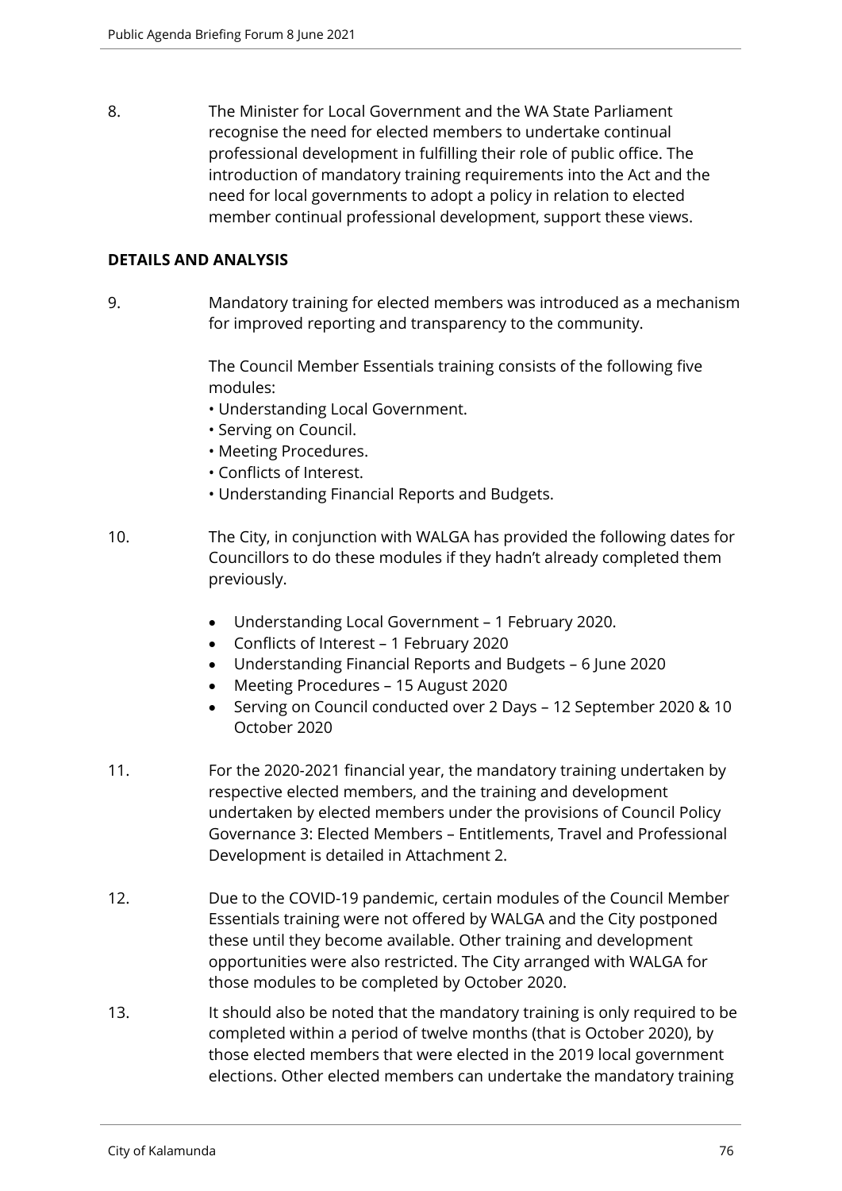8. The Minister for Local Government and the WA State Parliament recognise the need for elected members to undertake continual professional development in fulfilling their role of public office. The introduction of mandatory training requirements into the Act and the need for local governments to adopt a policy in relation to elected member continual professional development, support these views.

**DETAILS AND ANALYSIS**

9. Mandatory training for elected members was introduced as a mechanism for improved reporting and transparency to the community.

   The Council Member Essentials training consists of the following five modules:
   • Understanding Local Government.
   • Serving on Council.
   • Meeting Procedures.
   • Conflicts of Interest.
   • Understanding Financial Reports and Budgets.

10. The City, in conjunction with WALGA has provided the following dates for Councillors to do these modules if they hadn't already completed them previously.

    - Understanding Local Government – 1 February 2020.
    - Conflicts of Interest – 1 February 2020
    - Understanding Financial Reports and Budgets – 6 June 2020
    - Meeting Procedures – 15 August 2020
    - Serving on Council conducted over 2 Days – 12 September 2020 & 10 October 2020

11. For the 2020-2021 financial year, the mandatory training undertaken by respective elected members, and the training and development undertaken by elected members under the provisions of Council Policy Governance 3: Elected Members – Entitlements, Travel and Professional Development is detailed in Attachment 2.

12. Due to the COVID-19 pandemic, certain modules of the Council Member Essentials training were not offered by WALGA and the City postponed these until they become available. Other training and development opportunities were also restricted. The City arranged with WALGA for those modules to be completed by October 2020.

13. It should also be noted that the mandatory training is only required to be completed within a period of twelve months (that is October 2020), by those elected members that were elected in the 2019 local government elections. Other elected members can undertake the mandatory training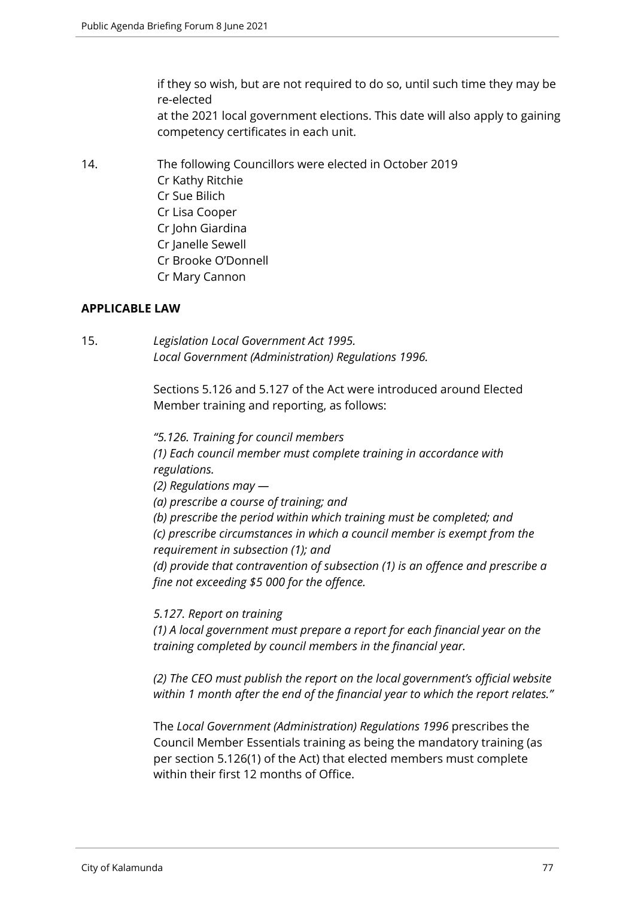if they so wish, but are not required to do so, until such time they may be re-elected
at the 2021 local government elections. This date will also apply to gaining competency certificates in each unit.

14. The following Councillors were elected in October 2019
Cr Kathy Ritchie
Cr Sue Bilich
Cr Lisa Cooper
Cr John Giardina
Cr Janelle Sewell
Cr Brooke O'Donnell
Cr Mary Cannon

**APPLICABLE LAW**

15. *Legislation Local Government Act 1995.*
*Local Government (Administration) Regulations 1996.*

Sections 5.126 and 5.127 of the Act were introduced around Elected Member training and reporting, as follows:

*"5.126. Training for council members*
*(1) Each council member must complete training in accordance with regulations.*
*(2) Regulations may —*
*(a) prescribe a course of training; and*
*(b) prescribe the period within which training must be completed; and*
*(c) prescribe circumstances in which a council member is exempt from the requirement in subsection (1); and*
*(d) provide that contravention of subsection (1) is an offence and prescribe a fine not exceeding $5 000 for the offence.*

*5.127. Report on training*
*(1) A local government must prepare a report for each financial year on the training completed by council members in the financial year.*

*(2) The CEO must publish the report on the local government's official website within 1 month after the end of the financial year to which the report relates."*

The *Local Government (Administration) Regulations 1996* prescribes the Council Member Essentials training as being the mandatory training (as per section 5.126(1) of the Act) that elected members must complete within their first 12 months of Office.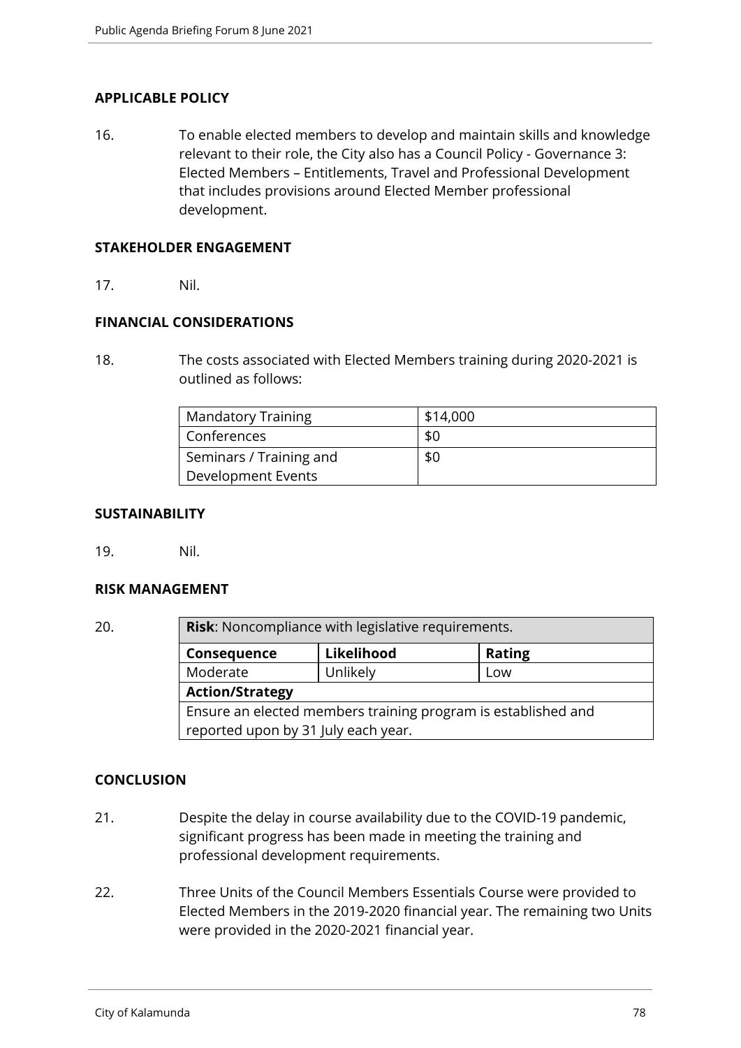## APPLICABLE POLICY

16. To enable elected members to develop and maintain skills and knowledge relevant to their role, the City also has a Council Policy - Governance 3: Elected Members – Entitlements, Travel and Professional Development that includes provisions around Elected Member professional development.

## STAKEHOLDER ENGAGEMENT

17. Nil.

## FINANCIAL CONSIDERATIONS

18. The costs associated with Elected Members training during 2020-2021 is outlined as follows:

| | |
|---|---|
| Mandatory Training | $14,000 |
| Conferences | $0 |
| Seminars / Training and Development Events | $0 |

## SUSTAINABILITY

19. Nil.

## RISK MANAGEMENT

20.

| **Risk**: Noncompliance with legislative requirements. | | |
|---|---|---|
| **Consequence** | **Likelihood** | **Rating** |
| Moderate | Unlikely | Low |
| **Action/Strategy** | | |
| Ensure an elected members training program is established and reported upon by 31 July each year. | | |

## CONCLUSION

21. Despite the delay in course availability due to the COVID-19 pandemic, significant progress has been made in meeting the training and professional development requirements.

22. Three Units of the Council Members Essentials Course were provided to Elected Members in the 2019-2020 financial year. The remaining two Units were provided in the 2020-2021 financial year.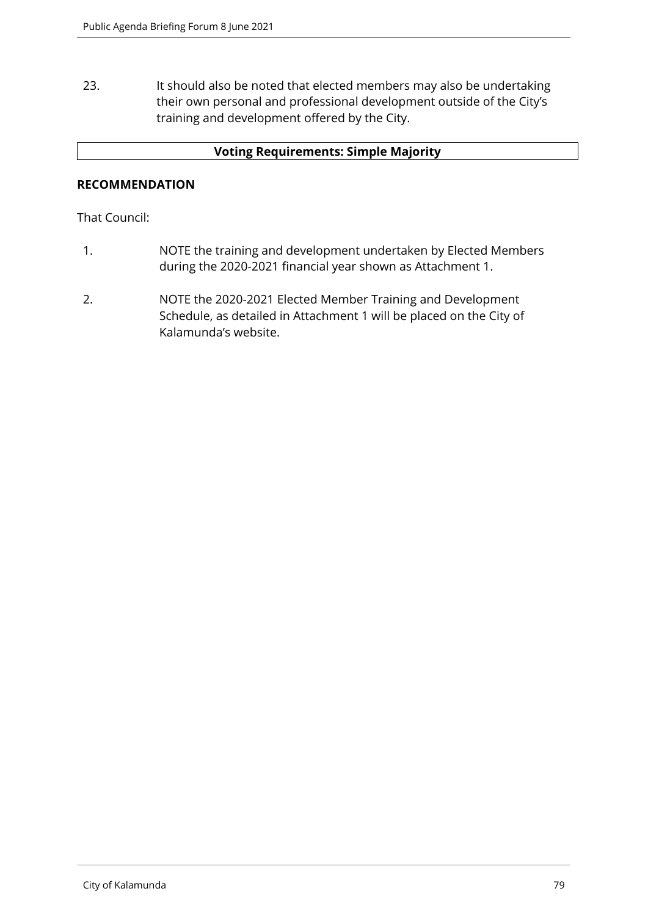23. It should also be noted that elected members may also be undertaking their own personal and professional development outside of the City's training and development offered by the City.

| **Voting Requirements: Simple Majority** |
| --- |

**RECOMMENDATION**

That Council:

1. NOTE the training and development undertaken by Elected Members during the 2020-2021 financial year shown as Attachment 1.

2. NOTE the 2020-2021 Elected Member Training and Development Schedule, as detailed in Attachment 1 will be placed on the City of Kalamunda's website.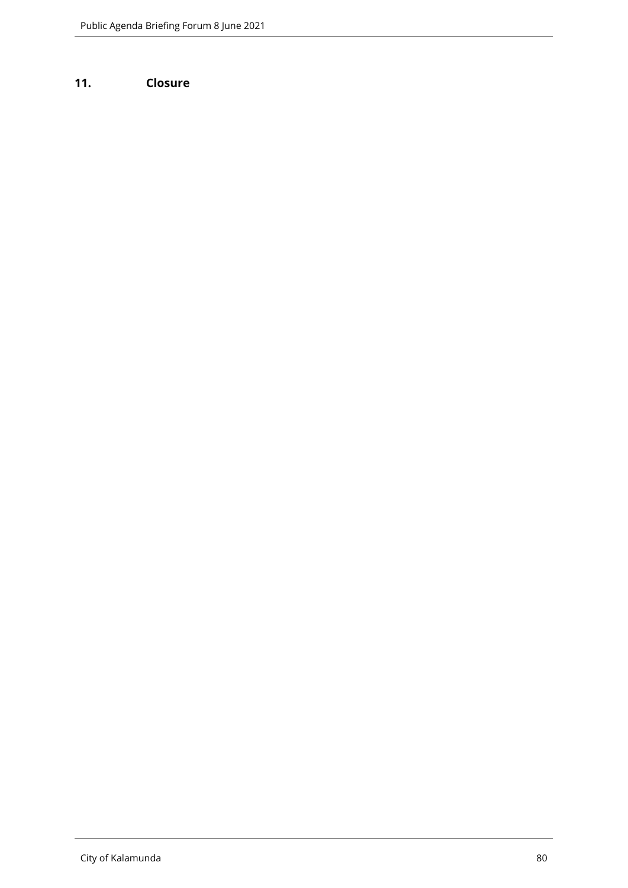## 11. Closure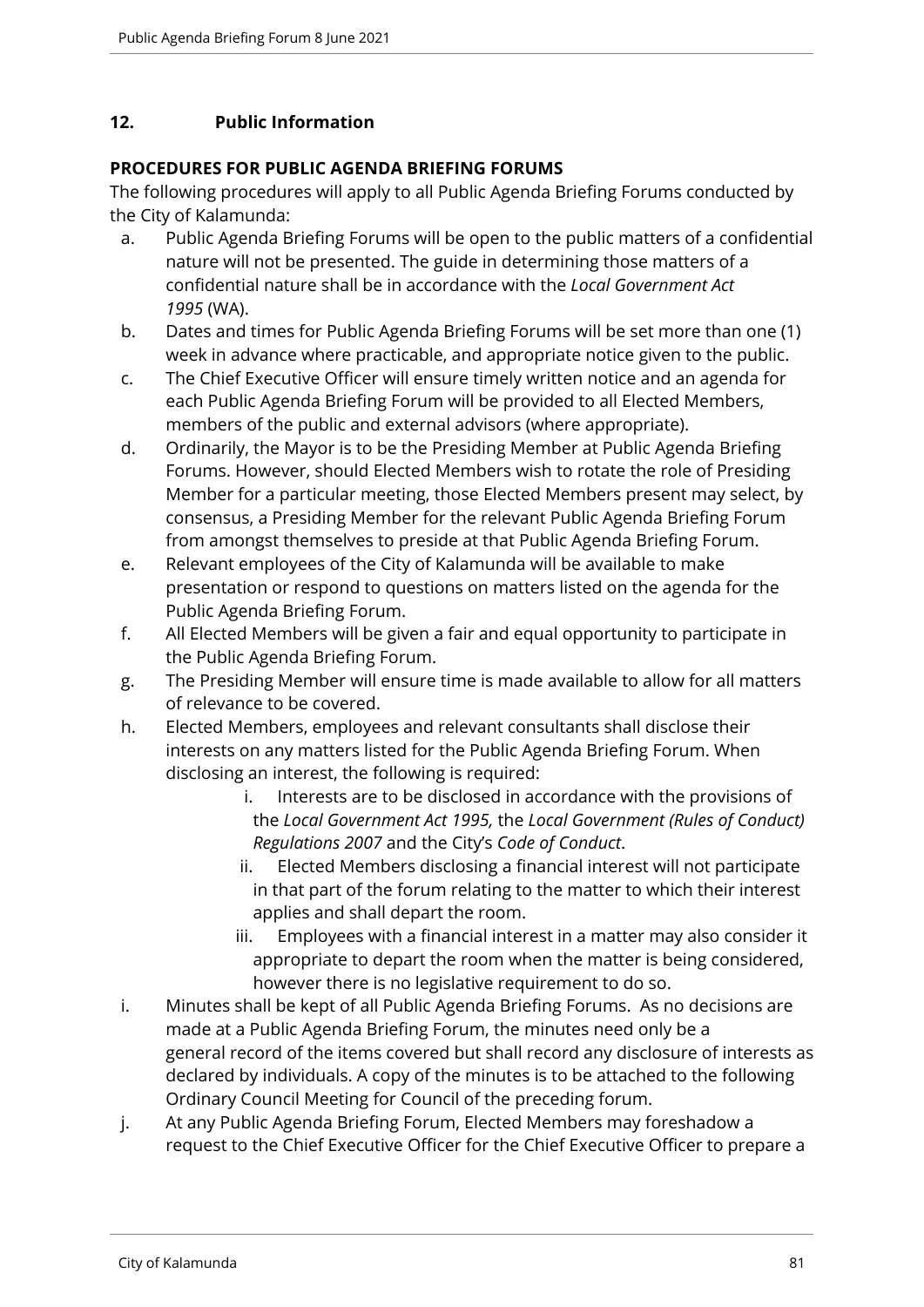## 12. Public Information

**PROCEDURES FOR PUBLIC AGENDA BRIEFING FORUMS**

The following procedures will apply to all Public Agenda Briefing Forums conducted by the City of Kalamunda:

a. Public Agenda Briefing Forums will be open to the public matters of a confidential nature will not be presented. The guide in determining those matters of a confidential nature shall be in accordance with the *Local Government Act 1995* (WA).

b. Dates and times for Public Agenda Briefing Forums will be set more than one (1) week in advance where practicable, and appropriate notice given to the public.

c. The Chief Executive Officer will ensure timely written notice and an agenda for each Public Agenda Briefing Forum will be provided to all Elected Members, members of the public and external advisors (where appropriate).

d. Ordinarily, the Mayor is to be the Presiding Member at Public Agenda Briefing Forums. However, should Elected Members wish to rotate the role of Presiding Member for a particular meeting, those Elected Members present may select, by consensus, a Presiding Member for the relevant Public Agenda Briefing Forum from amongst themselves to preside at that Public Agenda Briefing Forum.

e. Relevant employees of the City of Kalamunda will be available to make presentation or respond to questions on matters listed on the agenda for the Public Agenda Briefing Forum.

f. All Elected Members will be given a fair and equal opportunity to participate in the Public Agenda Briefing Forum.

g. The Presiding Member will ensure time is made available to allow for all matters of relevance to be covered.

h. Elected Members, employees and relevant consultants shall disclose their interests on any matters listed for the Public Agenda Briefing Forum. When disclosing an interest, the following is required:

   i. Interests are to be disclosed in accordance with the provisions of the *Local Government Act 1995,* the *Local Government (Rules of Conduct) Regulations 2007* and the City's *Code of Conduct*.

   ii. Elected Members disclosing a financial interest will not participate in that part of the forum relating to the matter to which their interest applies and shall depart the room.

   iii. Employees with a financial interest in a matter may also consider it appropriate to depart the room when the matter is being considered, however there is no legislative requirement to do so.

i. Minutes shall be kept of all Public Agenda Briefing Forums. As no decisions are made at a Public Agenda Briefing Forum, the minutes need only be a general record of the items covered but shall record any disclosure of interests as declared by individuals. A copy of the minutes is to be attached to the following Ordinary Council Meeting for Council of the preceding forum.

j. At any Public Agenda Briefing Forum, Elected Members may foreshadow a request to the Chief Executive Officer for the Chief Executive Officer to prepare a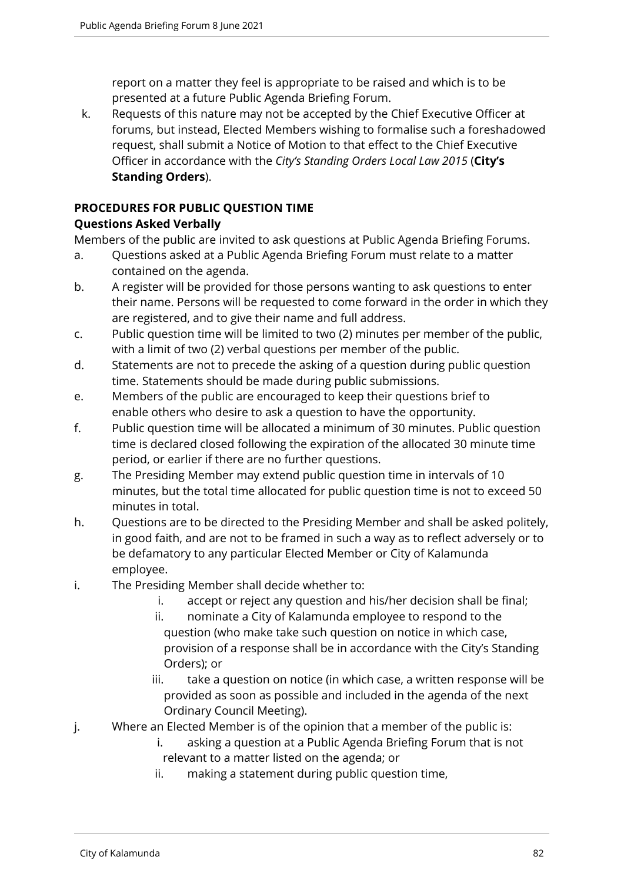report on a matter they feel is appropriate to be raised and which is to be presented at a future Public Agenda Briefing Forum.

k. Requests of this nature may not be accepted by the Chief Executive Officer at forums, but instead, Elected Members wishing to formalise such a foreshadowed request, shall submit a Notice of Motion to that effect to the Chief Executive Officer in accordance with the *City's Standing Orders Local Law 2015* (**City's Standing Orders**).

**PROCEDURES FOR PUBLIC QUESTION TIME**

**Questions Asked Verbally**

Members of the public are invited to ask questions at Public Agenda Briefing Forums.

a. Questions asked at a Public Agenda Briefing Forum must relate to a matter contained on the agenda.
b. A register will be provided for those persons wanting to ask questions to enter their name. Persons will be requested to come forward in the order in which they are registered, and to give their name and full address.
c. Public question time will be limited to two (2) minutes per member of the public, with a limit of two (2) verbal questions per member of the public.
d. Statements are not to precede the asking of a question during public question time. Statements should be made during public submissions.
e. Members of the public are encouraged to keep their questions brief to enable others who desire to ask a question to have the opportunity.
f. Public question time will be allocated a minimum of 30 minutes. Public question time is declared closed following the expiration of the allocated 30 minute time period, or earlier if there are no further questions.
g. The Presiding Member may extend public question time in intervals of 10 minutes, but the total time allocated for public question time is not to exceed 50 minutes in total.
h. Questions are to be directed to the Presiding Member and shall be asked politely, in good faith, and are not to be framed in such a way as to reflect adversely or to be defamatory to any particular Elected Member or City of Kalamunda employee.
i. The Presiding Member shall decide whether to:
    i. accept or reject any question and his/her decision shall be final;
    ii. nominate a City of Kalamunda employee to respond to the question (who make take such question on notice in which case, provision of a response shall be in accordance with the City's Standing Orders); or
    iii. take a question on notice (in which case, a written response will be provided as soon as possible and included in the agenda of the next Ordinary Council Meeting).
j. Where an Elected Member is of the opinion that a member of the public is:
    i. asking a question at a Public Agenda Briefing Forum that is not relevant to a matter listed on the agenda; or
    ii. making a statement during public question time,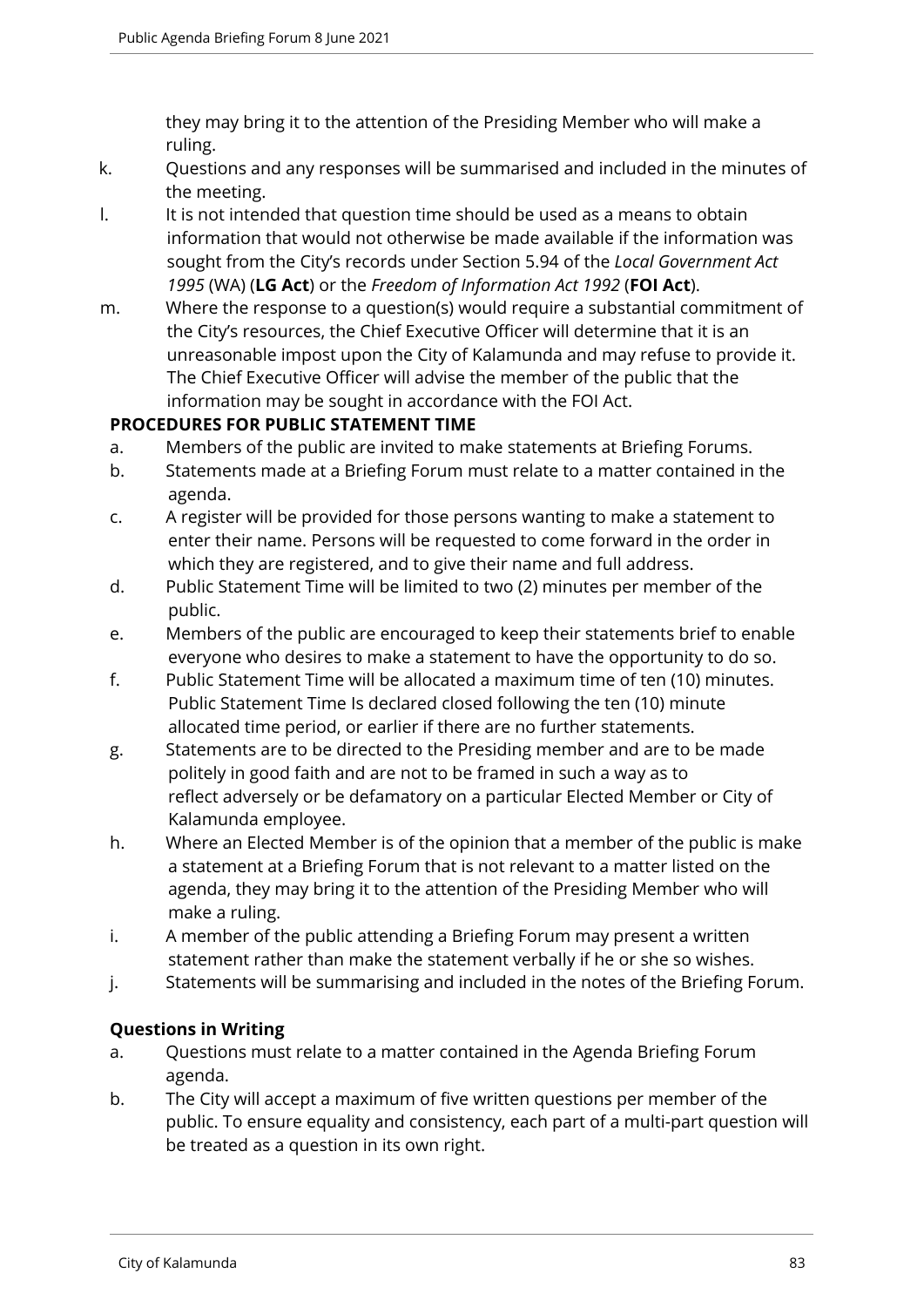they may bring it to the attention of the Presiding Member who will make a ruling.

k. Questions and any responses will be summarised and included in the minutes of the meeting.

l. It is not intended that question time should be used as a means to obtain information that would not otherwise be made available if the information was sought from the City's records under Section 5.94 of the *Local Government Act 1995* (WA) (**LG Act**) or the *Freedom of Information Act 1992* (**FOI Act**).

m. Where the response to a question(s) would require a substantial commitment of the City's resources, the Chief Executive Officer will determine that it is an unreasonable impost upon the City of Kalamunda and may refuse to provide it. The Chief Executive Officer will advise the member of the public that the information may be sought in accordance with the FOI Act.

**PROCEDURES FOR PUBLIC STATEMENT TIME**

a. Members of the public are invited to make statements at Briefing Forums.

b. Statements made at a Briefing Forum must relate to a matter contained in the agenda.

c. A register will be provided for those persons wanting to make a statement to enter their name. Persons will be requested to come forward in the order in which they are registered, and to give their name and full address.

d. Public Statement Time will be limited to two (2) minutes per member of the public.

e. Members of the public are encouraged to keep their statements brief to enable everyone who desires to make a statement to have the opportunity to do so.

f. Public Statement Time will be allocated a maximum time of ten (10) minutes. Public Statement Time Is declared closed following the ten (10) minute allocated time period, or earlier if there are no further statements.

g. Statements are to be directed to the Presiding member and are to be made politely in good faith and are not to be framed in such a way as to reflect adversely or be defamatory on a particular Elected Member or City of Kalamunda employee.

h. Where an Elected Member is of the opinion that a member of the public is make a statement at a Briefing Forum that is not relevant to a matter listed on the agenda, they may bring it to the attention of the Presiding Member who will make a ruling.

i. A member of the public attending a Briefing Forum may present a written statement rather than make the statement verbally if he or she so wishes.

j. Statements will be summarising and included in the notes of the Briefing Forum.

**Questions in Writing**

a. Questions must relate to a matter contained in the Agenda Briefing Forum agenda.

b. The City will accept a maximum of five written questions per member of the public. To ensure equality and consistency, each part of a multi-part question will be treated as a question in its own right.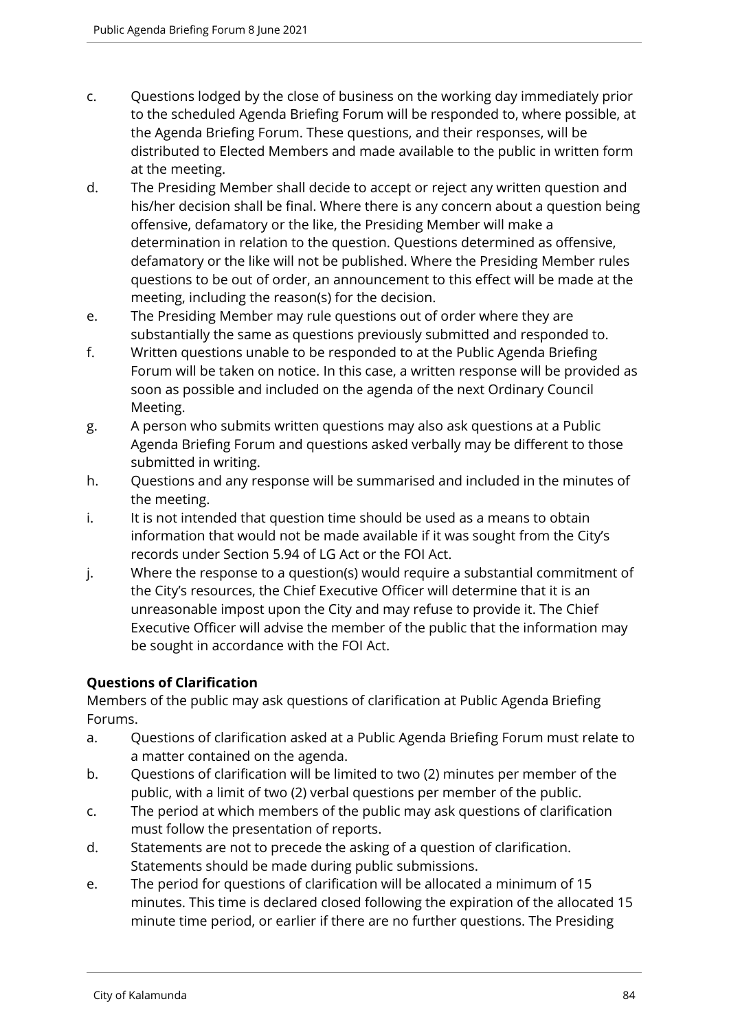c. Questions lodged by the close of business on the working day immediately prior to the scheduled Agenda Briefing Forum will be responded to, where possible, at the Agenda Briefing Forum. These questions, and their responses, will be distributed to Elected Members and made available to the public in written form at the meeting.
d. The Presiding Member shall decide to accept or reject any written question and his/her decision shall be final. Where there is any concern about a question being offensive, defamatory or the like, the Presiding Member will make a determination in relation to the question. Questions determined as offensive, defamatory or the like will not be published. Where the Presiding Member rules questions to be out of order, an announcement to this effect will be made at the meeting, including the reason(s) for the decision.
e. The Presiding Member may rule questions out of order where they are substantially the same as questions previously submitted and responded to.
f. Written questions unable to be responded to at the Public Agenda Briefing Forum will be taken on notice. In this case, a written response will be provided as soon as possible and included on the agenda of the next Ordinary Council Meeting.
g. A person who submits written questions may also ask questions at a Public Agenda Briefing Forum and questions asked verbally may be different to those submitted in writing.
h. Questions and any response will be summarised and included in the minutes of the meeting.
i. It is not intended that question time should be used as a means to obtain information that would not be made available if it was sought from the City's records under Section 5.94 of LG Act or the FOI Act.
j. Where the response to a question(s) would require a substantial commitment of the City's resources, the Chief Executive Officer will determine that it is an unreasonable impost upon the City and may refuse to provide it. The Chief Executive Officer will advise the member of the public that the information may be sought in accordance with the FOI Act.

**Questions of Clarification**

Members of the public may ask questions of clarification at Public Agenda Briefing Forums.

a. Questions of clarification asked at a Public Agenda Briefing Forum must relate to a matter contained on the agenda.
b. Questions of clarification will be limited to two (2) minutes per member of the public, with a limit of two (2) verbal questions per member of the public.
c. The period at which members of the public may ask questions of clarification must follow the presentation of reports.
d. Statements are not to precede the asking of a question of clarification. Statements should be made during public submissions.
e. The period for questions of clarification will be allocated a minimum of 15 minutes. This time is declared closed following the expiration of the allocated 15 minute time period, or earlier if there are no further questions. The Presiding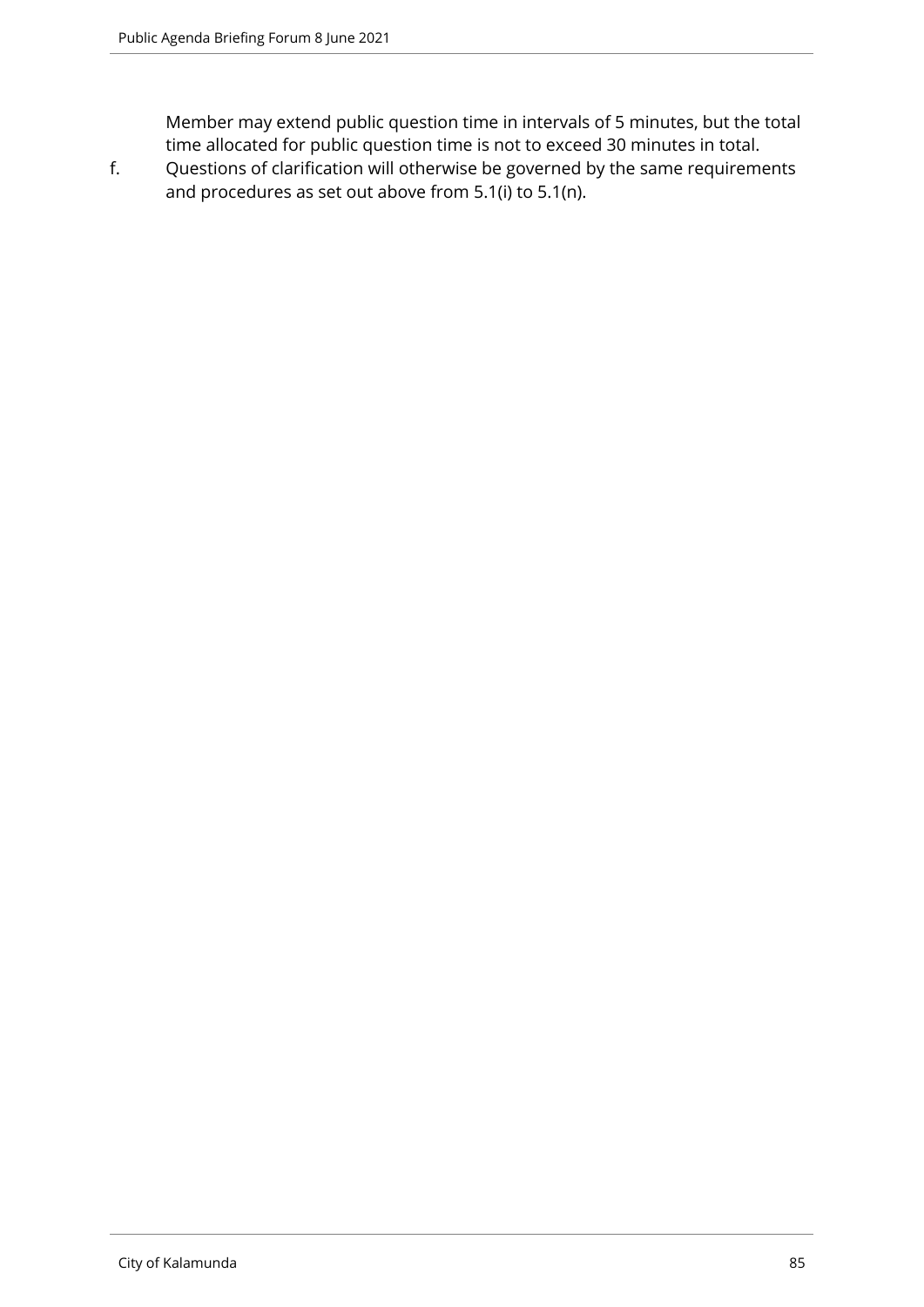Member may extend public question time in intervals of 5 minutes, but the total time allocated for public question time is not to exceed 30 minutes in total.

f. Questions of clarification will otherwise be governed by the same requirements and procedures as set out above from 5.1(i) to 5.1(n).